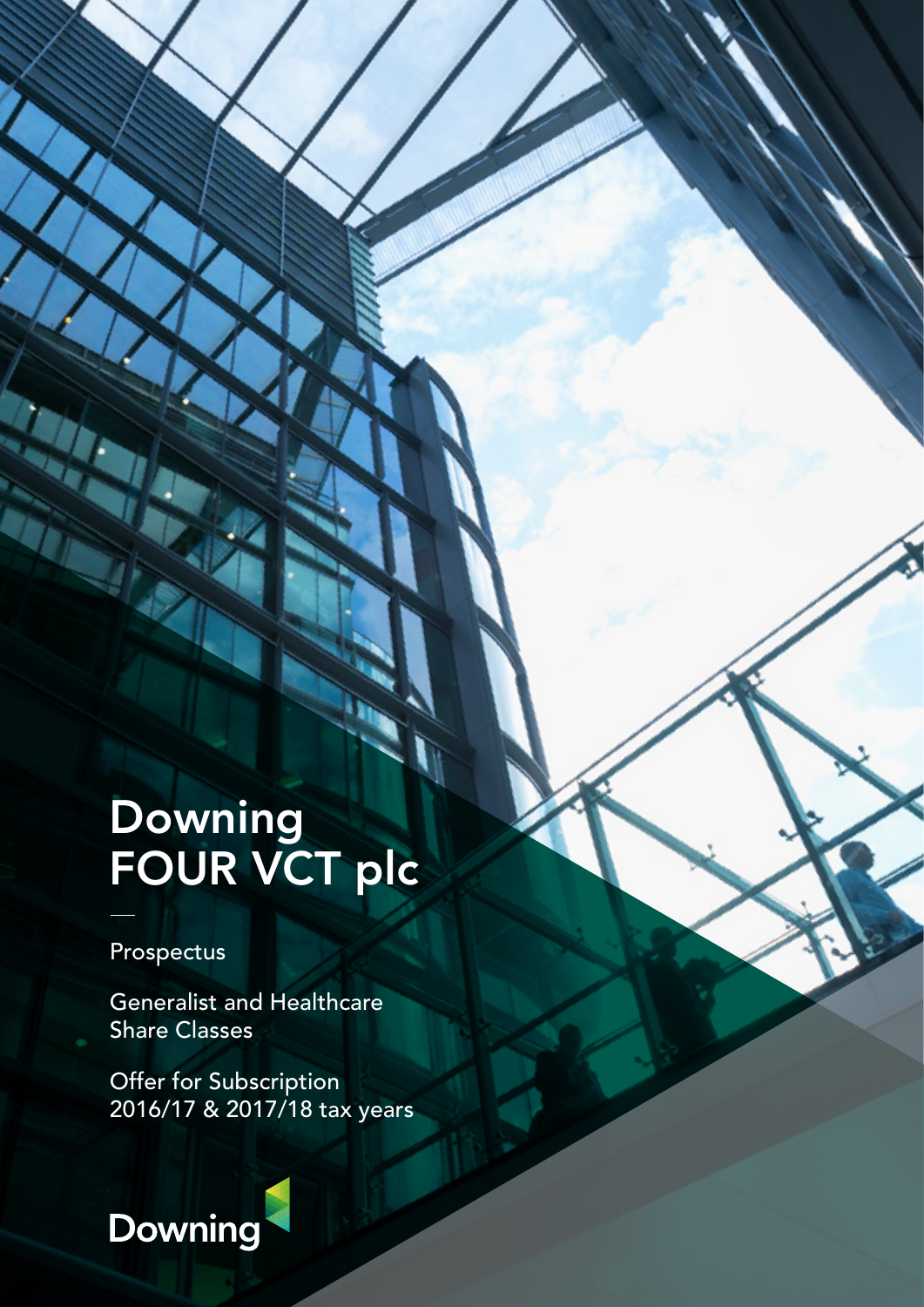# Downing FOUR VCT plc

Prospectus

Generalist and Healthcare Share Classes

Offer for Subscription 2016/17 & 2017/18 tax years

Downing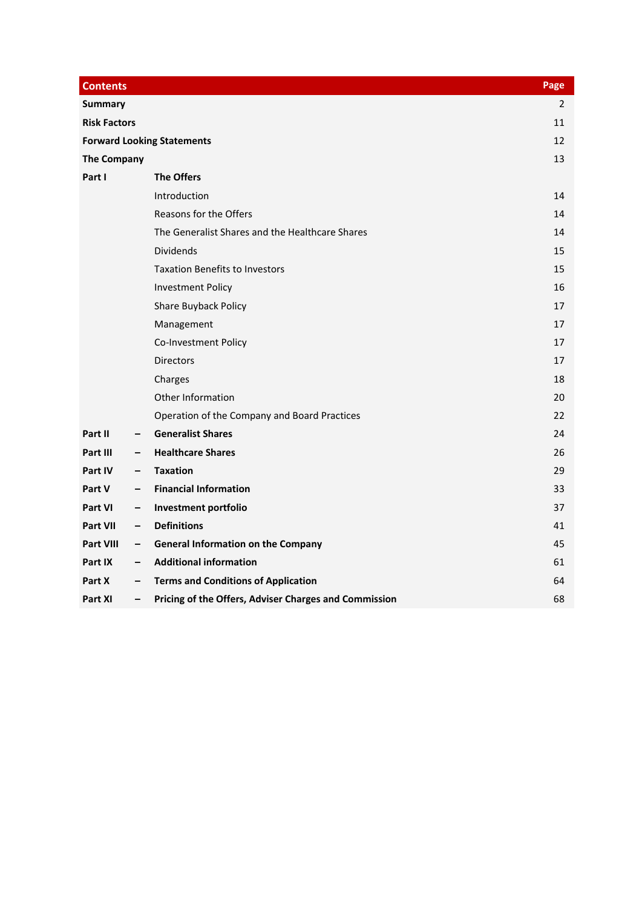| Contents | | | Page |
|---|---|---|---|
| **Summary** | | | 2 |
| **Risk Factors** | | | 11 |
| **Forward Looking Statements** | | | 12 |
| **The Company** | | | 13 |
| **Part I** | | **The Offers** | |
| | | Introduction | 14 |
| | | Reasons for the Offers | 14 |
| | | The Generalist Shares and the Healthcare Shares | 14 |
| | | Dividends | 15 |
| | | Taxation Benefits to Investors | 15 |
| | | Investment Policy | 16 |
| | | Share Buyback Policy | 17 |
| | | Management | 17 |
| | | Co-Investment Policy | 17 |
| | | Directors | 17 |
| | | Charges | 18 |
| | | Other Information | 20 |
| | | Operation of the Company and Board Practices | 22 |
| **Part II** | – | **Generalist Shares** | 24 |
| **Part III** | – | **Healthcare Shares** | 26 |
| **Part IV** | – | **Taxation** | 29 |
| **Part V** | – | **Financial Information** | 33 |
| **Part VI** | – | **Investment portfolio** | 37 |
| **Part VII** | – | **Definitions** | 41 |
| **Part VIII** | – | **General Information on the Company** | 45 |
| **Part IX** | – | **Additional information** | 61 |
| **Part X** | – | **Terms and Conditions of Application** | 64 |
| **Part XI** | – | **Pricing of the Offers, Adviser Charges and Commission** | 68 |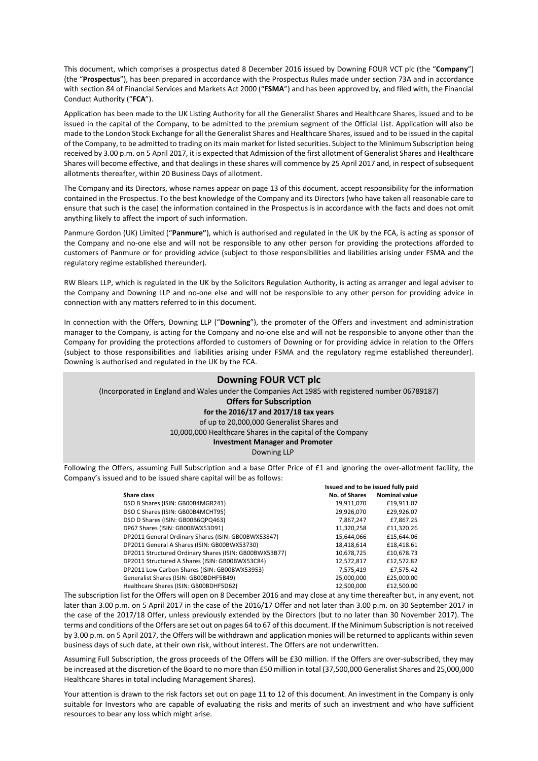This document, which comprises a prospectus dated 8 December 2016 issued by Downing FOUR VCT plc (the "**Company**") (the "**Prospectus**"), has been prepared in accordance with the Prospectus Rules made under section 73A and in accordance with section 84 of Financial Services and Markets Act 2000 ("**FSMA**") and has been approved by, and filed with, the Financial Conduct Authority ("**FCA**").

Application has been made to the UK Listing Authority for all the Generalist Shares and Healthcare Shares, issued and to be issued in the capital of the Company, to be admitted to the premium segment of the Official List. Application will also be made to the London Stock Exchange for all the Generalist Shares and Healthcare Shares, issued and to be issued in the capital of the Company, to be admitted to trading on its main market for listed securities. Subject to the Minimum Subscription being received by 3.00 p.m. on 5 April 2017, it is expected that Admission of the first allotment of Generalist Shares and Healthcare Shares will become effective, and that dealings in these shares will commence by 25 April 2017 and, in respect of subsequent allotments thereafter, within 20 Business Days of allotment.

The Company and its Directors, whose names appear on page 13 of this document, accept responsibility for the information contained in the Prospectus. To the best knowledge of the Company and its Directors (who have taken all reasonable care to ensure that such is the case) the information contained in the Prospectus is in accordance with the facts and does not omit anything likely to affect the import of such information.

Panmure Gordon (UK) Limited ("**Panmure"**), which is authorised and regulated in the UK by the FCA, is acting as sponsor of the Company and no-one else and will not be responsible to any other person for providing the protections afforded to customers of Panmure or for providing advice (subject to those responsibilities and liabilities arising under FSMA and the regulatory regime established thereunder).

RW Blears LLP, which is regulated in the UK by the Solicitors Regulation Authority, is acting as arranger and legal adviser to the Company and Downing LLP and no-one else and will not be responsible to any other person for providing advice in connection with any matters referred to in this document.

In connection with the Offers, Downing LLP ("**Downing**"), the promoter of the Offers and investment and administration manager to the Company, is acting for the Company and no-one else and will not be responsible to anyone other than the Company for providing the protections afforded to customers of Downing or for providing advice in relation to the Offers (subject to those responsibilities and liabilities arising under FSMA and the regulatory regime established thereunder). Downing is authorised and regulated in the UK by the FCA.

# Downing FOUR VCT plc

(Incorporated in England and Wales under the Companies Act 1985 with registered number 06789187)

**Offers for Subscription**

**for the 2016/17 and 2017/18 tax years**

of up to 20,000,000 Generalist Shares and

10,000,000 Healthcare Shares in the capital of the Company

**Investment Manager and Promoter**

Downing LLP

Following the Offers, assuming Full Subscription and a base Offer Price of £1 and ignoring the over-allotment facility, the Company's issued and to be issued share capital will be as follows:

| | Issued and to be issued fully paid | |
|---|---|---|
| **Share class** | **No. of Shares** | **Nominal value** |
| DSO B Shares (ISIN: GB00B4MGR241) | 19,911,070 | £19,911.07 |
| DSO C Shares (ISIN: GB00B4MCHT95) | 29,926,070 | £29,926.07 |
| DSO D Shares (ISIN: GB00B6QPQ463) | 7,867,247 | £7,867.25 |
| DP67 Shares (ISIN: GB00BWX53D91) | 11,320,258 | £11,320.26 |
| DP2011 General Ordinary Shares (ISIN: GB00BWX53847) | 15,644,066 | £15,644.06 |
| DP2011 General A Shares (ISIN: GB00BWX53730) | 18,418,614 | £18,418.61 |
| DP2011 Structured Ordinary Shares (ISIN: GB00BWX53B77) | 10,678,725 | £10,678.73 |
| DP2011 Structured A Shares (ISIN: GB00BWX53C84) | 12,572,817 | £12,572.82 |
| DP2011 Low Carbon Shares (ISIN: GB00BWX53953) | 7,575,419 | £7,575.42 |
| Generalist Shares (ISIN: GB00BDHF5B49) | 25,000,000 | £25,000.00 |
| Healthcare Shares (ISIN: GB00BDHF5D62) | 12,500,000 | £12,500.00 |

The subscription list for the Offers will open on 8 December 2016 and may close at any time thereafter but, in any event, not later than 3.00 p.m. on 5 April 2017 in the case of the 2016/17 Offer and not later than 3.00 p.m. on 30 September 2017 in the case of the 2017/18 Offer, unless previously extended by the Directors (but to no later than 30 November 2017). The terms and conditions of the Offers are set out on pages 64 to 67 of this document. If the Minimum Subscription is not received by 3.00 p.m. on 5 April 2017, the Offers will be withdrawn and application monies will be returned to applicants within seven business days of such date, at their own risk, without interest. The Offers are not underwritten.

Assuming Full Subscription, the gross proceeds of the Offers will be £30 million. If the Offers are over-subscribed, they may be increased at the discretion of the Board to no more than £50 million in total (37,500,000 Generalist Shares and 25,000,000 Healthcare Shares in total including Management Shares).

Your attention is drawn to the risk factors set out on page 11 to 12 of this document. An investment in the Company is only suitable for Investors who are capable of evaluating the risks and merits of such an investment and who have sufficient resources to bear any loss which might arise.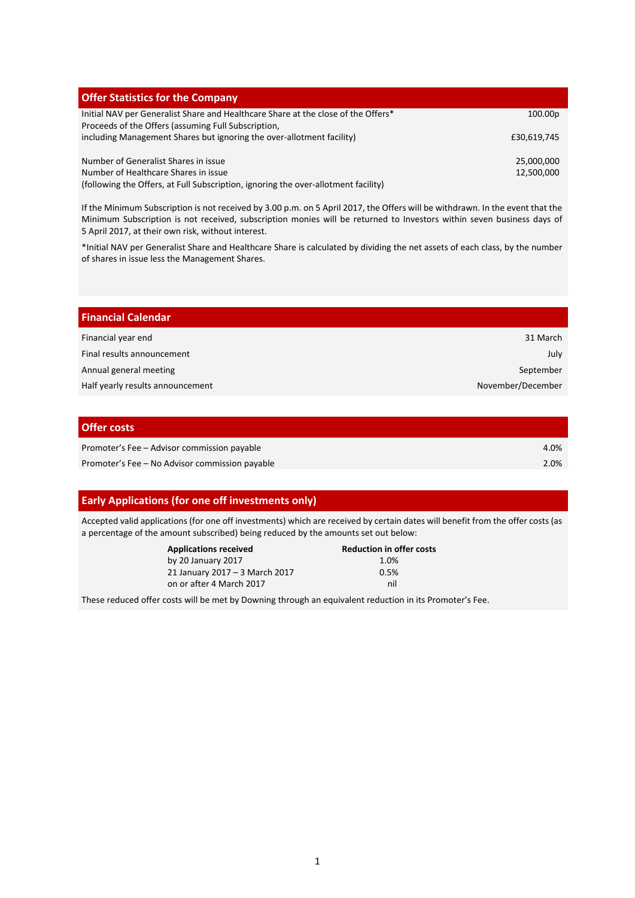## Offer Statistics for the Company

| | |
|---|---|
| Initial NAV per Generalist Share and Healthcare Share at the close of the Offers* | 100.00p |
| Proceeds of the Offers (assuming Full Subscription, including Management Shares but ignoring the over-allotment facility) | £30,619,745 |
| Number of Generalist Shares in issue | 25,000,000 |
| Number of Healthcare Shares in issue | 12,500,000 |
| (following the Offers, at Full Subscription, ignoring the over-allotment facility) | |

If the Minimum Subscription is not received by 3.00 p.m. on 5 April 2017, the Offers will be withdrawn. In the event that the Minimum Subscription is not received, subscription monies will be returned to Investors within seven business days of 5 April 2017, at their own risk, without interest.

*Initial NAV per Generalist Share and Healthcare Share is calculated by dividing the net assets of each class, by the number of shares in issue less the Management Shares.

## Financial Calendar

| | |
|---|---|
| Financial year end | 31 March |
| Final results announcement | July |
| Annual general meeting | September |
| Half yearly results announcement | November/December |

## Offer costs

| | |
|---|---|
| Promoter's Fee – Advisor commission payable | 4.0% |
| Promoter's Fee – No Advisor commission payable | 2.0% |

## Early Applications (for one off investments only)

Accepted valid applications (for one off investments) which are received by certain dates will benefit from the offer costs (as a percentage of the amount subscribed) being reduced by the amounts set out below:

| Applications received | Reduction in offer costs |
|---|---|
| by 20 January 2017 | 1.0% |
| 21 January 2017 – 3 March 2017 | 0.5% |
| on or after 4 March 2017 | nil |

These reduced offer costs will be met by Downing through an equivalent reduction in its Promoter's Fee.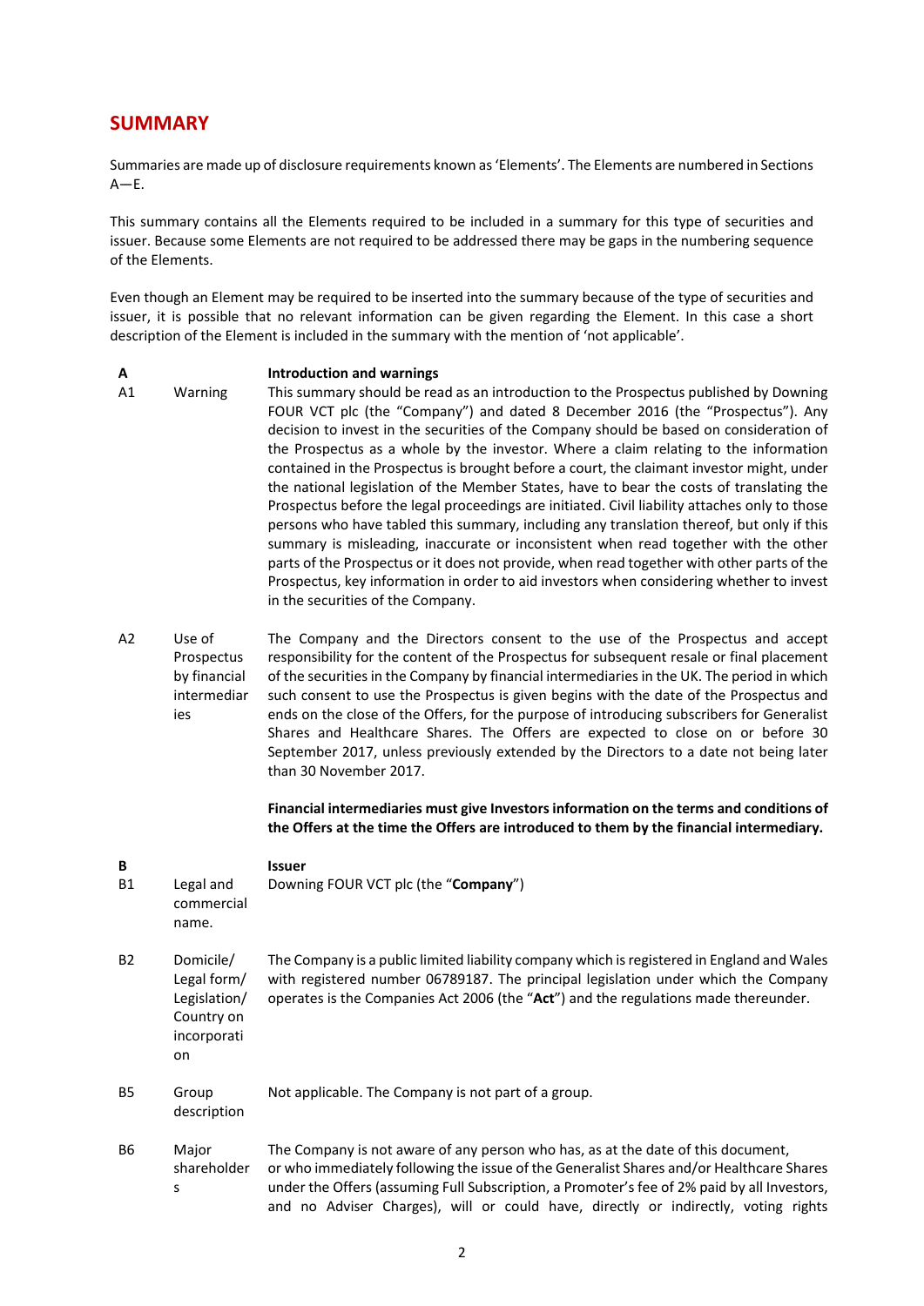# SUMMARY

Summaries are made up of disclosure requirements known as 'Elements'. The Elements are numbered in Sections A—E.

This summary contains all the Elements required to be included in a summary for this type of securities and issuer. Because some Elements are not required to be addressed there may be gaps in the numbering sequence of the Elements.

Even though an Element may be required to be inserted into the summary because of the type of securities and issuer, it is possible that no relevant information can be given regarding the Element. In this case a short description of the Element is included in the summary with the mention of 'not applicable'.

| | | |
|---|---|---|
| **A** | | **Introduction and warnings** |
| A1 | Warning | This summary should be read as an introduction to the Prospectus published by Downing FOUR VCT plc (the "Company") and dated 8 December 2016 (the "Prospectus"). Any decision to invest in the securities of the Company should be based on consideration of the Prospectus as a whole by the investor. Where a claim relating to the information contained in the Prospectus is brought before a court, the claimant investor might, under the national legislation of the Member States, have to bear the costs of translating the Prospectus before the legal proceedings are initiated. Civil liability attaches only to those persons who have tabled this summary, including any translation thereof, but only if this summary is misleading, inaccurate or inconsistent when read together with the other parts of the Prospectus or it does not provide, when read together with other parts of the Prospectus, key information in order to aid investors when considering whether to invest in the securities of the Company. |
| A2 | Use of Prospectus by financial intermediaries | The Company and the Directors consent to the use of the Prospectus and accept responsibility for the content of the Prospectus for subsequent resale or final placement of the securities in the Company by financial intermediaries in the UK. The period in which such consent to use the Prospectus is given begins with the date of the Prospectus and ends on the close of the Offers, for the purpose of introducing subscribers for Generalist Shares and Healthcare Shares. The Offers are expected to close on or before 30 September 2017, unless previously extended by the Directors to a date not being later than 30 November 2017.<br><br>**Financial intermediaries must give Investors information on the terms and conditions of the Offers at the time the Offers are introduced to them by the financial intermediary.** |
| **B** | | **Issuer** |
| B1 | Legal and commercial name. | Downing FOUR VCT plc (the "**Company**") |
| B2 | Domicile/ Legal form/ Legislation/ Country on incorporation | The Company is a public limited liability company which is registered in England and Wales with registered number 06789187. The principal legislation under which the Company operates is the Companies Act 2006 (the "**Act**") and the regulations made thereunder. |
| B5 | Group description | Not applicable. The Company is not part of a group. |
| B6 | Major shareholders | The Company is not aware of any person who has, as at the date of this document, or who immediately following the issue of the Generalist Shares and/or Healthcare Shares under the Offers (assuming Full Subscription, a Promoter's fee of 2% paid by all Investors, and no Adviser Charges), will or could have, directly or indirectly, voting rights |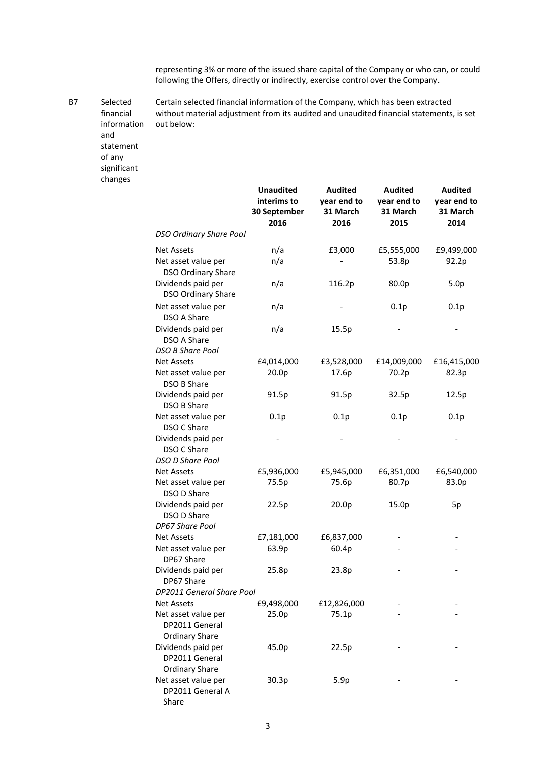representing 3% or more of the issued share capital of the Company or who can, or could following the Offers, directly or indirectly, exercise control over the Company.

B7 Selected financial information and statement of any significant changes

Certain selected financial information of the Company, which has been extracted without material adjustment from its audited and unaudited financial statements, is set out below:

| | Unaudited interims to 30 September 2016 | Audited year end to 31 March 2016 | Audited year end to 31 March 2015 | Audited year end to 31 March 2014 |
|---|---|---|---|---|
| *DSO Ordinary Share Pool* | | | | |
| Net Assets | n/a | £3,000 | £5,555,000 | £9,499,000 |
| Net asset value per DSO Ordinary Share | n/a | - | 53.8p | 92.2p |
| Dividends paid per DSO Ordinary Share | n/a | 116.2p | 80.0p | 5.0p |
| Net asset value per DSO A Share | n/a | - | 0.1p | 0.1p |
| Dividends paid per DSO A Share | n/a | 15.5p | - | - |
| *DSO B Share Pool* | | | | |
| Net Assets | £4,014,000 | £3,528,000 | £14,009,000 | £16,415,000 |
| Net asset value per DSO B Share | 20.0p | 17.6p | 70.2p | 82.3p |
| Dividends paid per DSO B Share | 91.5p | 91.5p | 32.5p | 12.5p |
| Net asset value per DSO C Share | 0.1p | 0.1p | 0.1p | 0.1p |
| Dividends paid per DSO C Share | - | - | - | - |
| *DSO D Share Pool* | | | | |
| Net Assets | £5,936,000 | £5,945,000 | £6,351,000 | £6,540,000 |
| Net asset value per DSO D Share | 75.5p | 75.6p | 80.7p | 83.0p |
| Dividends paid per DSO D Share | 22.5p | 20.0p | 15.0p | 5p |
| *DP67 Share Pool* | | | | |
| Net Assets | £7,181,000 | £6,837,000 | - | - |
| Net asset value per DP67 Share | 63.9p | 60.4p | - | - |
| Dividends paid per DP67 Share | 25.8p | 23.8p | - | - |
| *DP2011 General Share Pool* | | | | |
| Net Assets | £9,498,000 | £12,826,000 | - | - |
| Net asset value per DP2011 General Ordinary Share | 25.0p | 75.1p | - | - |
| Dividends paid per DP2011 General Ordinary Share | 45.0p | 22.5p | - | - |
| Net asset value per DP2011 General A Share | 30.3p | 5.9p | - | - |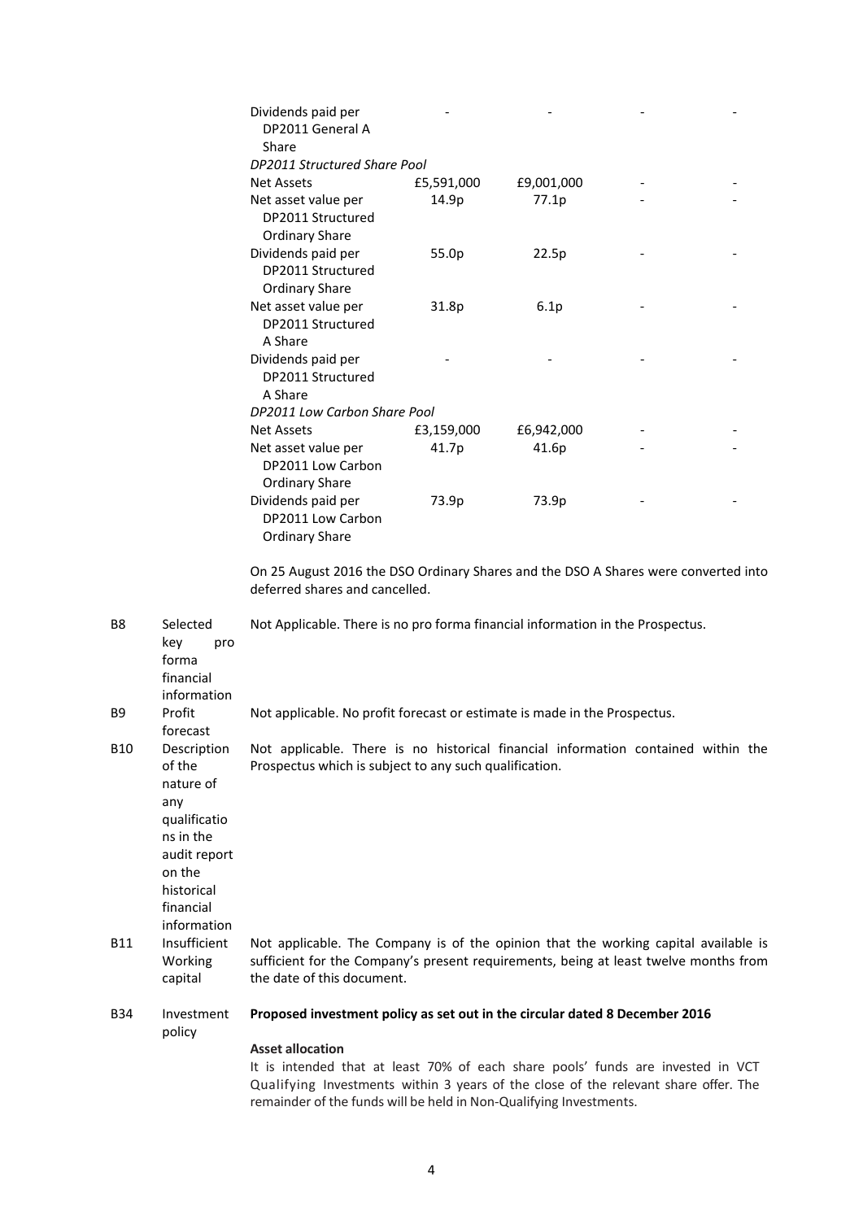| | | | | |
|---|---|---|---|---|
| Dividends paid per DP2011 General A Share | - | - | - | - |
| *DP2011 Structured Share Pool* | | | | |
| Net Assets | £5,591,000 | £9,001,000 | - | - |
| Net asset value per DP2011 Structured Ordinary Share | 14.9p | 77.1p | - | - |
| Dividends paid per DP2011 Structured Ordinary Share | 55.0p | 22.5p | - | - |
| Net asset value per DP2011 Structured A Share | 31.8p | 6.1p | - | - |
| Dividends paid per DP2011 Structured A Share | - | - | - | - |
| *DP2011 Low Carbon Share Pool* | | | | |
| Net Assets | £3,159,000 | £6,942,000 | - | - |
| Net asset value per DP2011 Low Carbon Ordinary Share | 41.7p | 41.6p | - | - |
| Dividends paid per DP2011 Low Carbon Ordinary Share | 73.9p | 73.9p | - | - |

On 25 August 2016 the DSO Ordinary Shares and the DSO A Shares were converted into deferred shares and cancelled.

| | | |
|---|---|---|
| B8 | Selected key pro forma financial information | Not Applicable. There is no pro forma financial information in the Prospectus. |
| B9 | Profit forecast | Not applicable. No profit forecast or estimate is made in the Prospectus. |
| B10 | Description of the nature of any qualifications in the audit report on the historical financial information | Not applicable. There is no historical financial information contained within the Prospectus which is subject to any such qualification. |
| B11 | Insufficient Working capital | Not applicable. The Company is of the opinion that the working capital available is sufficient for the Company's present requirements, being at least twelve months from the date of this document. |
| B34 | Investment policy | **Proposed investment policy as set out in the circular dated 8 December 2016**<br><br>**Asset allocation**<br>It is intended that at least 70% of each share pools' funds are invested in VCT Qualifying Investments within 3 years of the close of the relevant share offer. The remainder of the funds will be held in Non-Qualifying Investments. |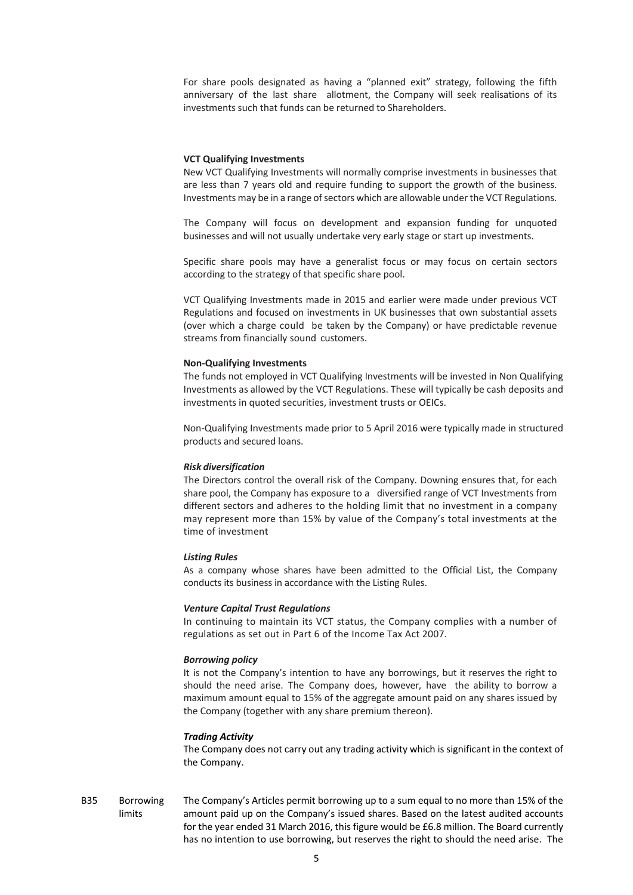For share pools designated as having a "planned exit" strategy, following the fifth anniversary of the last share allotment, the Company will seek realisations of its investments such that funds can be returned to Shareholders.

**VCT Qualifying Investments**

New VCT Qualifying Investments will normally comprise investments in businesses that are less than 7 years old and require funding to support the growth of the business. Investments may be in a range of sectors which are allowable under the VCT Regulations.

The Company will focus on development and expansion funding for unquoted businesses and will not usually undertake very early stage or start up investments.

Specific share pools may have a generalist focus or may focus on certain sectors according to the strategy of that specific share pool.

VCT Qualifying Investments made in 2015 and earlier were made under previous VCT Regulations and focused on investments in UK businesses that own substantial assets (over which a charge could be taken by the Company) or have predictable revenue streams from financially sound customers.

**Non-Qualifying Investments**

The funds not employed in VCT Qualifying Investments will be invested in Non Qualifying Investments as allowed by the VCT Regulations. These will typically be cash deposits and investments in quoted securities, investment trusts or OEICs.

Non-Qualifying Investments made prior to 5 April 2016 were typically made in structured products and secured loans.

***Risk diversification***

The Directors control the overall risk of the Company. Downing ensures that, for each share pool, the Company has exposure to a diversified range of VCT Investments from different sectors and adheres to the holding limit that no investment in a company may represent more than 15% by value of the Company's total investments at the time of investment

***Listing Rules***

As a company whose shares have been admitted to the Official List, the Company conducts its business in accordance with the Listing Rules.

***Venture Capital Trust Regulations***

In continuing to maintain its VCT status, the Company complies with a number of regulations as set out in Part 6 of the Income Tax Act 2007.

***Borrowing policy***

It is not the Company's intention to have any borrowings, but it reserves the right to should the need arise. The Company does, however, have the ability to borrow a maximum amount equal to 15% of the aggregate amount paid on any shares issued by the Company (together with any share premium thereon).

***Trading Activity***

The Company does not carry out any trading activity which is significant in the context of the Company.

| | | |
|---|---|---|
| B35 | Borrowing limits | The Company's Articles permit borrowing up to a sum equal to no more than 15% of the amount paid up on the Company's issued shares. Based on the latest audited accounts for the year ended 31 March 2016, this figure would be £6.8 million. The Board currently has no intention to use borrowing, but reserves the right to should the need arise. The |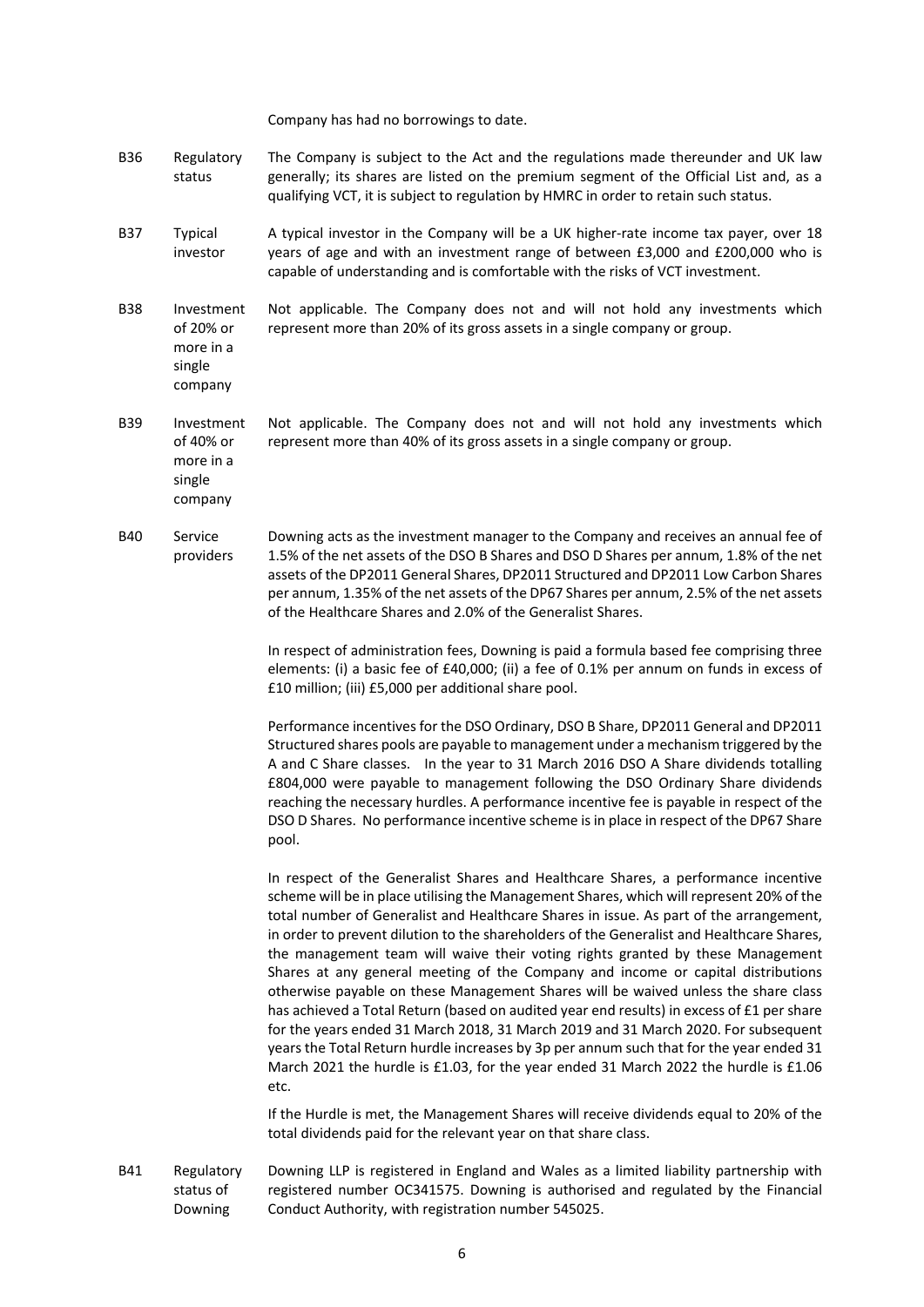Company has had no borrowings to date.

| | | |
|---|---|---|
| B36 | Regulatory status | The Company is subject to the Act and the regulations made thereunder and UK law generally; its shares are listed on the premium segment of the Official List and, as a qualifying VCT, it is subject to regulation by HMRC in order to retain such status. |
| B37 | Typical investor | A typical investor in the Company will be a UK higher-rate income tax payer, over 18 years of age and with an investment range of between £3,000 and £200,000 who is capable of understanding and is comfortable with the risks of VCT investment. |
| B38 | Investment of 20% or more in a single company | Not applicable. The Company does not and will not hold any investments which represent more than 20% of its gross assets in a single company or group. |
| B39 | Investment of 40% or more in a single company | Not applicable. The Company does not and will not hold any investments which represent more than 40% of its gross assets in a single company or group. |
| B40 | Service providers | Downing acts as the investment manager to the Company and receives an annual fee of 1.5% of the net assets of the DSO B Shares and DSO D Shares per annum, 1.8% of the net assets of the DP2011 General Shares, DP2011 Structured and DP2011 Low Carbon Shares per annum, 1.35% of the net assets of the DP67 Shares per annum, 2.5% of the net assets of the Healthcare Shares and 2.0% of the Generalist Shares.<br><br>In respect of administration fees, Downing is paid a formula based fee comprising three elements: (i) a basic fee of £40,000; (ii) a fee of 0.1% per annum on funds in excess of £10 million; (iii) £5,000 per additional share pool.<br><br>Performance incentives for the DSO Ordinary, DSO B Share, DP2011 General and DP2011 Structured shares pools are payable to management under a mechanism triggered by the A and C Share classes. In the year to 31 March 2016 DSO A Share dividends totalling £804,000 were payable to management following the DSO Ordinary Share dividends reaching the necessary hurdles. A performance incentive fee is payable in respect of the DSO D Shares. No performance incentive scheme is in place in respect of the DP67 Share pool.<br><br>In respect of the Generalist Shares and Healthcare Shares, a performance incentive scheme will be in place utilising the Management Shares, which will represent 20% of the total number of Generalist and Healthcare Shares in issue. As part of the arrangement, in order to prevent dilution to the shareholders of the Generalist and Healthcare Shares, the management team will waive their voting rights granted by these Management Shares at any general meeting of the Company and income or capital distributions otherwise payable on these Management Shares will be waived unless the share class has achieved a Total Return (based on audited year end results) in excess of £1 per share for the years ended 31 March 2018, 31 March 2019 and 31 March 2020. For subsequent years the Total Return hurdle increases by 3p per annum such that for the year ended 31 March 2021 the hurdle is £1.03, for the year ended 31 March 2022 the hurdle is £1.06 etc.<br><br>If the Hurdle is met, the Management Shares will receive dividends equal to 20% of the total dividends paid for the relevant year on that share class. |
| B41 | Regulatory status of Downing | Downing LLP is registered in England and Wales as a limited liability partnership with registered number OC341575. Downing is authorised and regulated by the Financial Conduct Authority, with registration number 545025. |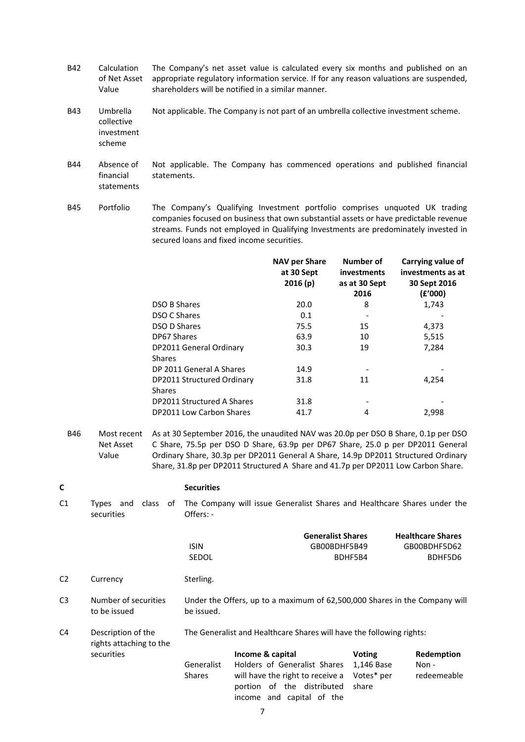| | | |
|---|---|---|
| B42 | Calculation of Net Asset Value | The Company's net asset value is calculated every six months and published on an appropriate regulatory information service. If for any reason valuations are suspended, shareholders will be notified in a similar manner. |
| B43 | Umbrella collective investment scheme | Not applicable. The Company is not part of an umbrella collective investment scheme. |
| B44 | Absence of financial statements | Not applicable. The Company has commenced operations and published financial statements. |
| B45 | Portfolio | The Company's Qualifying Investment portfolio comprises unquoted UK trading companies focused on business that own substantial assets or have predictable revenue streams. Funds not employed in Qualifying Investments are predominately invested in secured loans and fixed income securities. |

| | NAV per Share at 30 Sept 2016 (p) | Number of investments as at 30 Sept 2016 | Carrying value of investments as at 30 Sept 2016 (£'000) |
|---|---|---|---|
| DSO B Shares | 20.0 | 8 | 1,743 |
| DSO C Shares | 0.1 | - | - |
| DSO D Shares | 75.5 | 15 | 4,373 |
| DP67 Shares | 63.9 | 10 | 5,515 |
| DP2011 General Ordinary Shares | 30.3 | 19 | 7,284 |
| DP 2011 General A Shares | 14.9 | - | - |
| DP2011 Structured Ordinary Shares | 31.8 | 11 | 4,254 |
| DP2011 Structured A Shares | 31.8 | - | - |
| DP2011 Low Carbon Shares | 41.7 | 4 | 2,998 |

| | | |
|---|---|---|
| B46 | Most recent Net Asset Value | As at 30 September 2016, the unaudited NAV was 20.0p per DSO B Share, 0.1p per DSO C Share, 75.5p per DSO D Share, 63.9p per DP67 Share, 25.0 p per DP2011 General Ordinary Share, 30.3p per DP2011 General A Share, 14.9p DP2011 Structured Ordinary Share, 31.8p per DP2011 Structured A Share and 41.7p per DP2011 Low Carbon Share. |

## C Securities

| | | |
|---|---|---|
| C1 | Types and class of securities | The Company will issue Generalist Shares and Healthcare Shares under the Offers: - |

| | Generalist Shares | Healthcare Shares |
|---|---|---|
| ISIN | GB00BDHF5B49 | GB00BDHF5D62 |
| SEDOL | BDHF5B4 | BDHF5D6 |

| | | |
|---|---|---|
| C2 | Currency | Sterling. |
| C3 | Number of securities to be issued | Under the Offers, up to a maximum of 62,500,000 Shares in the Company will be issued. |
| C4 | Description of the rights attaching to the securities | The Generalist and Healthcare Shares will have the following rights: |

| | Income & capital | Voting | Redemption |
|---|---|---|---|
| Generalist Shares | Holders of Generalist Shares will have the right to receive a portion of the distributed income and capital of the | 1,146 Base Votes* per share | Non - redeemeable |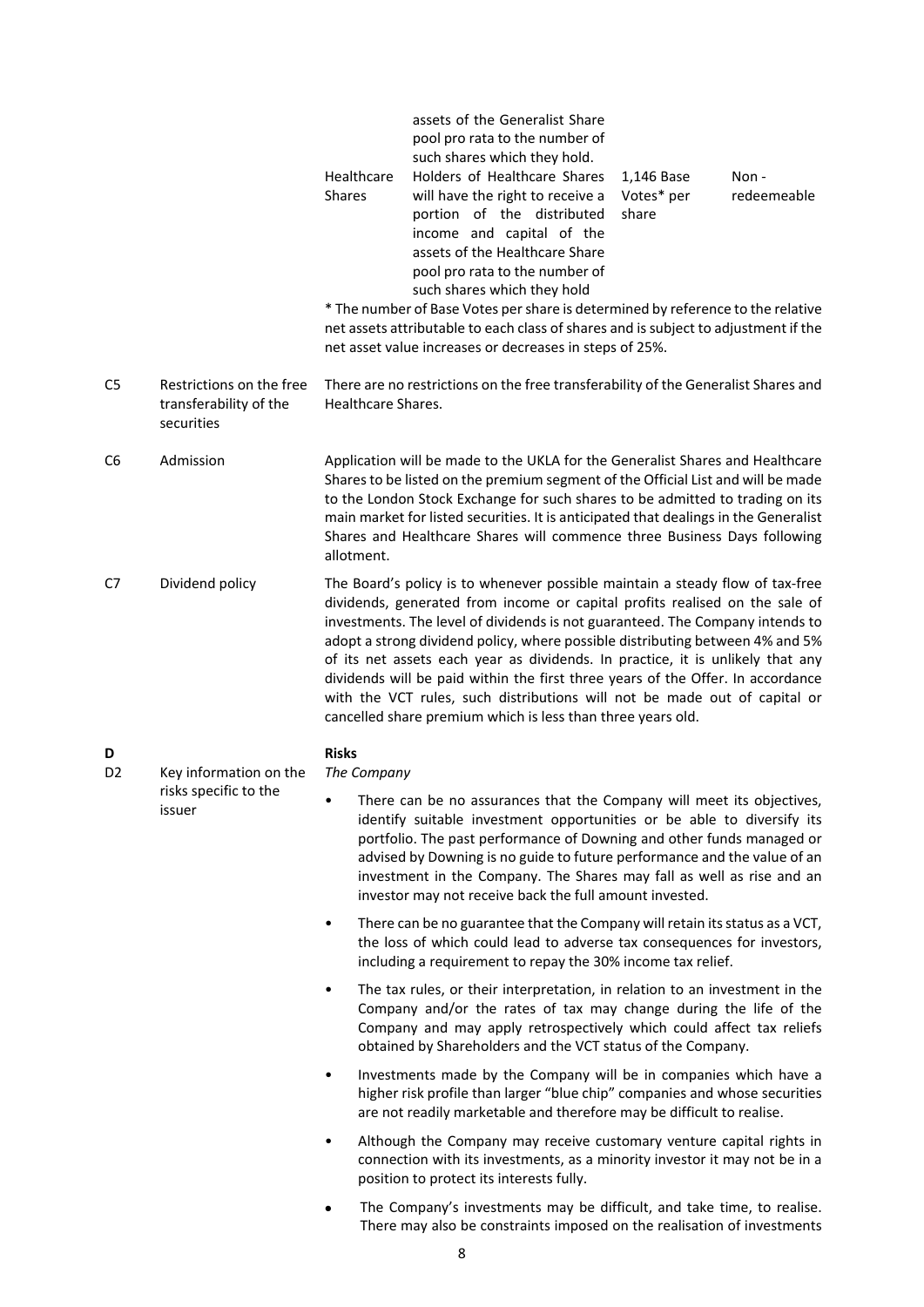| | | | | | |
|---|---|---|---|---|---|
| | | | assets of the Generalist Share pool pro rata to the number of such shares which they hold. | | |
| | | Healthcare Shares | Holders of Healthcare Shares will have the right to receive a portion of the distributed income and capital of the assets of the Healthcare Share pool pro rata to the number of such shares which they hold | 1,146 Base Votes* per share | Non - redeemeable |

\* The number of Base Votes per share is determined by reference to the relative net assets attributable to each class of shares and is subject to adjustment if the net asset value increases or decreases in steps of 25%.

| | | |
|---|---|---|
| C5 | Restrictions on the free transferability of the securities | There are no restrictions on the free transferability of the Generalist Shares and Healthcare Shares. |
| C6 | Admission | Application will be made to the UKLA for the Generalist Shares and Healthcare Shares to be listed on the premium segment of the Official List and will be made to the London Stock Exchange for such shares to be admitted to trading on its main market for listed securities. It is anticipated that dealings in the Generalist Shares and Healthcare Shares will commence three Business Days following allotment. |
| C7 | Dividend policy | The Board's policy is to whenever possible maintain a steady flow of tax-free dividends, generated from income or capital profits realised on the sale of investments. The level of dividends is not guaranteed. The Company intends to adopt a strong dividend policy, where possible distributing between 4% and 5% of its net assets each year as dividends. In practice, it is unlikely that any dividends will be paid within the first three years of the Offer. In accordance with the VCT rules, such distributions will not be made out of capital or cancelled share premium which is less than three years old. |

**D** **Risks**

**D2** Key information on the risks specific to the issuer

*The Company*

- There can be no assurances that the Company will meet its objectives, identify suitable investment opportunities or be able to diversify its portfolio. The past performance of Downing and other funds managed or advised by Downing is no guide to future performance and the value of an investment in the Company. The Shares may fall as well as rise and an investor may not receive back the full amount invested.
- There can be no guarantee that the Company will retain its status as a VCT, the loss of which could lead to adverse tax consequences for investors, including a requirement to repay the 30% income tax relief.
- The tax rules, or their interpretation, in relation to an investment in the Company and/or the rates of tax may change during the life of the Company and may apply retrospectively which could affect tax reliefs obtained by Shareholders and the VCT status of the Company.
- Investments made by the Company will be in companies which have a higher risk profile than larger "blue chip" companies and whose securities are not readily marketable and therefore may be difficult to realise.
- Although the Company may receive customary venture capital rights in connection with its investments, as a minority investor it may not be in a position to protect its interests fully.
- The Company's investments may be difficult, and take time, to realise. There may also be constraints imposed on the realisation of investments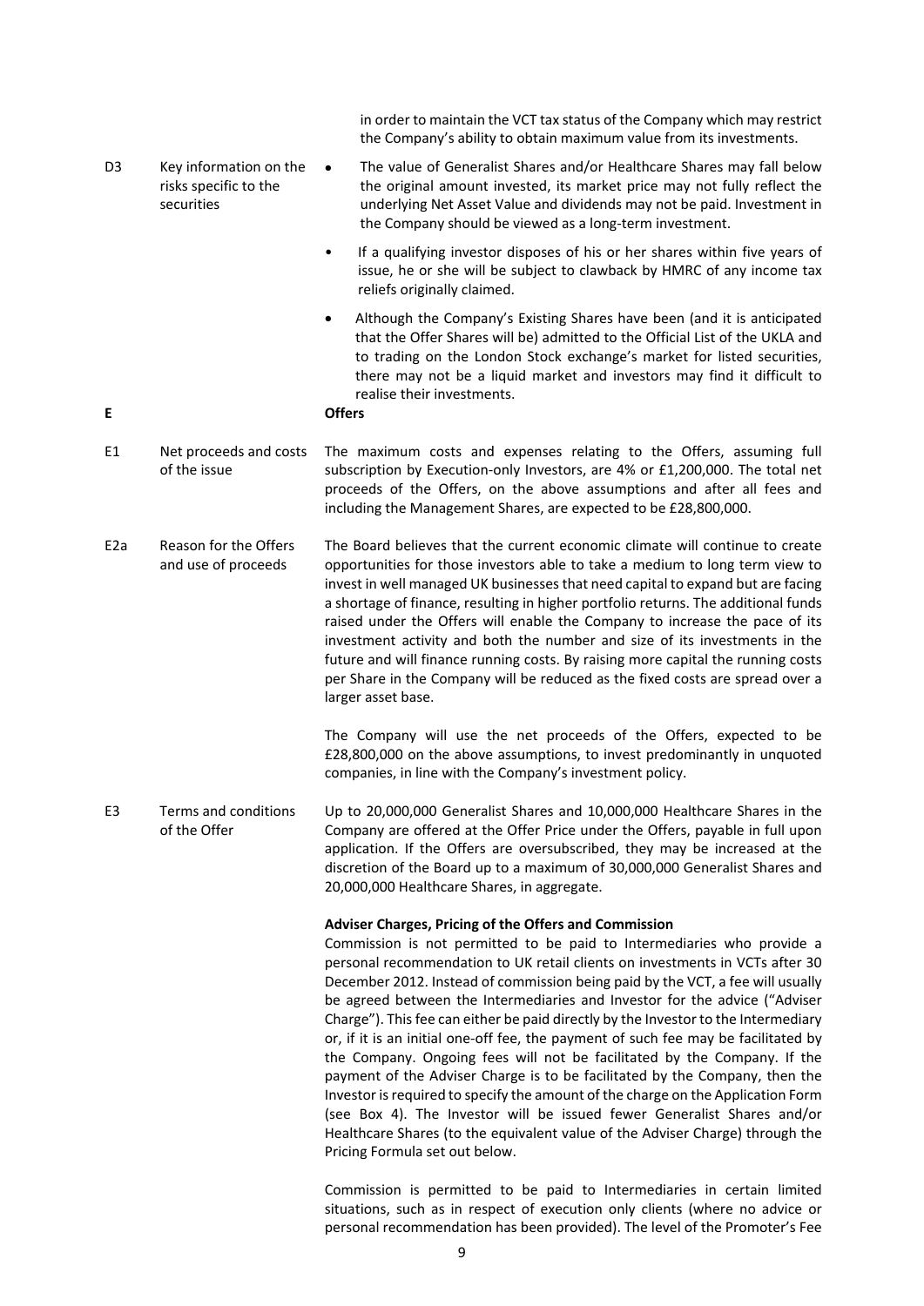| | | |
|---|---|---|
| | | in order to maintain the VCT tax status of the Company which may restrict the Company's ability to obtain maximum value from its investments. |
| D3 | Key information on the risks specific to the securities | • The value of Generalist Shares and/or Healthcare Shares may fall below the original amount invested, its market price may not fully reflect the underlying Net Asset Value and dividends may not be paid. Investment in the Company should be viewed as a long-term investment.<br>• If a qualifying investor disposes of his or her shares within five years of issue, he or she will be subject to clawback by HMRC of any income tax reliefs originally claimed.<br>• Although the Company's Existing Shares have been (and it is anticipated that the Offer Shares will be) admitted to the Official List of the UKLA and to trading on the London Stock exchange's market for listed securities, there may not be a liquid market and investors may find it difficult to realise their investments. |
| **E** | | **Offers** |
| E1 | Net proceeds and costs of the issue | The maximum costs and expenses relating to the Offers, assuming full subscription by Execution-only Investors, are 4% or £1,200,000. The total net proceeds of the Offers, on the above assumptions and after all fees and including the Management Shares, are expected to be £28,800,000. |
| E2a | Reason for the Offers and use of proceeds | The Board believes that the current economic climate will continue to create opportunities for those investors able to take a medium to long term view to invest in well managed UK businesses that need capital to expand but are facing a shortage of finance, resulting in higher portfolio returns. The additional funds raised under the Offers will enable the Company to increase the pace of its investment activity and both the number and size of its investments in the future and will finance running costs. By raising more capital the running costs per Share in the Company will be reduced as the fixed costs are spread over a larger asset base.<br><br>The Company will use the net proceeds of the Offers, expected to be £28,800,000 on the above assumptions, to invest predominantly in unquoted companies, in line with the Company's investment policy. |
| E3 | Terms and conditions of the Offer | Up to 20,000,000 Generalist Shares and 10,000,000 Healthcare Shares in the Company are offered at the Offer Price under the Offers, payable in full upon application. If the Offers are oversubscribed, they may be increased at the discretion of the Board up to a maximum of 30,000,000 Generalist Shares and 20,000,000 Healthcare Shares, in aggregate.<br><br>**Adviser Charges, Pricing of the Offers and Commission**<br>Commission is not permitted to be paid to Intermediaries who provide a personal recommendation to UK retail clients on investments in VCTs after 30 December 2012. Instead of commission being paid by the VCT, a fee will usually be agreed between the Intermediaries and Investor for the advice ("Adviser Charge"). This fee can either be paid directly by the Investor to the Intermediary or, if it is an initial one-off fee, the payment of such fee may be facilitated by the Company. Ongoing fees will not be facilitated by the Company. If the payment of the Adviser Charge is to be facilitated by the Company, then the Investor is required to specify the amount of the charge on the Application Form (see Box 4). The Investor will be issued fewer Generalist Shares and/or Healthcare Shares (to the equivalent value of the Adviser Charge) through the Pricing Formula set out below.<br><br>Commission is permitted to be paid to Intermediaries in certain limited situations, such as in respect of execution only clients (where no advice or personal recommendation has been provided). The level of the Promoter's Fee |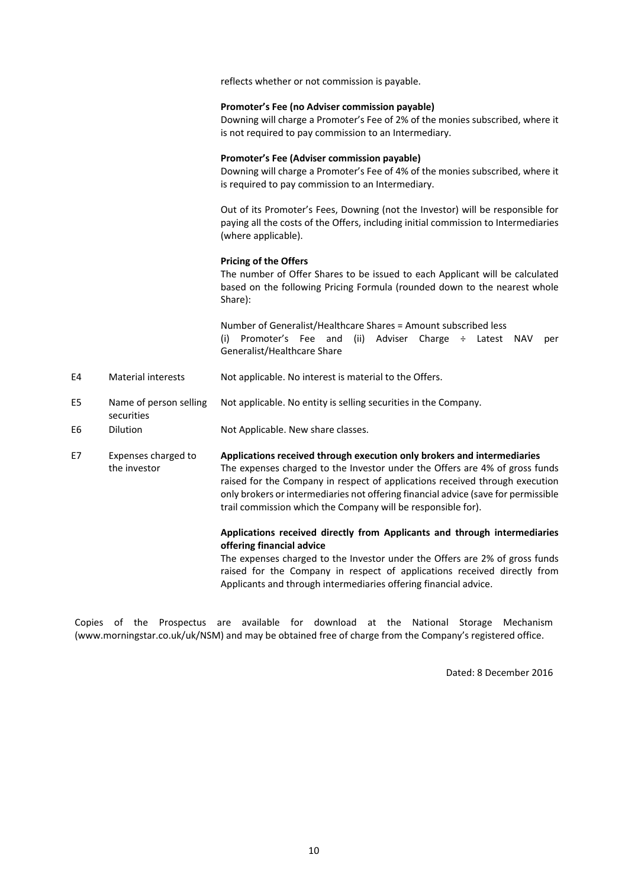|  |  | reflects whether or not commission is payable.<br><br>**Promoter's Fee (no Adviser commission payable)**<br>Downing will charge a Promoter's Fee of 2% of the monies subscribed, where it is not required to pay commission to an Intermediary.<br><br>**Promoter's Fee (Adviser commission payable)**<br>Downing will charge a Promoter's Fee of 4% of the monies subscribed, where it is required to pay commission to an Intermediary.<br><br>Out of its Promoter's Fees, Downing (not the Investor) will be responsible for paying all the costs of the Offers, including initial commission to Intermediaries (where applicable).<br><br>**Pricing of the Offers**<br>The number of Offer Shares to be issued to each Applicant will be calculated based on the following Pricing Formula (rounded down to the nearest whole Share):<br><br>Number of Generalist/Healthcare Shares = Amount subscribed less (i) Promoter's Fee and (ii) Adviser Charge ÷ Latest NAV per Generalist/Healthcare Share |
|---|---|---|
| E4 | Material interests | Not applicable. No interest is material to the Offers. |
| E5 | Name of person selling securities | Not applicable. No entity is selling securities in the Company. |
| E6 | Dilution | Not Applicable. New share classes. |
| E7 | Expenses charged to the investor | **Applications received through execution only brokers and intermediaries**<br>The expenses charged to the Investor under the Offers are 4% of gross funds raised for the Company in respect of applications received through execution only brokers or intermediaries not offering financial advice (save for permissible trail commission which the Company will be responsible for).<br><br>**Applications received directly from Applicants and through intermediaries offering financial advice**<br>The expenses charged to the Investor under the Offers are 2% of gross funds raised for the Company in respect of applications received directly from Applicants and through intermediaries offering financial advice. |

Copies of the Prospectus are available for download at the National Storage Mechanism (www.morningstar.co.uk/uk/NSM) and may be obtained free of charge from the Company's registered office.

Dated: 8 December 2016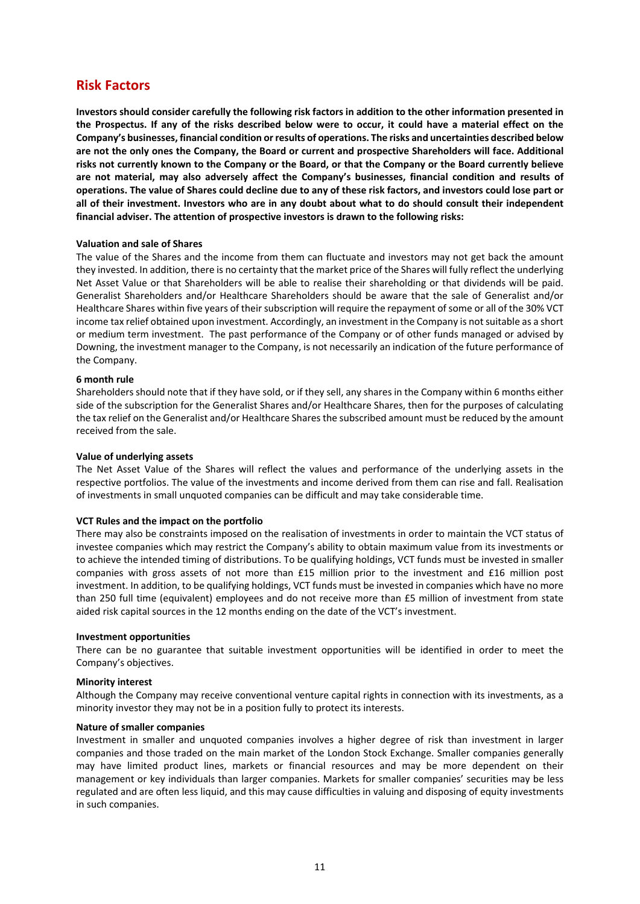## Risk Factors

**Investors should consider carefully the following risk factors in addition to the other information presented in the Prospectus. If any of the risks described below were to occur, it could have a material effect on the Company's businesses, financial condition or results of operations. The risks and uncertainties described below are not the only ones the Company, the Board or current and prospective Shareholders will face. Additional risks not currently known to the Company or the Board, or that the Company or the Board currently believe are not material, may also adversely affect the Company's businesses, financial condition and results of operations. The value of Shares could decline due to any of these risk factors, and investors could lose part or all of their investment. Investors who are in any doubt about what to do should consult their independent financial adviser. The attention of prospective investors is drawn to the following risks:**

**Valuation and sale of Shares**

The value of the Shares and the income from them can fluctuate and investors may not get back the amount they invested. In addition, there is no certainty that the market price of the Shares will fully reflect the underlying Net Asset Value or that Shareholders will be able to realise their shareholding or that dividends will be paid. Generalist Shareholders and/or Healthcare Shareholders should be aware that the sale of Generalist and/or Healthcare Shares within five years of their subscription will require the repayment of some or all of the 30% VCT income tax relief obtained upon investment. Accordingly, an investment in the Company is not suitable as a short or medium term investment. The past performance of the Company or of other funds managed or advised by Downing, the investment manager to the Company, is not necessarily an indication of the future performance of the Company.

**6 month rule**

Shareholders should note that if they have sold, or if they sell, any shares in the Company within 6 months either side of the subscription for the Generalist Shares and/or Healthcare Shares, then for the purposes of calculating the tax relief on the Generalist and/or Healthcare Shares the subscribed amount must be reduced by the amount received from the sale.

**Value of underlying assets**

The Net Asset Value of the Shares will reflect the values and performance of the underlying assets in the respective portfolios. The value of the investments and income derived from them can rise and fall. Realisation of investments in small unquoted companies can be difficult and may take considerable time.

**VCT Rules and the impact on the portfolio**

There may also be constraints imposed on the realisation of investments in order to maintain the VCT status of investee companies which may restrict the Company's ability to obtain maximum value from its investments or to achieve the intended timing of distributions. To be qualifying holdings, VCT funds must be invested in smaller companies with gross assets of not more than £15 million prior to the investment and £16 million post investment. In addition, to be qualifying holdings, VCT funds must be invested in companies which have no more than 250 full time (equivalent) employees and do not receive more than £5 million of investment from state aided risk capital sources in the 12 months ending on the date of the VCT's investment.

**Investment opportunities**

There can be no guarantee that suitable investment opportunities will be identified in order to meet the Company's objectives.

**Minority interest**

Although the Company may receive conventional venture capital rights in connection with its investments, as a minority investor they may not be in a position fully to protect its interests.

**Nature of smaller companies**

Investment in smaller and unquoted companies involves a higher degree of risk than investment in larger companies and those traded on the main market of the London Stock Exchange. Smaller companies generally may have limited product lines, markets or financial resources and may be more dependent on their management or key individuals than larger companies. Markets for smaller companies' securities may be less regulated and are often less liquid, and this may cause difficulties in valuing and disposing of equity investments in such companies.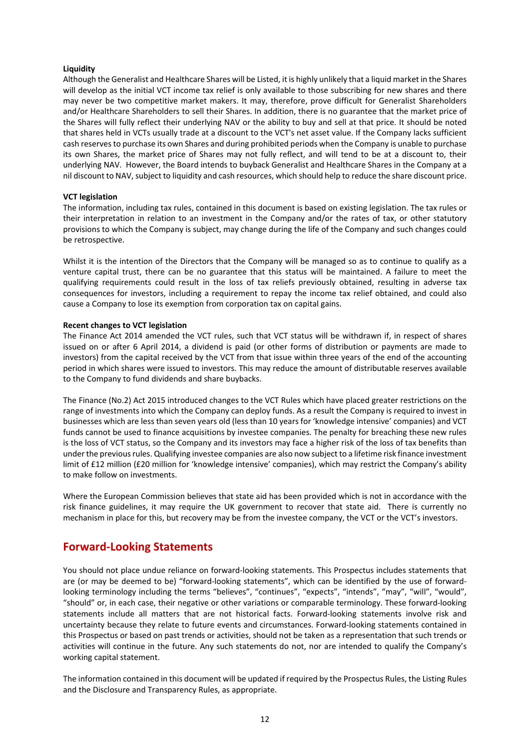**Liquidity**

Although the Generalist and Healthcare Shares will be Listed, it is highly unlikely that a liquid market in the Shares will develop as the initial VCT income tax relief is only available to those subscribing for new shares and there may never be two competitive market makers. It may, therefore, prove difficult for Generalist Shareholders and/or Healthcare Shareholders to sell their Shares. In addition, there is no guarantee that the market price of the Shares will fully reflect their underlying NAV or the ability to buy and sell at that price. It should be noted that shares held in VCTs usually trade at a discount to the VCT's net asset value. If the Company lacks sufficient cash reserves to purchase its own Shares and during prohibited periods when the Company is unable to purchase its own Shares, the market price of Shares may not fully reflect, and will tend to be at a discount to, their underlying NAV. However, the Board intends to buyback Generalist and Healthcare Shares in the Company at a nil discount to NAV, subject to liquidity and cash resources, which should help to reduce the share discount price.

**VCT legislation**

The information, including tax rules, contained in this document is based on existing legislation. The tax rules or their interpretation in relation to an investment in the Company and/or the rates of tax, or other statutory provisions to which the Company is subject, may change during the life of the Company and such changes could be retrospective.

Whilst it is the intention of the Directors that the Company will be managed so as to continue to qualify as a venture capital trust, there can be no guarantee that this status will be maintained. A failure to meet the qualifying requirements could result in the loss of tax reliefs previously obtained, resulting in adverse tax consequences for investors, including a requirement to repay the income tax relief obtained, and could also cause a Company to lose its exemption from corporation tax on capital gains.

**Recent changes to VCT legislation**

The Finance Act 2014 amended the VCT rules, such that VCT status will be withdrawn if, in respect of shares issued on or after 6 April 2014, a dividend is paid (or other forms of distribution or payments are made to investors) from the capital received by the VCT from that issue within three years of the end of the accounting period in which shares were issued to investors. This may reduce the amount of distributable reserves available to the Company to fund dividends and share buybacks.

The Finance (No.2) Act 2015 introduced changes to the VCT Rules which have placed greater restrictions on the range of investments into which the Company can deploy funds. As a result the Company is required to invest in businesses which are less than seven years old (less than 10 years for 'knowledge intensive' companies) and VCT funds cannot be used to finance acquisitions by investee companies. The penalty for breaching these new rules is the loss of VCT status, so the Company and its investors may face a higher risk of the loss of tax benefits than under the previous rules. Qualifying investee companies are also now subject to a lifetime risk finance investment limit of £12 million (£20 million for 'knowledge intensive' companies), which may restrict the Company's ability to make follow on investments.

Where the European Commission believes that state aid has been provided which is not in accordance with the risk finance guidelines, it may require the UK government to recover that state aid. There is currently no mechanism in place for this, but recovery may be from the investee company, the VCT or the VCT's investors.

## Forward-Looking Statements

You should not place undue reliance on forward-looking statements. This Prospectus includes statements that are (or may be deemed to be) "forward-looking statements", which can be identified by the use of forward-looking terminology including the terms "believes", "continues", "expects", "intends", "may", "will", "would", "should" or, in each case, their negative or other variations or comparable terminology. These forward-looking statements include all matters that are not historical facts. Forward-looking statements involve risk and uncertainty because they relate to future events and circumstances. Forward-looking statements contained in this Prospectus or based on past trends or activities, should not be taken as a representation that such trends or activities will continue in the future. Any such statements do not, nor are intended to qualify the Company's working capital statement.

The information contained in this document will be updated if required by the Prospectus Rules, the Listing Rules and the Disclosure and Transparency Rules, as appropriate.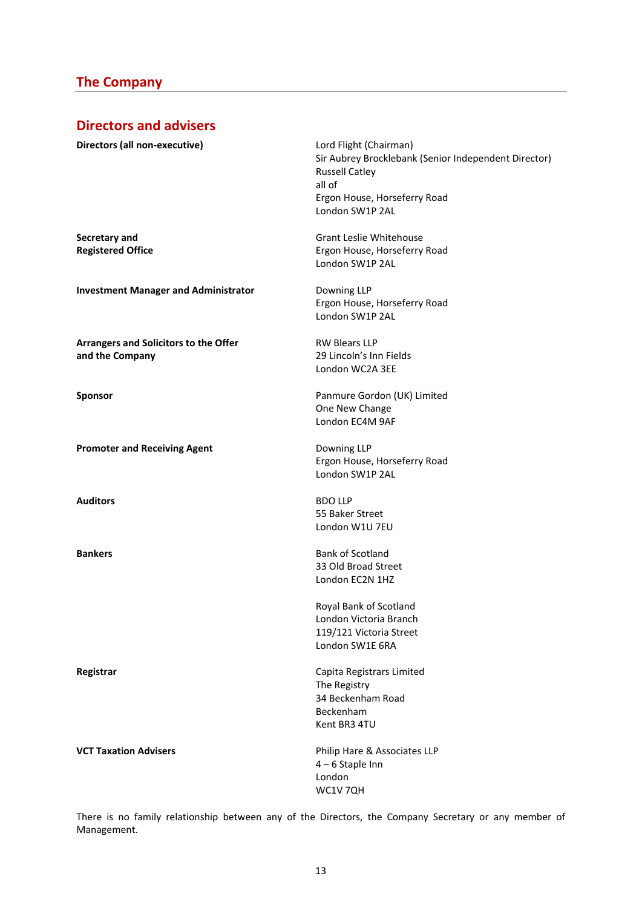# The Company

## Directors and advisers

| | |
|---|---|
| **Directors (all non-executive)** | Lord Flight (Chairman)<br>Sir Aubrey Brocklebank (Senior Independent Director)<br>Russell Catley<br>all of<br>Ergon House, Horseferry Road<br>London SW1P 2AL |
| **Secretary and Registered Office** | Grant Leslie Whitehouse<br>Ergon House, Horseferry Road<br>London SW1P 2AL |
| **Investment Manager and Administrator** | Downing LLP<br>Ergon House, Horseferry Road<br>London SW1P 2AL |
| **Arrangers and Solicitors to the Offer and the Company** | RW Blears LLP<br>29 Lincoln's Inn Fields<br>London WC2A 3EE |
| **Sponsor** | Panmure Gordon (UK) Limited<br>One New Change<br>London EC4M 9AF |
| **Promoter and Receiving Agent** | Downing LLP<br>Ergon House, Horseferry Road<br>London SW1P 2AL |
| **Auditors** | BDO LLP<br>55 Baker Street<br>London W1U 7EU |
| **Bankers** | Bank of Scotland<br>33 Old Broad Street<br>London EC2N 1HZ<br><br>Royal Bank of Scotland<br>London Victoria Branch<br>119/121 Victoria Street<br>London SW1E 6RA |
| **Registrar** | Capita Registrars Limited<br>The Registry<br>34 Beckenham Road<br>Beckenham<br>Kent BR3 4TU |
| **VCT Taxation Advisers** | Philip Hare & Associates LLP<br>4 – 6 Staple Inn<br>London<br>WC1V 7QH |

There is no family relationship between any of the Directors, the Company Secretary or any member of Management.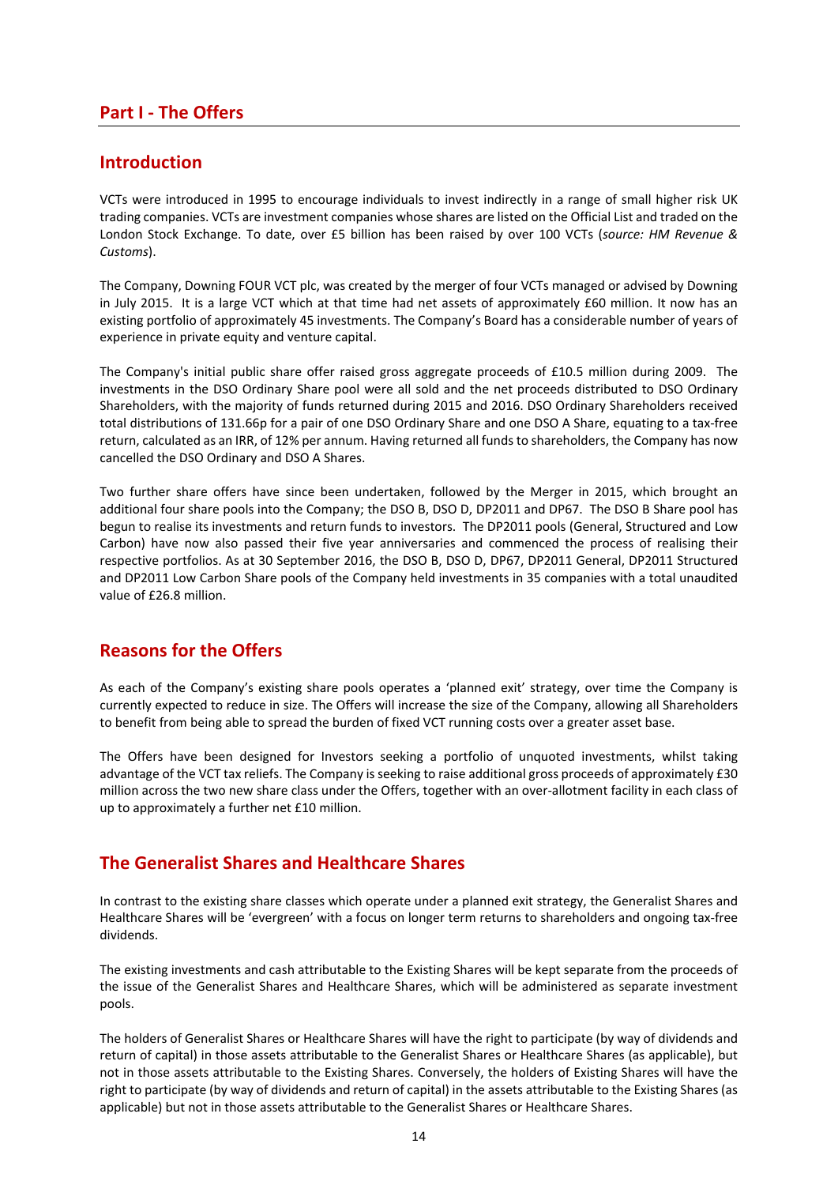# Part I - The Offers

## Introduction

VCTs were introduced in 1995 to encourage individuals to invest indirectly in a range of small higher risk UK trading companies. VCTs are investment companies whose shares are listed on the Official List and traded on the London Stock Exchange. To date, over £5 billion has been raised by over 100 VCTs (*source: HM Revenue & Customs*).

The Company, Downing FOUR VCT plc, was created by the merger of four VCTs managed or advised by Downing in July 2015. It is a large VCT which at that time had net assets of approximately £60 million. It now has an existing portfolio of approximately 45 investments. The Company's Board has a considerable number of years of experience in private equity and venture capital.

The Company's initial public share offer raised gross aggregate proceeds of £10.5 million during 2009. The investments in the DSO Ordinary Share pool were all sold and the net proceeds distributed to DSO Ordinary Shareholders, with the majority of funds returned during 2015 and 2016. DSO Ordinary Shareholders received total distributions of 131.66p for a pair of one DSO Ordinary Share and one DSO A Share, equating to a tax-free return, calculated as an IRR, of 12% per annum. Having returned all funds to shareholders, the Company has now cancelled the DSO Ordinary and DSO A Shares.

Two further share offers have since been undertaken, followed by the Merger in 2015, which brought an additional four share pools into the Company; the DSO B, DSO D, DP2011 and DP67. The DSO B Share pool has begun to realise its investments and return funds to investors. The DP2011 pools (General, Structured and Low Carbon) have now also passed their five year anniversaries and commenced the process of realising their respective portfolios. As at 30 September 2016, the DSO B, DSO D, DP67, DP2011 General, DP2011 Structured and DP2011 Low Carbon Share pools of the Company held investments in 35 companies with a total unaudited value of £26.8 million.

## Reasons for the Offers

As each of the Company's existing share pools operates a 'planned exit' strategy, over time the Company is currently expected to reduce in size. The Offers will increase the size of the Company, allowing all Shareholders to benefit from being able to spread the burden of fixed VCT running costs over a greater asset base.

The Offers have been designed for Investors seeking a portfolio of unquoted investments, whilst taking advantage of the VCT tax reliefs. The Company is seeking to raise additional gross proceeds of approximately £30 million across the two new share class under the Offers, together with an over-allotment facility in each class of up to approximately a further net £10 million.

## The Generalist Shares and Healthcare Shares

In contrast to the existing share classes which operate under a planned exit strategy, the Generalist Shares and Healthcare Shares will be 'evergreen' with a focus on longer term returns to shareholders and ongoing tax-free dividends.

The existing investments and cash attributable to the Existing Shares will be kept separate from the proceeds of the issue of the Generalist Shares and Healthcare Shares, which will be administered as separate investment pools.

The holders of Generalist Shares or Healthcare Shares will have the right to participate (by way of dividends and return of capital) in those assets attributable to the Generalist Shares or Healthcare Shares (as applicable), but not in those assets attributable to the Existing Shares. Conversely, the holders of Existing Shares will have the right to participate (by way of dividends and return of capital) in the assets attributable to the Existing Shares (as applicable) but not in those assets attributable to the Generalist Shares or Healthcare Shares.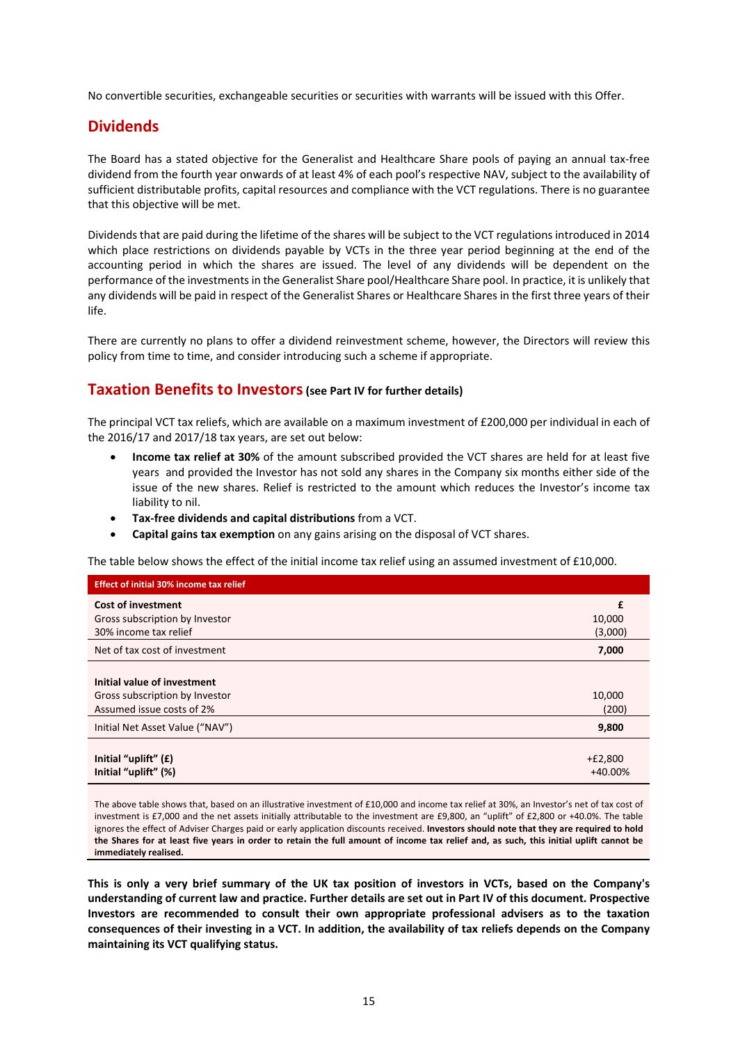No convertible securities, exchangeable securities or securities with warrants will be issued with this Offer.

## Dividends

The Board has a stated objective for the Generalist and Healthcare Share pools of paying an annual tax-free dividend from the fourth year onwards of at least 4% of each pool's respective NAV, subject to the availability of sufficient distributable profits, capital resources and compliance with the VCT regulations. There is no guarantee that this objective will be met.

Dividends that are paid during the lifetime of the shares will be subject to the VCT regulations introduced in 2014 which place restrictions on dividends payable by VCTs in the three year period beginning at the end of the accounting period in which the shares are issued. The level of any dividends will be dependent on the performance of the investments in the Generalist Share pool/Healthcare Share pool. In practice, it is unlikely that any dividends will be paid in respect of the Generalist Shares or Healthcare Shares in the first three years of their life.

There are currently no plans to offer a dividend reinvestment scheme, however, the Directors will review this policy from time to time, and consider introducing such a scheme if appropriate.

## Taxation Benefits to Investors (see Part IV for further details)

The principal VCT tax reliefs, which are available on a maximum investment of £200,000 per individual in each of the 2016/17 and 2017/18 tax years, are set out below:

- **Income tax relief at 30%** of the amount subscribed provided the VCT shares are held for at least five years and provided the Investor has not sold any shares in the Company six months either side of the issue of the new shares. Relief is restricted to the amount which reduces the Investor's income tax liability to nil.
- **Tax-free dividends and capital distributions** from a VCT.
- **Capital gains tax exemption** on any gains arising on the disposal of VCT shares.

The table below shows the effect of the initial income tax relief using an assumed investment of £10,000.

| **Effect of initial 30% income tax relief** | |
|---|---|
| **Cost of investment** | **£** |
| Gross subscription by Investor | 10,000 |
| 30% income tax relief | (3,000) |
| Net of tax cost of investment | **7,000** |
| | |
| **Initial value of investment** | |
| Gross subscription by Investor | 10,000 |
| Assumed issue costs of 2% | (200) |
| Initial Net Asset Value ("NAV") | **9,800** |
| | |
| **Initial "uplift" (£)** | +£2,800 |
| **Initial "uplift" (%)** | +40.00% |

The above table shows that, based on an illustrative investment of £10,000 and income tax relief at 30%, an Investor's net of tax cost of investment is £7,000 and the net assets initially attributable to the investment are £9,800, an "uplift" of £2,800 or +40.0%. The table ignores the effect of Adviser Charges paid or early application discounts received. **Investors should note that they are required to hold the Shares for at least five years in order to retain the full amount of income tax relief and, as such, this initial uplift cannot be immediately realised.**

**This is only a very brief summary of the UK tax position of investors in VCTs, based on the Company's understanding of current law and practice. Further details are set out in Part IV of this document. Prospective Investors are recommended to consult their own appropriate professional advisers as to the taxation consequences of their investing in a VCT. In addition, the availability of tax reliefs depends on the Company maintaining its VCT qualifying status.**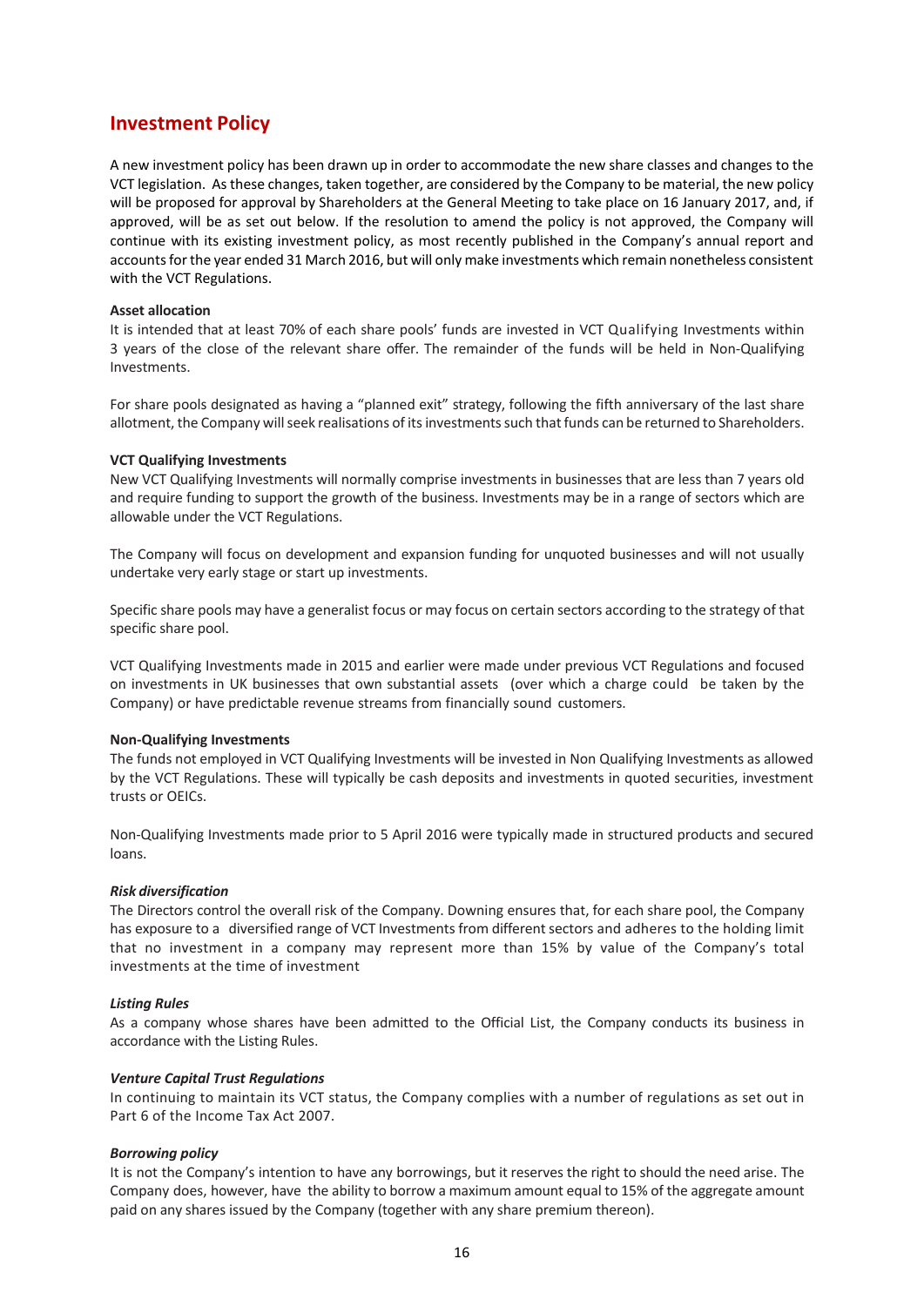## Investment Policy

A new investment policy has been drawn up in order to accommodate the new share classes and changes to the VCT legislation. As these changes, taken together, are considered by the Company to be material, the new policy will be proposed for approval by Shareholders at the General Meeting to take place on 16 January 2017, and, if approved, will be as set out below. If the resolution to amend the policy is not approved, the Company will continue with its existing investment policy, as most recently published in the Company's annual report and accounts for the year ended 31 March 2016, but will only make investments which remain nonetheless consistent with the VCT Regulations.

**Asset allocation**

It is intended that at least 70% of each share pools' funds are invested in VCT Qualifying Investments within 3 years of the close of the relevant share offer. The remainder of the funds will be held in Non-Qualifying Investments.

For share pools designated as having a "planned exit" strategy, following the fifth anniversary of the last share allotment, the Company will seek realisations of its investments such that funds can be returned to Shareholders.

**VCT Qualifying Investments**

New VCT Qualifying Investments will normally comprise investments in businesses that are less than 7 years old and require funding to support the growth of the business. Investments may be in a range of sectors which are allowable under the VCT Regulations.

The Company will focus on development and expansion funding for unquoted businesses and will not usually undertake very early stage or start up investments.

Specific share pools may have a generalist focus or may focus on certain sectors according to the strategy of that specific share pool.

VCT Qualifying Investments made in 2015 and earlier were made under previous VCT Regulations and focused on investments in UK businesses that own substantial assets (over which a charge could be taken by the Company) or have predictable revenue streams from financially sound customers.

**Non-Qualifying Investments**

The funds not employed in VCT Qualifying Investments will be invested in Non Qualifying Investments as allowed by the VCT Regulations. These will typically be cash deposits and investments in quoted securities, investment trusts or OEICs.

Non-Qualifying Investments made prior to 5 April 2016 were typically made in structured products and secured loans.

***Risk diversification***

The Directors control the overall risk of the Company. Downing ensures that, for each share pool, the Company has exposure to a diversified range of VCT Investments from different sectors and adheres to the holding limit that no investment in a company may represent more than 15% by value of the Company's total investments at the time of investment

***Listing Rules***

As a company whose shares have been admitted to the Official List, the Company conducts its business in accordance with the Listing Rules.

***Venture Capital Trust Regulations***

In continuing to maintain its VCT status, the Company complies with a number of regulations as set out in Part 6 of the Income Tax Act 2007.

***Borrowing policy***

It is not the Company's intention to have any borrowings, but it reserves the right to should the need arise. The Company does, however, have the ability to borrow a maximum amount equal to 15% of the aggregate amount paid on any shares issued by the Company (together with any share premium thereon).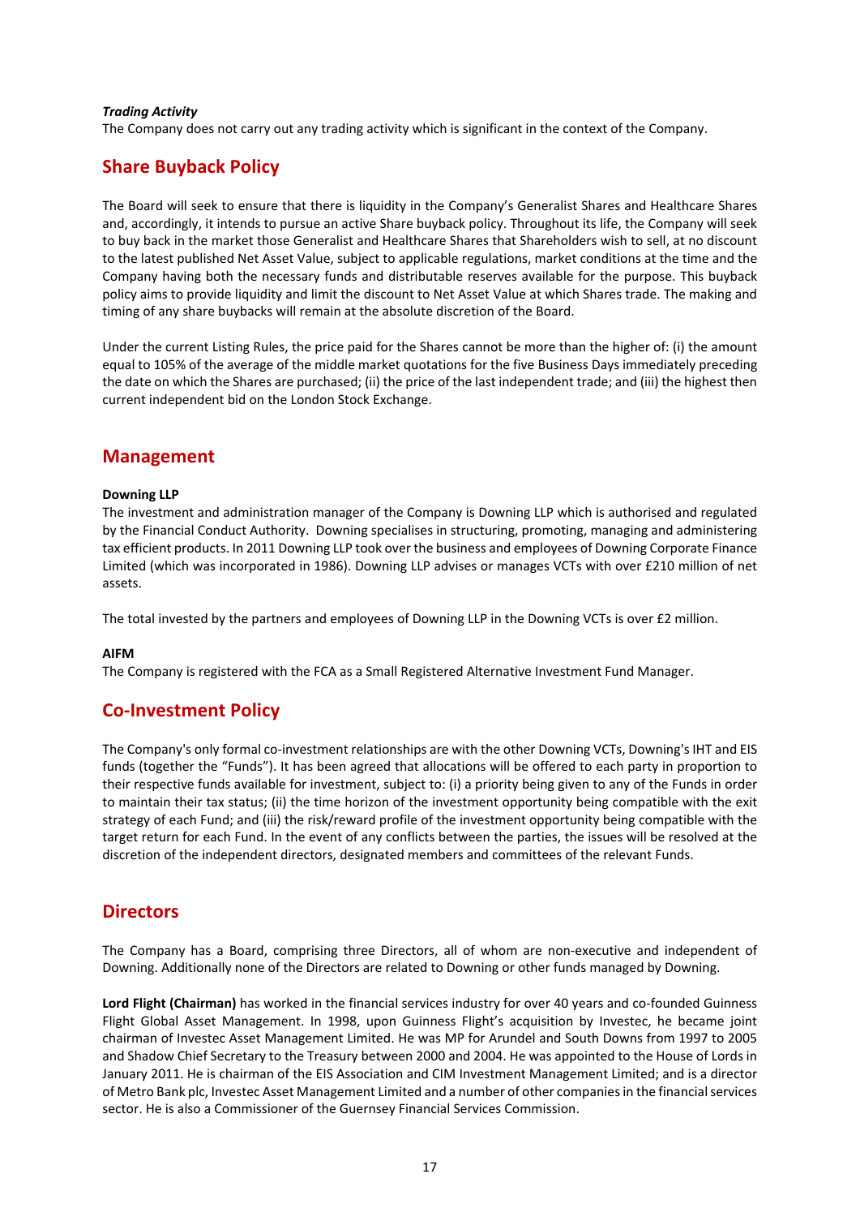***Trading Activity***
The Company does not carry out any trading activity which is significant in the context of the Company.

## Share Buyback Policy

The Board will seek to ensure that there is liquidity in the Company's Generalist Shares and Healthcare Shares and, accordingly, it intends to pursue an active Share buyback policy. Throughout its life, the Company will seek to buy back in the market those Generalist and Healthcare Shares that Shareholders wish to sell, at no discount to the latest published Net Asset Value, subject to applicable regulations, market conditions at the time and the Company having both the necessary funds and distributable reserves available for the purpose. This buyback policy aims to provide liquidity and limit the discount to Net Asset Value at which Shares trade. The making and timing of any share buybacks will remain at the absolute discretion of the Board.

Under the current Listing Rules, the price paid for the Shares cannot be more than the higher of: (i) the amount equal to 105% of the average of the middle market quotations for the five Business Days immediately preceding the date on which the Shares are purchased; (ii) the price of the last independent trade; and (iii) the highest then current independent bid on the London Stock Exchange.

## Management

**Downing LLP**
The investment and administration manager of the Company is Downing LLP which is authorised and regulated by the Financial Conduct Authority. Downing specialises in structuring, promoting, managing and administering tax efficient products. In 2011 Downing LLP took over the business and employees of Downing Corporate Finance Limited (which was incorporated in 1986). Downing LLP advises or manages VCTs with over £210 million of net assets.

The total invested by the partners and employees of Downing LLP in the Downing VCTs is over £2 million.

**AIFM**
The Company is registered with the FCA as a Small Registered Alternative Investment Fund Manager.

## Co-Investment Policy

The Company's only formal co-investment relationships are with the other Downing VCTs, Downing's IHT and EIS funds (together the "Funds"). It has been agreed that allocations will be offered to each party in proportion to their respective funds available for investment, subject to: (i) a priority being given to any of the Funds in order to maintain their tax status; (ii) the time horizon of the investment opportunity being compatible with the exit strategy of each Fund; and (iii) the risk/reward profile of the investment opportunity being compatible with the target return for each Fund. In the event of any conflicts between the parties, the issues will be resolved at the discretion of the independent directors, designated members and committees of the relevant Funds.

## Directors

The Company has a Board, comprising three Directors, all of whom are non-executive and independent of Downing. Additionally none of the Directors are related to Downing or other funds managed by Downing.

**Lord Flight (Chairman)** has worked in the financial services industry for over 40 years and co-founded Guinness Flight Global Asset Management. In 1998, upon Guinness Flight's acquisition by Investec, he became joint chairman of Investec Asset Management Limited. He was MP for Arundel and South Downs from 1997 to 2005 and Shadow Chief Secretary to the Treasury between 2000 and 2004. He was appointed to the House of Lords in January 2011. He is chairman of the EIS Association and CIM Investment Management Limited; and is a director of Metro Bank plc, Investec Asset Management Limited and a number of other companies in the financial services sector. He is also a Commissioner of the Guernsey Financial Services Commission.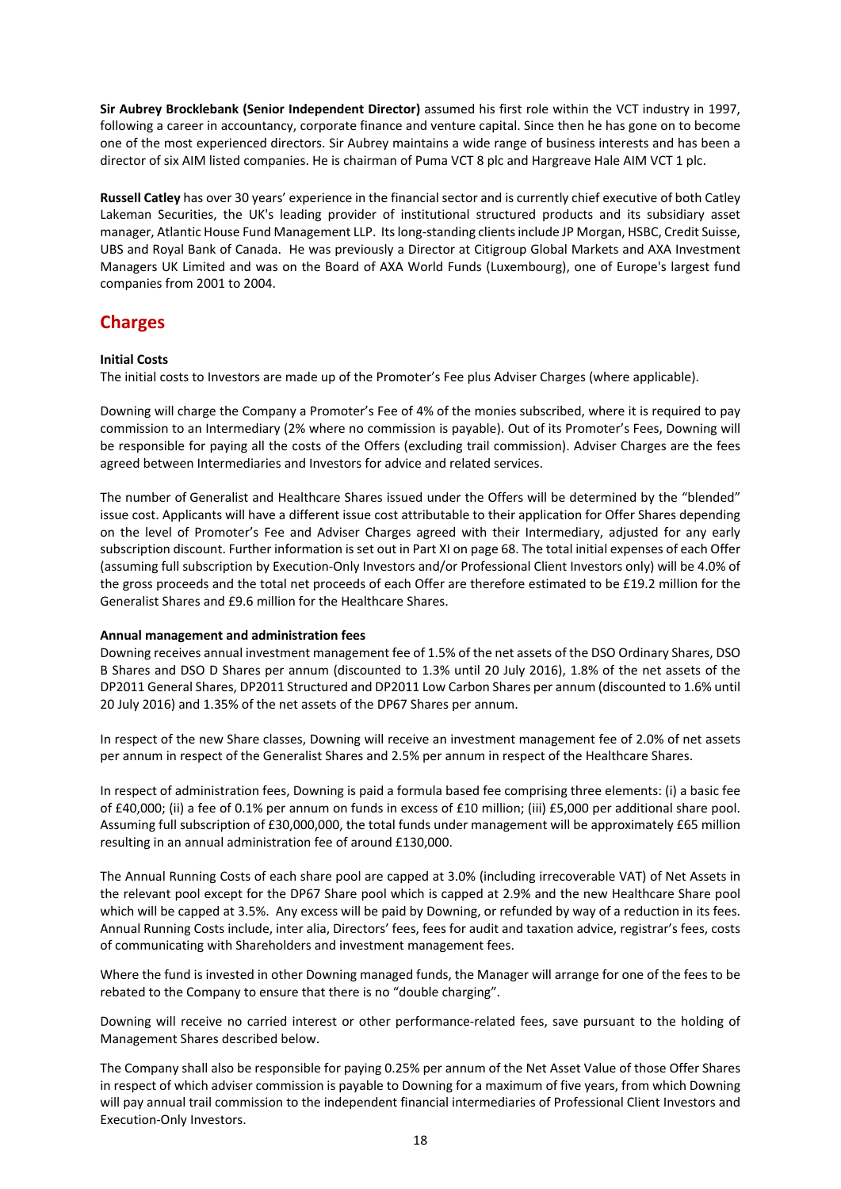**Sir Aubrey Brocklebank (Senior Independent Director)** assumed his first role within the VCT industry in 1997, following a career in accountancy, corporate finance and venture capital. Since then he has gone on to become one of the most experienced directors. Sir Aubrey maintains a wide range of business interests and has been a director of six AIM listed companies. He is chairman of Puma VCT 8 plc and Hargreave Hale AIM VCT 1 plc.

**Russell Catley** has over 30 years' experience in the financial sector and is currently chief executive of both Catley Lakeman Securities, the UK's leading provider of institutional structured products and its subsidiary asset manager, Atlantic House Fund Management LLP. Its long-standing clients include JP Morgan, HSBC, Credit Suisse, UBS and Royal Bank of Canada. He was previously a Director at Citigroup Global Markets and AXA Investment Managers UK Limited and was on the Board of AXA World Funds (Luxembourg), one of Europe's largest fund companies from 2001 to 2004.

## Charges

**Initial Costs**

The initial costs to Investors are made up of the Promoter's Fee plus Adviser Charges (where applicable).

Downing will charge the Company a Promoter's Fee of 4% of the monies subscribed, where it is required to pay commission to an Intermediary (2% where no commission is payable). Out of its Promoter's Fees, Downing will be responsible for paying all the costs of the Offers (excluding trail commission). Adviser Charges are the fees agreed between Intermediaries and Investors for advice and related services.

The number of Generalist and Healthcare Shares issued under the Offers will be determined by the "blended" issue cost. Applicants will have a different issue cost attributable to their application for Offer Shares depending on the level of Promoter's Fee and Adviser Charges agreed with their Intermediary, adjusted for any early subscription discount. Further information is set out in Part XI on page 68. The total initial expenses of each Offer (assuming full subscription by Execution-Only Investors and/or Professional Client Investors only) will be 4.0% of the gross proceeds and the total net proceeds of each Offer are therefore estimated to be £19.2 million for the Generalist Shares and £9.6 million for the Healthcare Shares.

**Annual management and administration fees**

Downing receives annual investment management fee of 1.5% of the net assets of the DSO Ordinary Shares, DSO B Shares and DSO D Shares per annum (discounted to 1.3% until 20 July 2016), 1.8% of the net assets of the DP2011 General Shares, DP2011 Structured and DP2011 Low Carbon Shares per annum (discounted to 1.6% until 20 July 2016) and 1.35% of the net assets of the DP67 Shares per annum.

In respect of the new Share classes, Downing will receive an investment management fee of 2.0% of net assets per annum in respect of the Generalist Shares and 2.5% per annum in respect of the Healthcare Shares.

In respect of administration fees, Downing is paid a formula based fee comprising three elements: (i) a basic fee of £40,000; (ii) a fee of 0.1% per annum on funds in excess of £10 million; (iii) £5,000 per additional share pool. Assuming full subscription of £30,000,000, the total funds under management will be approximately £65 million resulting in an annual administration fee of around £130,000.

The Annual Running Costs of each share pool are capped at 3.0% (including irrecoverable VAT) of Net Assets in the relevant pool except for the DP67 Share pool which is capped at 2.9% and the new Healthcare Share pool which will be capped at 3.5%. Any excess will be paid by Downing, or refunded by way of a reduction in its fees. Annual Running Costs include, inter alia, Directors' fees, fees for audit and taxation advice, registrar's fees, costs of communicating with Shareholders and investment management fees.

Where the fund is invested in other Downing managed funds, the Manager will arrange for one of the fees to be rebated to the Company to ensure that there is no "double charging".

Downing will receive no carried interest or other performance-related fees, save pursuant to the holding of Management Shares described below.

The Company shall also be responsible for paying 0.25% per annum of the Net Asset Value of those Offer Shares in respect of which adviser commission is payable to Downing for a maximum of five years, from which Downing will pay annual trail commission to the independent financial intermediaries of Professional Client Investors and Execution-Only Investors.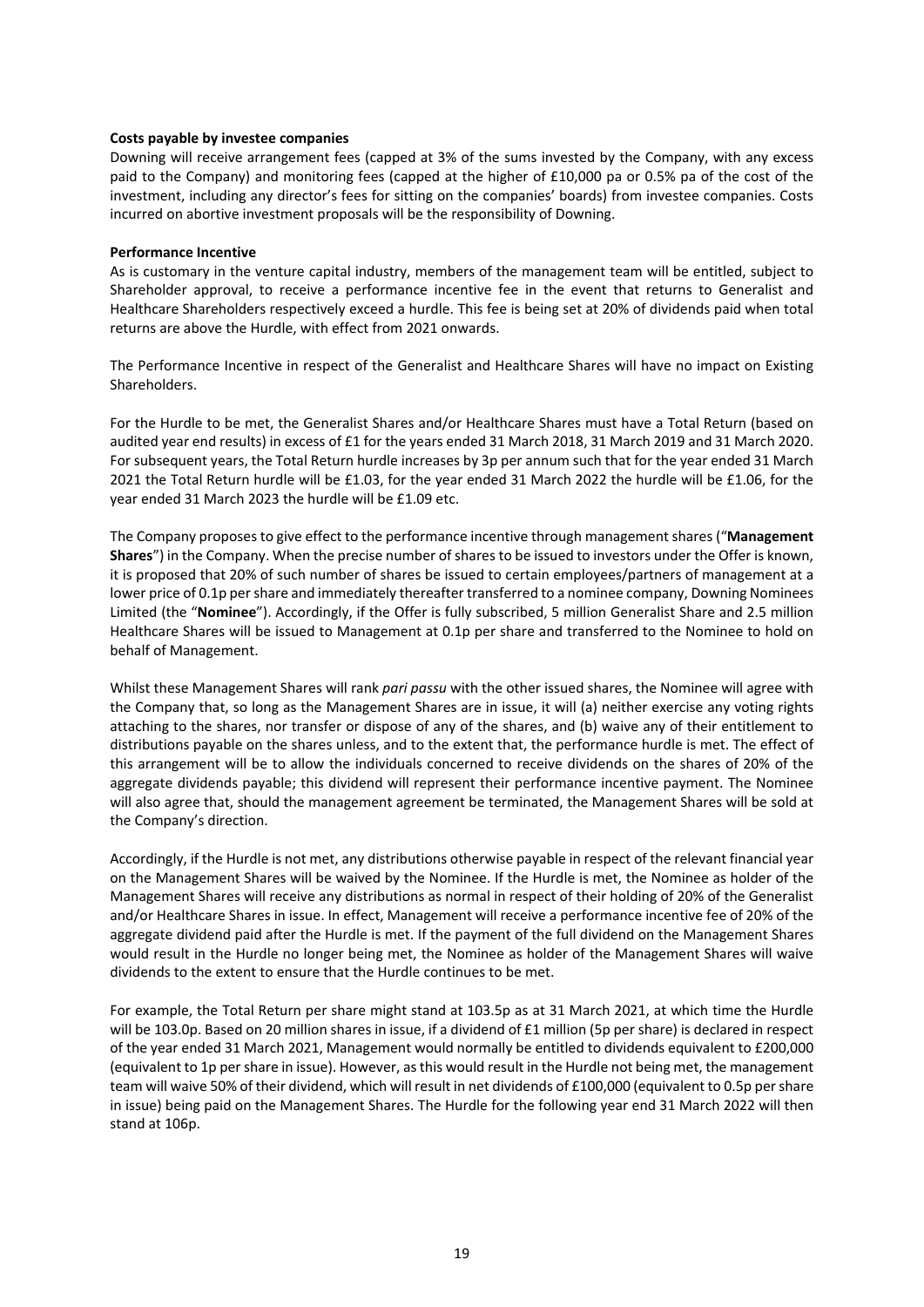**Costs payable by investee companies**

Downing will receive arrangement fees (capped at 3% of the sums invested by the Company, with any excess paid to the Company) and monitoring fees (capped at the higher of £10,000 pa or 0.5% pa of the cost of the investment, including any director's fees for sitting on the companies' boards) from investee companies. Costs incurred on abortive investment proposals will be the responsibility of Downing.

**Performance Incentive**

As is customary in the venture capital industry, members of the management team will be entitled, subject to Shareholder approval, to receive a performance incentive fee in the event that returns to Generalist and Healthcare Shareholders respectively exceed a hurdle. This fee is being set at 20% of dividends paid when total returns are above the Hurdle, with effect from 2021 onwards.

The Performance Incentive in respect of the Generalist and Healthcare Shares will have no impact on Existing Shareholders.

For the Hurdle to be met, the Generalist Shares and/or Healthcare Shares must have a Total Return (based on audited year end results) in excess of £1 for the years ended 31 March 2018, 31 March 2019 and 31 March 2020. For subsequent years, the Total Return hurdle increases by 3p per annum such that for the year ended 31 March 2021 the Total Return hurdle will be £1.03, for the year ended 31 March 2022 the hurdle will be £1.06, for the year ended 31 March 2023 the hurdle will be £1.09 etc.

The Company proposes to give effect to the performance incentive through management shares ("**Management Shares**") in the Company. When the precise number of shares to be issued to investors under the Offer is known, it is proposed that 20% of such number of shares be issued to certain employees/partners of management at a lower price of 0.1p per share and immediately thereafter transferred to a nominee company, Downing Nominees Limited (the "**Nominee**"). Accordingly, if the Offer is fully subscribed, 5 million Generalist Share and 2.5 million Healthcare Shares will be issued to Management at 0.1p per share and transferred to the Nominee to hold on behalf of Management.

Whilst these Management Shares will rank *pari passu* with the other issued shares, the Nominee will agree with the Company that, so long as the Management Shares are in issue, it will (a) neither exercise any voting rights attaching to the shares, nor transfer or dispose of any of the shares, and (b) waive any of their entitlement to distributions payable on the shares unless, and to the extent that, the performance hurdle is met. The effect of this arrangement will be to allow the individuals concerned to receive dividends on the shares of 20% of the aggregate dividends payable; this dividend will represent their performance incentive payment. The Nominee will also agree that, should the management agreement be terminated, the Management Shares will be sold at the Company's direction.

Accordingly, if the Hurdle is not met, any distributions otherwise payable in respect of the relevant financial year on the Management Shares will be waived by the Nominee. If the Hurdle is met, the Nominee as holder of the Management Shares will receive any distributions as normal in respect of their holding of 20% of the Generalist and/or Healthcare Shares in issue. In effect, Management will receive a performance incentive fee of 20% of the aggregate dividend paid after the Hurdle is met. If the payment of the full dividend on the Management Shares would result in the Hurdle no longer being met, the Nominee as holder of the Management Shares will waive dividends to the extent to ensure that the Hurdle continues to be met.

For example, the Total Return per share might stand at 103.5p as at 31 March 2021, at which time the Hurdle will be 103.0p. Based on 20 million shares in issue, if a dividend of £1 million (5p per share) is declared in respect of the year ended 31 March 2021, Management would normally be entitled to dividends equivalent to £200,000 (equivalent to 1p per share in issue). However, as this would result in the Hurdle not being met, the management team will waive 50% of their dividend, which will result in net dividends of £100,000 (equivalent to 0.5p per share in issue) being paid on the Management Shares. The Hurdle for the following year end 31 March 2022 will then stand at 106p.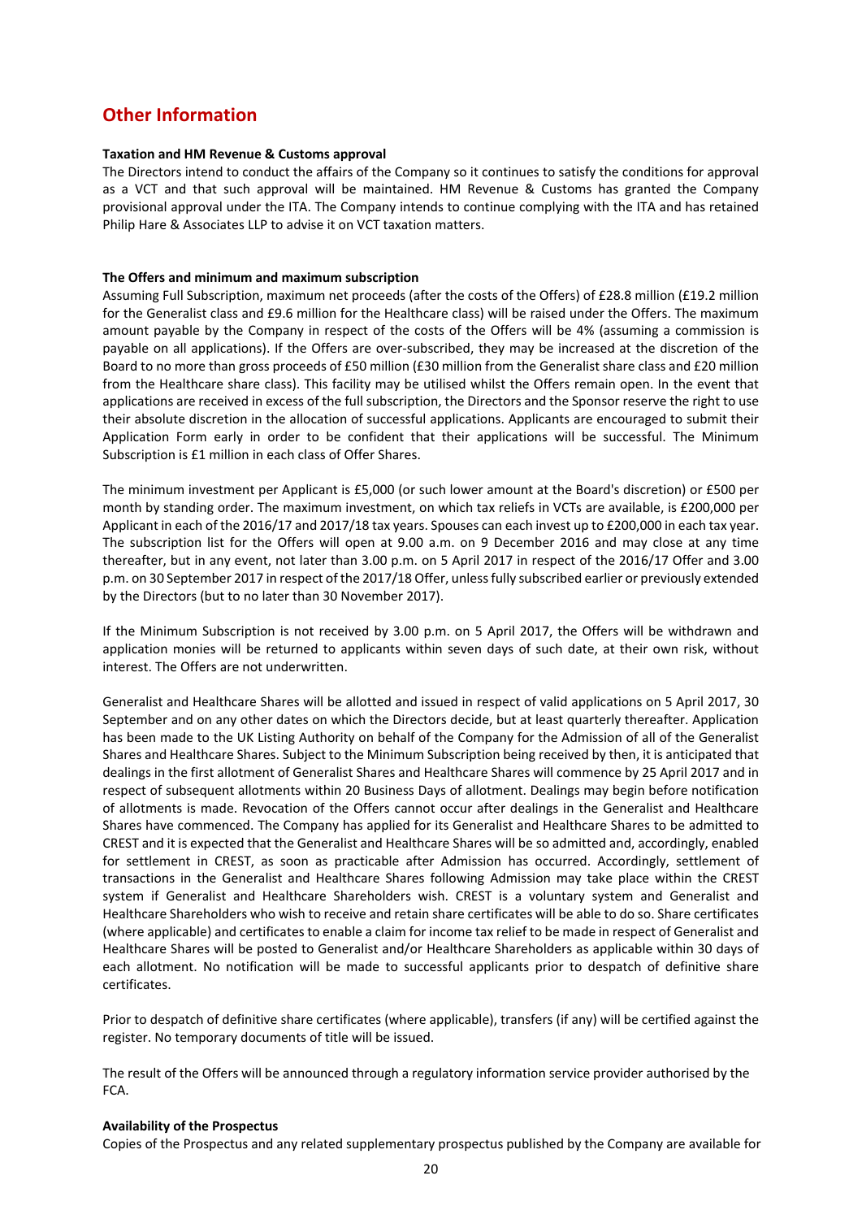# Other Information

**Taxation and HM Revenue & Customs approval**

The Directors intend to conduct the affairs of the Company so it continues to satisfy the conditions for approval as a VCT and that such approval will be maintained. HM Revenue & Customs has granted the Company provisional approval under the ITA. The Company intends to continue complying with the ITA and has retained Philip Hare & Associates LLP to advise it on VCT taxation matters.

**The Offers and minimum and maximum subscription**

Assuming Full Subscription, maximum net proceeds (after the costs of the Offers) of £28.8 million (£19.2 million for the Generalist class and £9.6 million for the Healthcare class) will be raised under the Offers. The maximum amount payable by the Company in respect of the costs of the Offers will be 4% (assuming a commission is payable on all applications). If the Offers are over-subscribed, they may be increased at the discretion of the Board to no more than gross proceeds of £50 million (£30 million from the Generalist share class and £20 million from the Healthcare share class). This facility may be utilised whilst the Offers remain open. In the event that applications are received in excess of the full subscription, the Directors and the Sponsor reserve the right to use their absolute discretion in the allocation of successful applications. Applicants are encouraged to submit their Application Form early in order to be confident that their applications will be successful. The Minimum Subscription is £1 million in each class of Offer Shares.

The minimum investment per Applicant is £5,000 (or such lower amount at the Board's discretion) or £500 per month by standing order. The maximum investment, on which tax reliefs in VCTs are available, is £200,000 per Applicant in each of the 2016/17 and 2017/18 tax years. Spouses can each invest up to £200,000 in each tax year. The subscription list for the Offers will open at 9.00 a.m. on 9 December 2016 and may close at any time thereafter, but in any event, not later than 3.00 p.m. on 5 April 2017 in respect of the 2016/17 Offer and 3.00 p.m. on 30 September 2017 in respect of the 2017/18 Offer, unless fully subscribed earlier or previously extended by the Directors (but to no later than 30 November 2017).

If the Minimum Subscription is not received by 3.00 p.m. on 5 April 2017, the Offers will be withdrawn and application monies will be returned to applicants within seven days of such date, at their own risk, without interest. The Offers are not underwritten.

Generalist and Healthcare Shares will be allotted and issued in respect of valid applications on 5 April 2017, 30 September and on any other dates on which the Directors decide, but at least quarterly thereafter. Application has been made to the UK Listing Authority on behalf of the Company for the Admission of all of the Generalist Shares and Healthcare Shares. Subject to the Minimum Subscription being received by then, it is anticipated that dealings in the first allotment of Generalist Shares and Healthcare Shares will commence by 25 April 2017 and in respect of subsequent allotments within 20 Business Days of allotment. Dealings may begin before notification of allotments is made. Revocation of the Offers cannot occur after dealings in the Generalist and Healthcare Shares have commenced. The Company has applied for its Generalist and Healthcare Shares to be admitted to CREST and it is expected that the Generalist and Healthcare Shares will be so admitted and, accordingly, enabled for settlement in CREST, as soon as practicable after Admission has occurred. Accordingly, settlement of transactions in the Generalist and Healthcare Shares following Admission may take place within the CREST system if Generalist and Healthcare Shareholders wish. CREST is a voluntary system and Generalist and Healthcare Shareholders who wish to receive and retain share certificates will be able to do so. Share certificates (where applicable) and certificates to enable a claim for income tax relief to be made in respect of Generalist and Healthcare Shares will be posted to Generalist and/or Healthcare Shareholders as applicable within 30 days of each allotment. No notification will be made to successful applicants prior to despatch of definitive share certificates.

Prior to despatch of definitive share certificates (where applicable), transfers (if any) will be certified against the register. No temporary documents of title will be issued.

The result of the Offers will be announced through a regulatory information service provider authorised by the FCA.

**Availability of the Prospectus**

Copies of the Prospectus and any related supplementary prospectus published by the Company are available for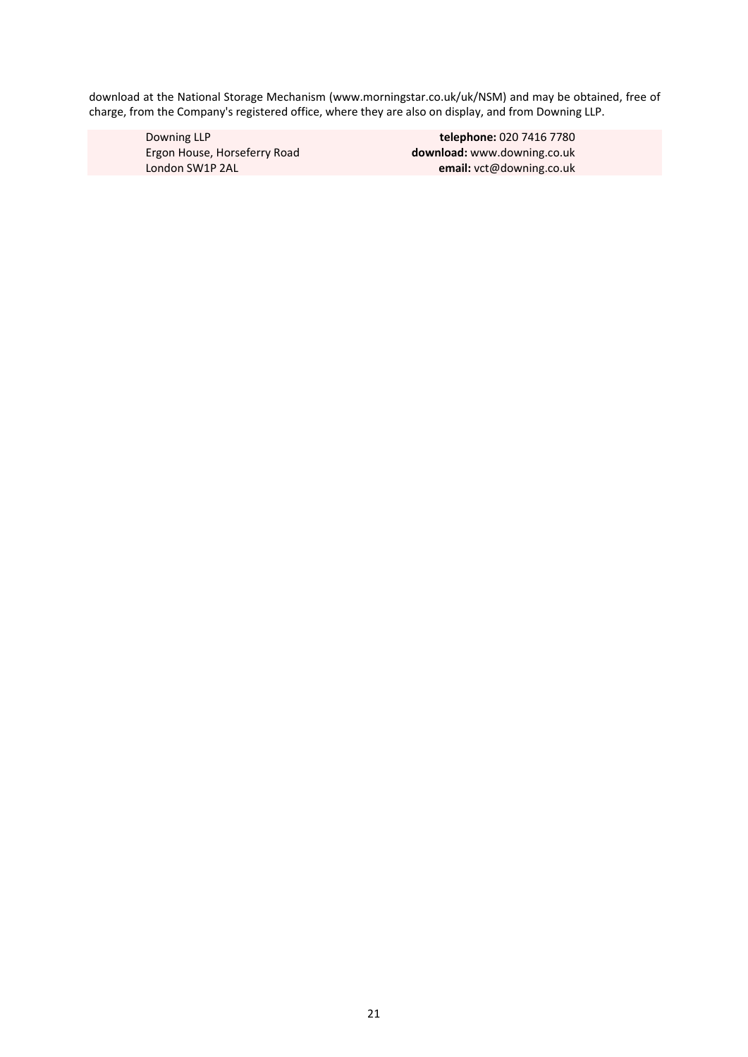download at the National Storage Mechanism (www.morningstar.co.uk/uk/NSM) and may be obtained, free of charge, from the Company's registered office, where they are also on display, and from Downing LLP.

| | |
|---|---|
| Downing LLP | **telephone:** 020 7416 7780 |
| Ergon House, Horseferry Road | **download:** www.downing.co.uk |
| London SW1P 2AL | **email:** vct@downing.co.uk |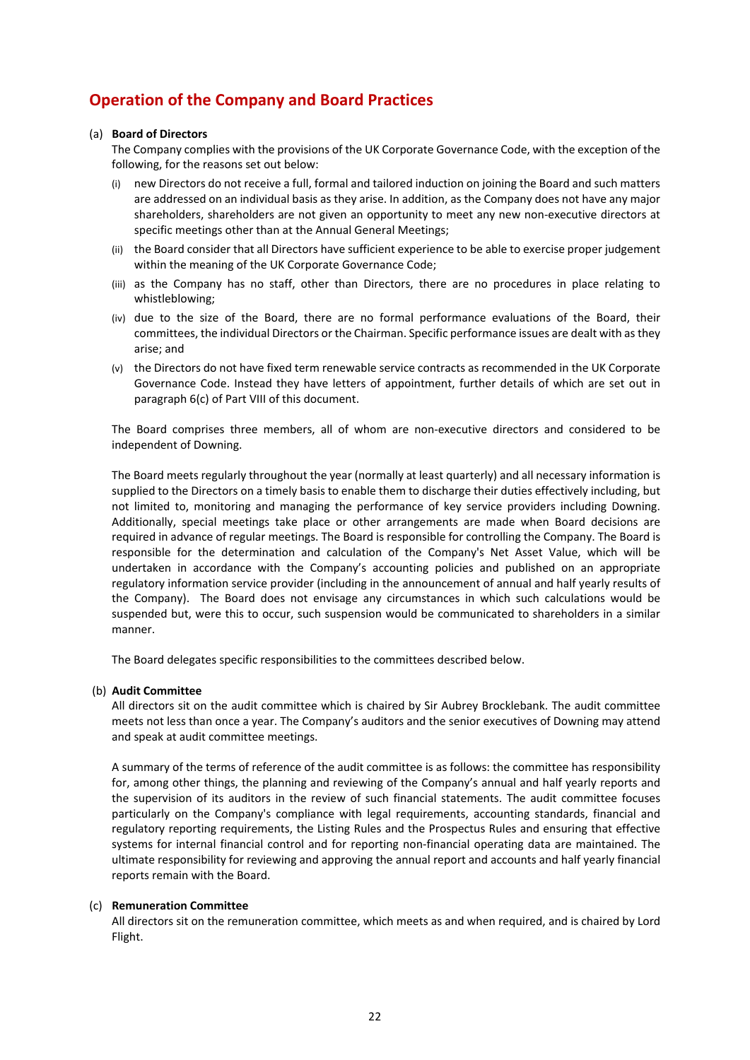# Operation of the Company and Board Practices

(a) **Board of Directors**

The Company complies with the provisions of the UK Corporate Governance Code, with the exception of the following, for the reasons set out below:

(i) new Directors do not receive a full, formal and tailored induction on joining the Board and such matters are addressed on an individual basis as they arise. In addition, as the Company does not have any major shareholders, shareholders are not given an opportunity to meet any new non-executive directors at specific meetings other than at the Annual General Meetings;

(ii) the Board consider that all Directors have sufficient experience to be able to exercise proper judgement within the meaning of the UK Corporate Governance Code;

(iii) as the Company has no staff, other than Directors, there are no procedures in place relating to whistleblowing;

(iv) due to the size of the Board, there are no formal performance evaluations of the Board, their committees, the individual Directors or the Chairman. Specific performance issues are dealt with as they arise; and

(v) the Directors do not have fixed term renewable service contracts as recommended in the UK Corporate Governance Code. Instead they have letters of appointment, further details of which are set out in paragraph 6(c) of Part VIII of this document.

The Board comprises three members, all of whom are non-executive directors and considered to be independent of Downing.

The Board meets regularly throughout the year (normally at least quarterly) and all necessary information is supplied to the Directors on a timely basis to enable them to discharge their duties effectively including, but not limited to, monitoring and managing the performance of key service providers including Downing. Additionally, special meetings take place or other arrangements are made when Board decisions are required in advance of regular meetings. The Board is responsible for controlling the Company. The Board is responsible for the determination and calculation of the Company's Net Asset Value, which will be undertaken in accordance with the Company's accounting policies and published on an appropriate regulatory information service provider (including in the announcement of annual and half yearly results of the Company). The Board does not envisage any circumstances in which such calculations would be suspended but, were this to occur, such suspension would be communicated to shareholders in a similar manner.

The Board delegates specific responsibilities to the committees described below.

(b) **Audit Committee**

All directors sit on the audit committee which is chaired by Sir Aubrey Brocklebank. The audit committee meets not less than once a year. The Company's auditors and the senior executives of Downing may attend and speak at audit committee meetings.

A summary of the terms of reference of the audit committee is as follows: the committee has responsibility for, among other things, the planning and reviewing of the Company's annual and half yearly reports and the supervision of its auditors in the review of such financial statements. The audit committee focuses particularly on the Company's compliance with legal requirements, accounting standards, financial and regulatory reporting requirements, the Listing Rules and the Prospectus Rules and ensuring that effective systems for internal financial control and for reporting non-financial operating data are maintained. The ultimate responsibility for reviewing and approving the annual report and accounts and half yearly financial reports remain with the Board.

(c) **Remuneration Committee**

All directors sit on the remuneration committee, which meets as and when required, and is chaired by Lord Flight.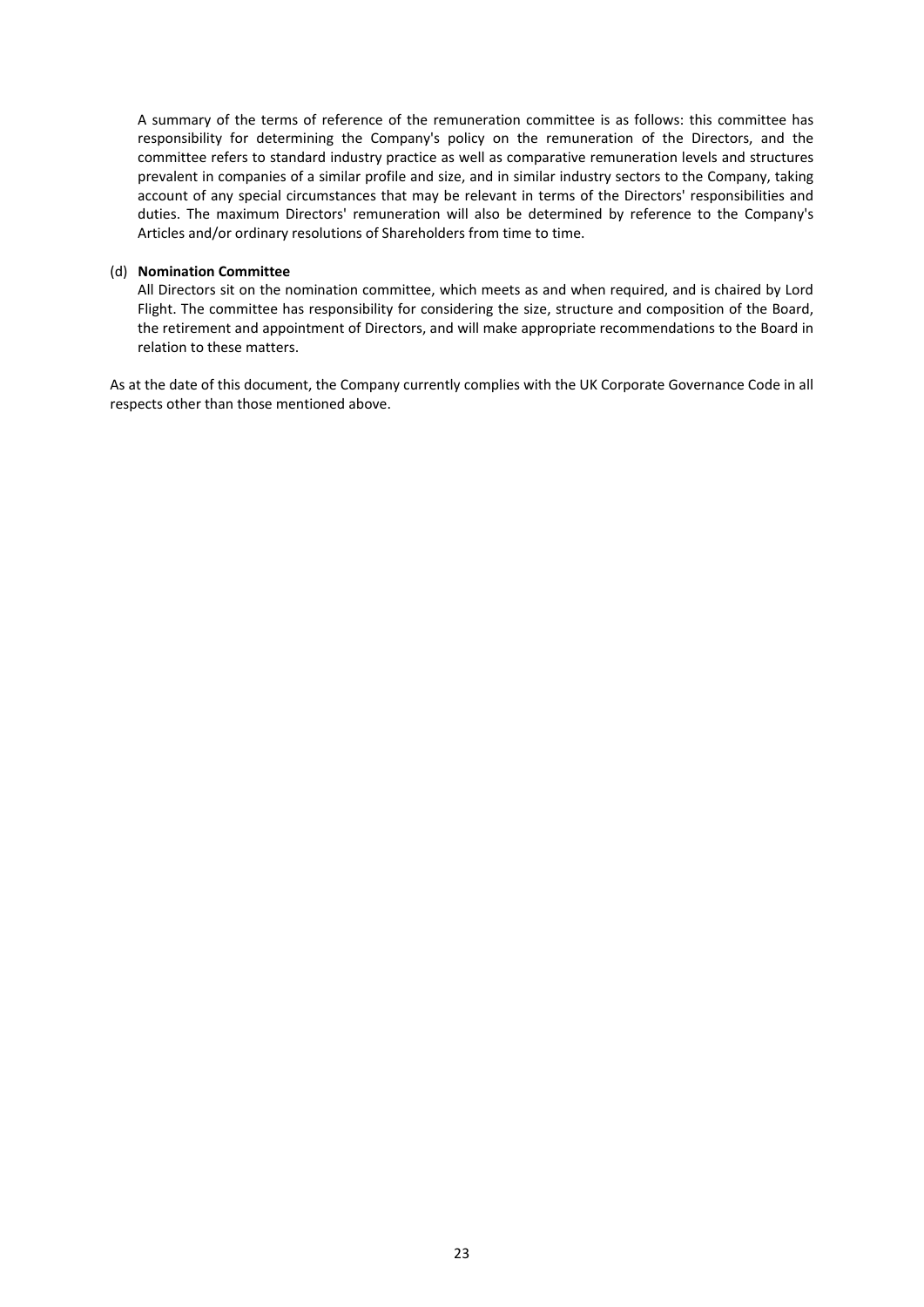A summary of the terms of reference of the remuneration committee is as follows: this committee has responsibility for determining the Company's policy on the remuneration of the Directors, and the committee refers to standard industry practice as well as comparative remuneration levels and structures prevalent in companies of a similar profile and size, and in similar industry sectors to the Company, taking account of any special circumstances that may be relevant in terms of the Directors' responsibilities and duties. The maximum Directors' remuneration will also be determined by reference to the Company's Articles and/or ordinary resolutions of Shareholders from time to time.

(d) **Nomination Committee**

All Directors sit on the nomination committee, which meets as and when required, and is chaired by Lord Flight. The committee has responsibility for considering the size, structure and composition of the Board, the retirement and appointment of Directors, and will make appropriate recommendations to the Board in relation to these matters.

As at the date of this document, the Company currently complies with the UK Corporate Governance Code in all respects other than those mentioned above.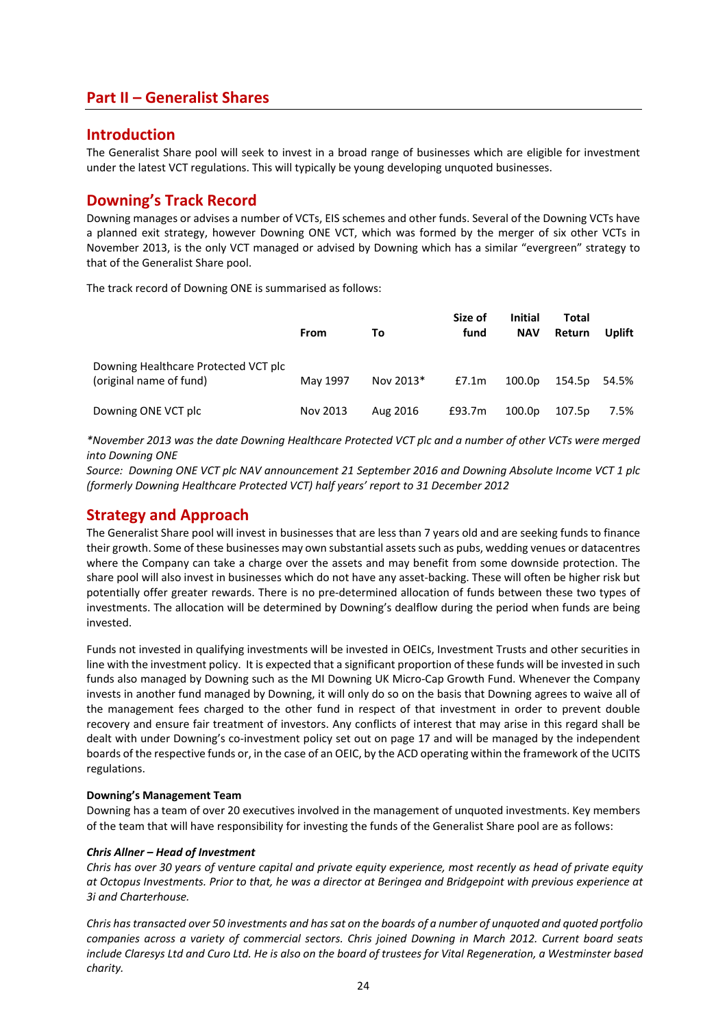## Part II – Generalist Shares

### Introduction

The Generalist Share pool will seek to invest in a broad range of businesses which are eligible for investment under the latest VCT regulations. This will typically be young developing unquoted businesses.

### Downing's Track Record

Downing manages or advises a number of VCTs, EIS schemes and other funds. Several of the Downing VCTs have a planned exit strategy, however Downing ONE VCT, which was formed by the merger of six other VCTs in November 2013, is the only VCT managed or advised by Downing which has a similar "evergreen" strategy to that of the Generalist Share pool.

The track record of Downing ONE is summarised as follows:

| | From | To | Size of fund | Initial NAV | Total Return | Uplift |
|---|---|---|---|---|---|---|
| Downing Healthcare Protected VCT plc (original name of fund) | May 1997 | Nov 2013* | £7.1m | 100.0p | 154.5p | 54.5% |
| Downing ONE VCT plc | Nov 2013 | Aug 2016 | £93.7m | 100.0p | 107.5p | 7.5% |

*\*November 2013 was the date Downing Healthcare Protected VCT plc and a number of other VCTs were merged into Downing ONE*

*Source: Downing ONE VCT plc NAV announcement 21 September 2016 and Downing Absolute Income VCT 1 plc (formerly Downing Healthcare Protected VCT) half years' report to 31 December 2012*

### Strategy and Approach

The Generalist Share pool will invest in businesses that are less than 7 years old and are seeking funds to finance their growth. Some of these businesses may own substantial assets such as pubs, wedding venues or datacentres where the Company can take a charge over the assets and may benefit from some downside protection. The share pool will also invest in businesses which do not have any asset-backing. These will often be higher risk but potentially offer greater rewards. There is no pre-determined allocation of funds between these two types of investments. The allocation will be determined by Downing's dealflow during the period when funds are being invested.

Funds not invested in qualifying investments will be invested in OEICs, Investment Trusts and other securities in line with the investment policy. It is expected that a significant proportion of these funds will be invested in such funds also managed by Downing such as the MI Downing UK Micro-Cap Growth Fund. Whenever the Company invests in another fund managed by Downing, it will only do so on the basis that Downing agrees to waive all of the management fees charged to the other fund in respect of that investment in order to prevent double recovery and ensure fair treatment of investors. Any conflicts of interest that may arise in this regard shall be dealt with under Downing's co-investment policy set out on page 17 and will be managed by the independent boards of the respective funds or, in the case of an OEIC, by the ACD operating within the framework of the UCITS regulations.

**Downing's Management Team**

Downing has a team of over 20 executives involved in the management of unquoted investments. Key members of the team that will have responsibility for investing the funds of the Generalist Share pool are as follows:

***Chris Allner – Head of Investment***

*Chris has over 30 years of venture capital and private equity experience, most recently as head of private equity at Octopus Investments. Prior to that, he was a director at Beringea and Bridgepoint with previous experience at 3i and Charterhouse.*

*Chris has transacted over 50 investments and has sat on the boards of a number of unquoted and quoted portfolio companies across a variety of commercial sectors. Chris joined Downing in March 2012. Current board seats include Claresys Ltd and Curo Ltd. He is also on the board of trustees for Vital Regeneration, a Westminster based charity.*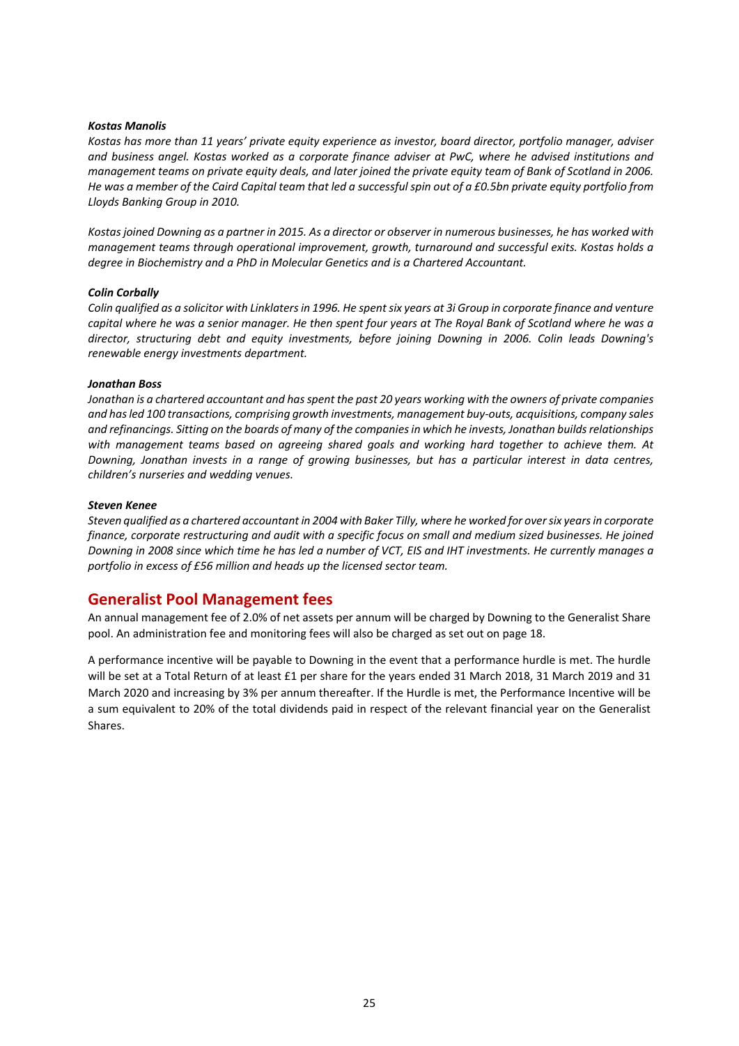***Kostas Manolis***

*Kostas has more than 11 years' private equity experience as investor, board director, portfolio manager, adviser and business angel. Kostas worked as a corporate finance adviser at PwC, where he advised institutions and management teams on private equity deals, and later joined the private equity team of Bank of Scotland in 2006. He was a member of the Caird Capital team that led a successful spin out of a £0.5bn private equity portfolio from Lloyds Banking Group in 2010.*

*Kostas joined Downing as a partner in 2015. As a director or observer in numerous businesses, he has worked with management teams through operational improvement, growth, turnaround and successful exits. Kostas holds a degree in Biochemistry and a PhD in Molecular Genetics and is a Chartered Accountant.*

***Colin Corbally***

*Colin qualified as a solicitor with Linklaters in 1996. He spent six years at 3i Group in corporate finance and venture capital where he was a senior manager. He then spent four years at The Royal Bank of Scotland where he was a director, structuring debt and equity investments, before joining Downing in 2006. Colin leads Downing's renewable energy investments department.*

***Jonathan Boss***

*Jonathan is a chartered accountant and has spent the past 20 years working with the owners of private companies and has led 100 transactions, comprising growth investments, management buy-outs, acquisitions, company sales and refinancings. Sitting on the boards of many of the companies in which he invests, Jonathan builds relationships with management teams based on agreeing shared goals and working hard together to achieve them. At Downing, Jonathan invests in a range of growing businesses, but has a particular interest in data centres, children's nurseries and wedding venues.*

***Steven Kenee***

*Steven qualified as a chartered accountant in 2004 with Baker Tilly, where he worked for over six years in corporate finance, corporate restructuring and audit with a specific focus on small and medium sized businesses. He joined Downing in 2008 since which time he has led a number of VCT, EIS and IHT investments. He currently manages a portfolio in excess of £56 million and heads up the licensed sector team.*

## Generalist Pool Management fees

An annual management fee of 2.0% of net assets per annum will be charged by Downing to the Generalist Share pool. An administration fee and monitoring fees will also be charged as set out on page 18.

A performance incentive will be payable to Downing in the event that a performance hurdle is met. The hurdle will be set at a Total Return of at least £1 per share for the years ended 31 March 2018, 31 March 2019 and 31 March 2020 and increasing by 3% per annum thereafter. If the Hurdle is met, the Performance Incentive will be a sum equivalent to 20% of the total dividends paid in respect of the relevant financial year on the Generalist Shares.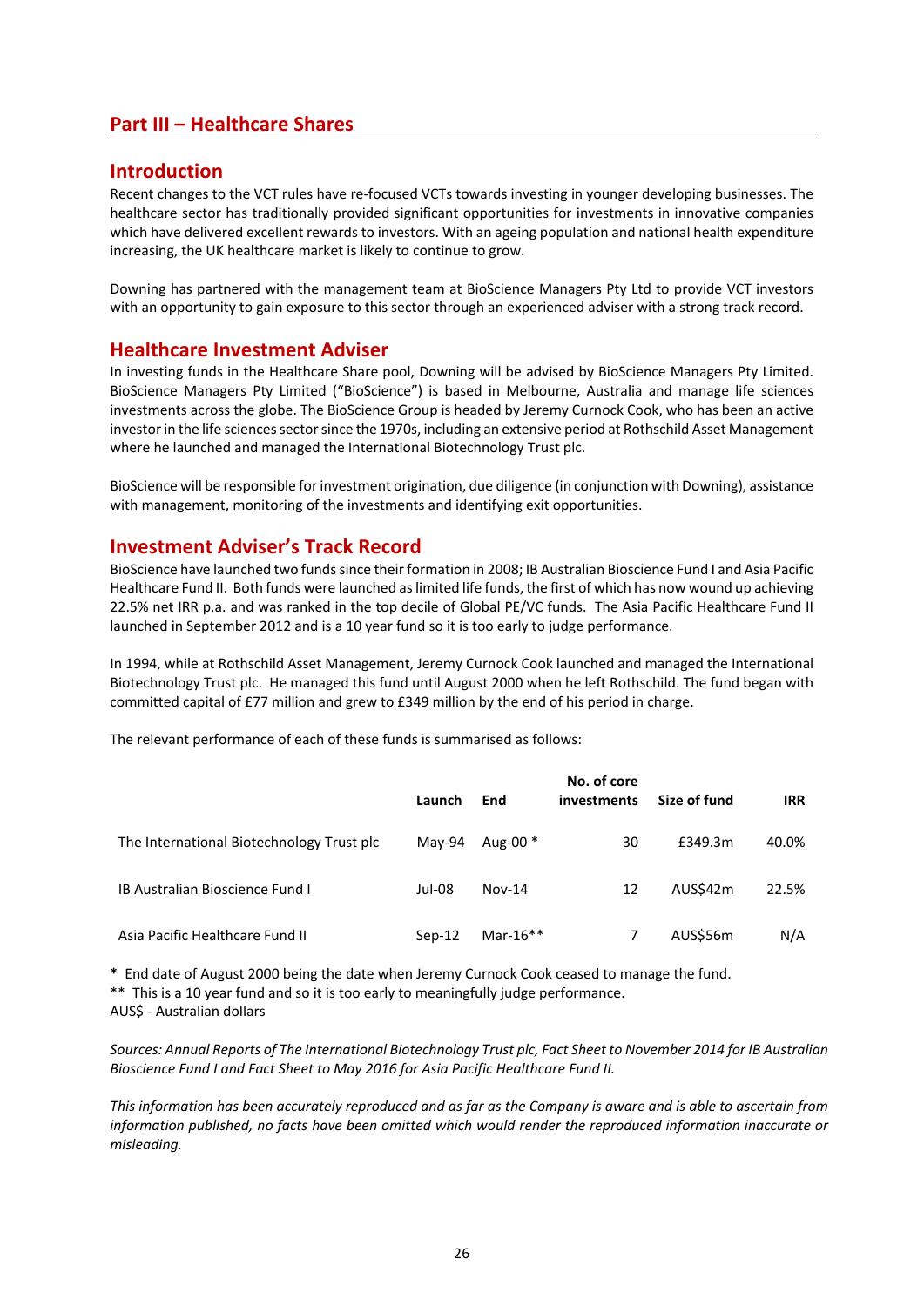# Part III – Healthcare Shares

## Introduction

Recent changes to the VCT rules have re-focused VCTs towards investing in younger developing businesses. The healthcare sector has traditionally provided significant opportunities for investments in innovative companies which have delivered excellent rewards to investors. With an ageing population and national health expenditure increasing, the UK healthcare market is likely to continue to grow.

Downing has partnered with the management team at BioScience Managers Pty Ltd to provide VCT investors with an opportunity to gain exposure to this sector through an experienced adviser with a strong track record.

## Healthcare Investment Adviser

In investing funds in the Healthcare Share pool, Downing will be advised by BioScience Managers Pty Limited. BioScience Managers Pty Limited ("BioScience") is based in Melbourne, Australia and manage life sciences investments across the globe. The BioScience Group is headed by Jeremy Curnock Cook, who has been an active investor in the life sciences sector since the 1970s, including an extensive period at Rothschild Asset Management where he launched and managed the International Biotechnology Trust plc.

BioScience will be responsible for investment origination, due diligence (in conjunction with Downing), assistance with management, monitoring of the investments and identifying exit opportunities.

## Investment Adviser's Track Record

BioScience have launched two funds since their formation in 2008; IB Australian Bioscience Fund I and Asia Pacific Healthcare Fund II. Both funds were launched as limited life funds, the first of which has now wound up achieving 22.5% net IRR p.a. and was ranked in the top decile of Global PE/VC funds. The Asia Pacific Healthcare Fund II launched in September 2012 and is a 10 year fund so it is too early to judge performance.

In 1994, while at Rothschild Asset Management, Jeremy Curnock Cook launched and managed the International Biotechnology Trust plc. He managed this fund until August 2000 when he left Rothschild. The fund began with committed capital of £77 million and grew to £349 million by the end of his period in charge.

The relevant performance of each of these funds is summarised as follows:

| | Launch | End | No. of core investments | Size of fund | IRR |
|---|---|---|---|---|---|
| The International Biotechnology Trust plc | May-94 | Aug-00 * | 30 | £349.3m | 40.0% |
| IB Australian Bioscience Fund I | Jul-08 | Nov-14 | 12 | AUS$42m | 22.5% |
| Asia Pacific Healthcare Fund II | Sep-12 | Mar-16** | 7 | AUS$56m | N/A |

**\*** End date of August 2000 being the date when Jeremy Curnock Cook ceased to manage the fund.
** This is a 10 year fund and so it is too early to meaningfully judge performance.
AUS$ - Australian dollars

*Sources: Annual Reports of The International Biotechnology Trust plc, Fact Sheet to November 2014 for IB Australian Bioscience Fund I and Fact Sheet to May 2016 for Asia Pacific Healthcare Fund II.*

*This information has been accurately reproduced and as far as the Company is aware and is able to ascertain from information published, no facts have been omitted which would render the reproduced information inaccurate or misleading.*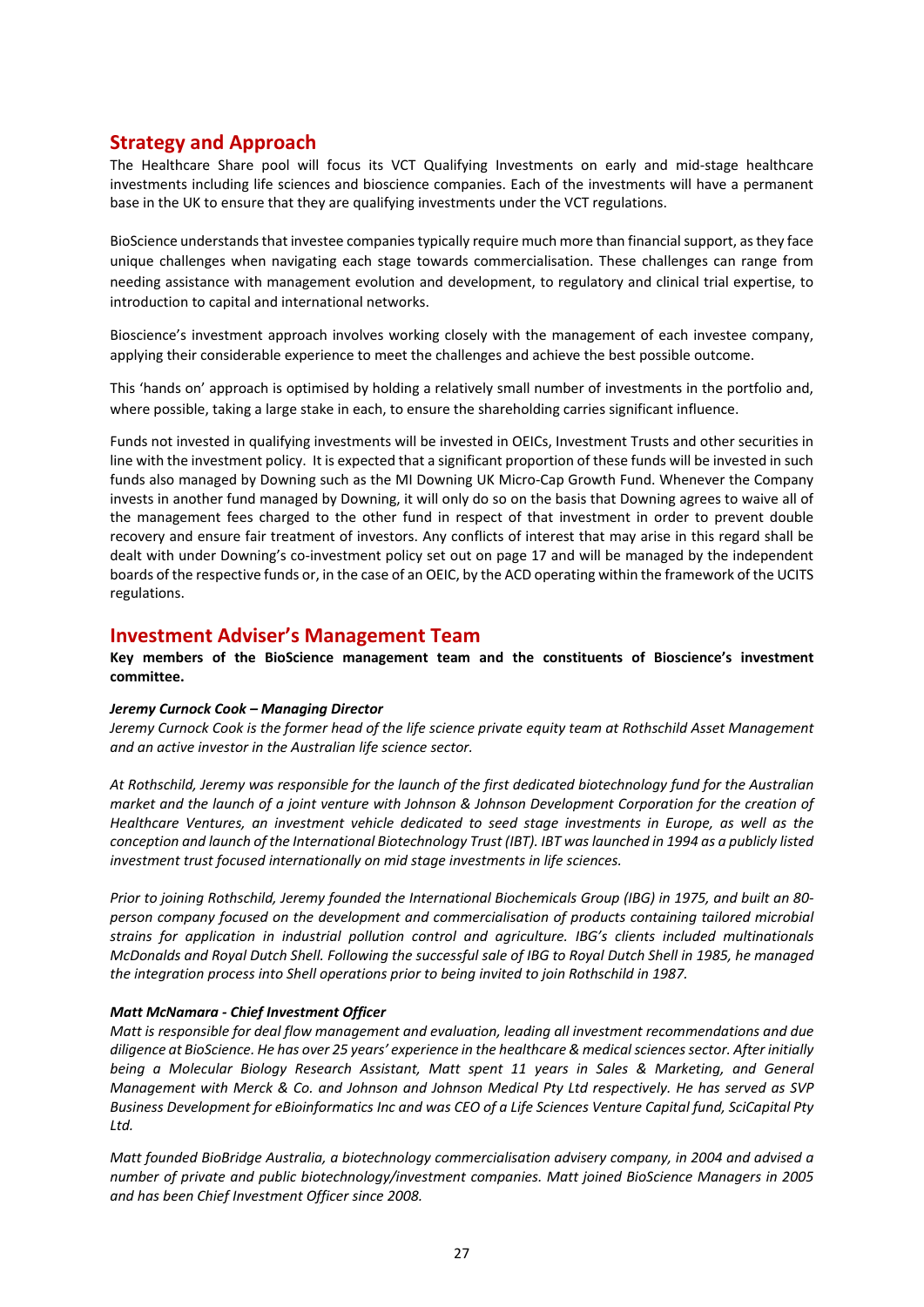## Strategy and Approach

The Healthcare Share pool will focus its VCT Qualifying Investments on early and mid-stage healthcare investments including life sciences and bioscience companies. Each of the investments will have a permanent base in the UK to ensure that they are qualifying investments under the VCT regulations.

BioScience understands that investee companies typically require much more than financial support, as they face unique challenges when navigating each stage towards commercialisation. These challenges can range from needing assistance with management evolution and development, to regulatory and clinical trial expertise, to introduction to capital and international networks.

Bioscience's investment approach involves working closely with the management of each investee company, applying their considerable experience to meet the challenges and achieve the best possible outcome.

This 'hands on' approach is optimised by holding a relatively small number of investments in the portfolio and, where possible, taking a large stake in each, to ensure the shareholding carries significant influence.

Funds not invested in qualifying investments will be invested in OEICs, Investment Trusts and other securities in line with the investment policy. It is expected that a significant proportion of these funds will be invested in such funds also managed by Downing such as the MI Downing UK Micro-Cap Growth Fund. Whenever the Company invests in another fund managed by Downing, it will only do so on the basis that Downing agrees to waive all of the management fees charged to the other fund in respect of that investment in order to prevent double recovery and ensure fair treatment of investors. Any conflicts of interest that may arise in this regard shall be dealt with under Downing's co-investment policy set out on page 17 and will be managed by the independent boards of the respective funds or, in the case of an OEIC, by the ACD operating within the framework of the UCITS regulations.

## Investment Adviser's Management Team

**Key members of the BioScience management team and the constituents of Bioscience's investment committee.**

***Jeremy Curnock Cook – Managing Director***

*Jeremy Curnock Cook is the former head of the life science private equity team at Rothschild Asset Management and an active investor in the Australian life science sector.*

*At Rothschild, Jeremy was responsible for the launch of the first dedicated biotechnology fund for the Australian market and the launch of a joint venture with Johnson & Johnson Development Corporation for the creation of Healthcare Ventures, an investment vehicle dedicated to seed stage investments in Europe, as well as the conception and launch of the International Biotechnology Trust (IBT). IBT was launched in 1994 as a publicly listed investment trust focused internationally on mid stage investments in life sciences.*

*Prior to joining Rothschild, Jeremy founded the International Biochemicals Group (IBG) in 1975, and built an 80-person company focused on the development and commercialisation of products containing tailored microbial strains for application in industrial pollution control and agriculture. IBG's clients included multinationals McDonalds and Royal Dutch Shell. Following the successful sale of IBG to Royal Dutch Shell in 1985, he managed the integration process into Shell operations prior to being invited to join Rothschild in 1987.*

***Matt McNamara - Chief Investment Officer***

*Matt is responsible for deal flow management and evaluation, leading all investment recommendations and due diligence at BioScience. He has over 25 years' experience in the healthcare & medical sciences sector. After initially being a Molecular Biology Research Assistant, Matt spent 11 years in Sales & Marketing, and General Management with Merck & Co. and Johnson and Johnson Medical Pty Ltd respectively. He has served as SVP Business Development for eBioinformatics Inc and was CEO of a Life Sciences Venture Capital fund, SciCapital Pty Ltd.*

*Matt founded BioBridge Australia, a biotechnology commercialisation advisery company, in 2004 and advised a number of private and public biotechnology/investment companies. Matt joined BioScience Managers in 2005 and has been Chief Investment Officer since 2008.*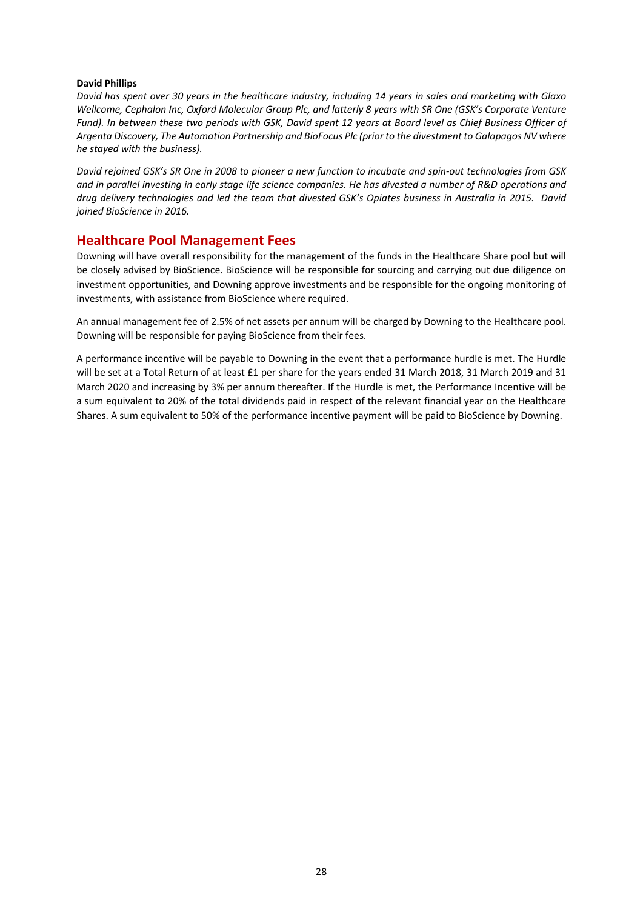**David Phillips**

*David has spent over 30 years in the healthcare industry, including 14 years in sales and marketing with Glaxo Wellcome, Cephalon Inc, Oxford Molecular Group Plc, and latterly 8 years with SR One (GSK's Corporate Venture Fund). In between these two periods with GSK, David spent 12 years at Board level as Chief Business Officer of Argenta Discovery, The Automation Partnership and BioFocus Plc (prior to the divestment to Galapagos NV where he stayed with the business).*

*David rejoined GSK's SR One in 2008 to pioneer a new function to incubate and spin-out technologies from GSK and in parallel investing in early stage life science companies. He has divested a number of R&D operations and drug delivery technologies and led the team that divested GSK's Opiates business in Australia in 2015. David joined BioScience in 2016.*

## Healthcare Pool Management Fees

Downing will have overall responsibility for the management of the funds in the Healthcare Share pool but will be closely advised by BioScience. BioScience will be responsible for sourcing and carrying out due diligence on investment opportunities, and Downing approve investments and be responsible for the ongoing monitoring of investments, with assistance from BioScience where required.

An annual management fee of 2.5% of net assets per annum will be charged by Downing to the Healthcare pool. Downing will be responsible for paying BioScience from their fees.

A performance incentive will be payable to Downing in the event that a performance hurdle is met. The Hurdle will be set at a Total Return of at least £1 per share for the years ended 31 March 2018, 31 March 2019 and 31 March 2020 and increasing by 3% per annum thereafter. If the Hurdle is met, the Performance Incentive will be a sum equivalent to 20% of the total dividends paid in respect of the relevant financial year on the Healthcare Shares. A sum equivalent to 50% of the performance incentive payment will be paid to BioScience by Downing.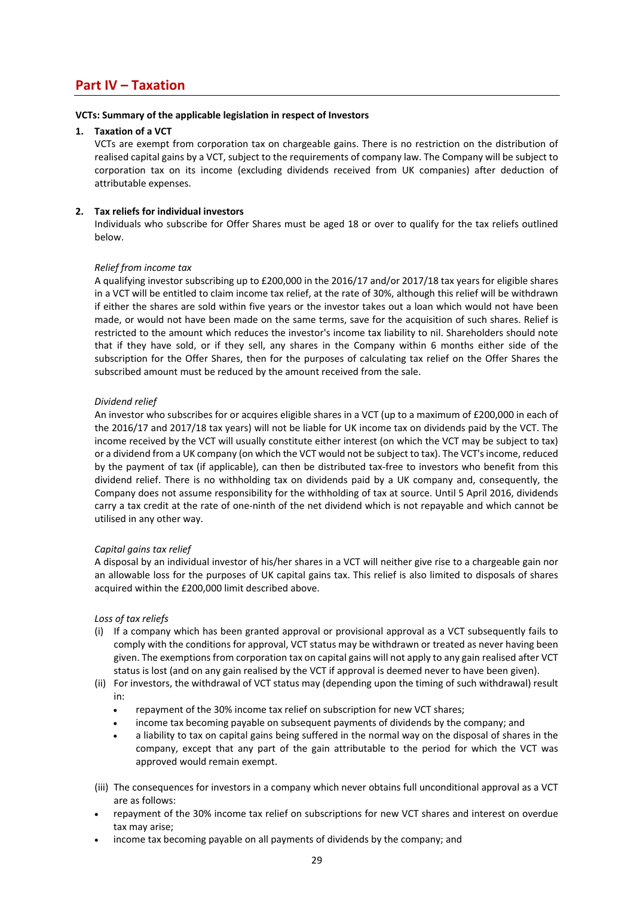# Part IV – Taxation

**VCTs: Summary of the applicable legislation in respect of Investors**

**1. Taxation of a VCT**

VCTs are exempt from corporation tax on chargeable gains. There is no restriction on the distribution of realised capital gains by a VCT, subject to the requirements of company law. The Company will be subject to corporation tax on its income (excluding dividends received from UK companies) after deduction of attributable expenses.

**2. Tax reliefs for individual investors**

Individuals who subscribe for Offer Shares must be aged 18 or over to qualify for the tax reliefs outlined below.

*Relief from income tax*

A qualifying investor subscribing up to £200,000 in the 2016/17 and/or 2017/18 tax years for eligible shares in a VCT will be entitled to claim income tax relief, at the rate of 30%, although this relief will be withdrawn if either the shares are sold within five years or the investor takes out a loan which would not have been made, or would not have been made on the same terms, save for the acquisition of such shares. Relief is restricted to the amount which reduces the investor's income tax liability to nil. Shareholders should note that if they have sold, or if they sell, any shares in the Company within 6 months either side of the subscription for the Offer Shares, then for the purposes of calculating tax relief on the Offer Shares the subscribed amount must be reduced by the amount received from the sale.

*Dividend relief*

An investor who subscribes for or acquires eligible shares in a VCT (up to a maximum of £200,000 in each of the 2016/17 and 2017/18 tax years) will not be liable for UK income tax on dividends paid by the VCT. The income received by the VCT will usually constitute either interest (on which the VCT may be subject to tax) or a dividend from a UK company (on which the VCT would not be subject to tax). The VCT's income, reduced by the payment of tax (if applicable), can then be distributed tax-free to investors who benefit from this dividend relief. There is no withholding tax on dividends paid by a UK company and, consequently, the Company does not assume responsibility for the withholding of tax at source. Until 5 April 2016, dividends carry a tax credit at the rate of one-ninth of the net dividend which is not repayable and which cannot be utilised in any other way.

*Capital gains tax relief*

A disposal by an individual investor of his/her shares in a VCT will neither give rise to a chargeable gain nor an allowable loss for the purposes of UK capital gains tax. This relief is also limited to disposals of shares acquired within the £200,000 limit described above.

*Loss of tax reliefs*

(i) If a company which has been granted approval or provisional approval as a VCT subsequently fails to comply with the conditions for approval, VCT status may be withdrawn or treated as never having been given. The exemptions from corporation tax on capital gains will not apply to any gain realised after VCT status is lost (and on any gain realised by the VCT if approval is deemed never to have been given).

(ii) For investors, the withdrawal of VCT status may (depending upon the timing of such withdrawal) result in:

- repayment of the 30% income tax relief on subscription for new VCT shares;
- income tax becoming payable on subsequent payments of dividends by the company; and
- a liability to tax on capital gains being suffered in the normal way on the disposal of shares in the company, except that any part of the gain attributable to the period for which the VCT was approved would remain exempt.

(iii) The consequences for investors in a company which never obtains full unconditional approval as a VCT are as follows:

- repayment of the 30% income tax relief on subscriptions for new VCT shares and interest on overdue tax may arise;
- income tax becoming payable on all payments of dividends by the company; and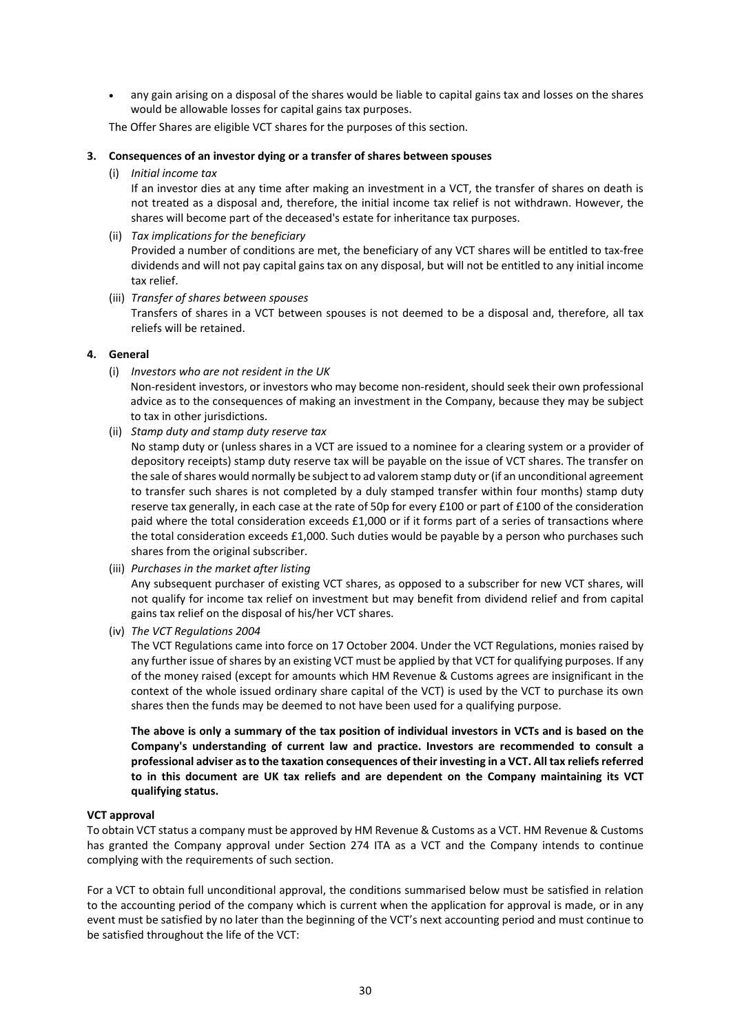- any gain arising on a disposal of the shares would be liable to capital gains tax and losses on the shares would be allowable losses for capital gains tax purposes.

The Offer Shares are eligible VCT shares for the purposes of this section.

**3. Consequences of an investor dying or a transfer of shares between spouses**

(i) *Initial income tax*

If an investor dies at any time after making an investment in a VCT, the transfer of shares on death is not treated as a disposal and, therefore, the initial income tax relief is not withdrawn. However, the shares will become part of the deceased's estate for inheritance tax purposes.

(ii) *Tax implications for the beneficiary*

Provided a number of conditions are met, the beneficiary of any VCT shares will be entitled to tax-free dividends and will not pay capital gains tax on any disposal, but will not be entitled to any initial income tax relief.

(iii) *Transfer of shares between spouses*

Transfers of shares in a VCT between spouses is not deemed to be a disposal and, therefore, all tax reliefs will be retained.

**4. General**

(i) *Investors who are not resident in the UK*

Non-resident investors, or investors who may become non-resident, should seek their own professional advice as to the consequences of making an investment in the Company, because they may be subject to tax in other jurisdictions.

(ii) *Stamp duty and stamp duty reserve tax*

No stamp duty or (unless shares in a VCT are issued to a nominee for a clearing system or a provider of depository receipts) stamp duty reserve tax will be payable on the issue of VCT shares. The transfer on the sale of shares would normally be subject to ad valorem stamp duty or (if an unconditional agreement to transfer such shares is not completed by a duly stamped transfer within four months) stamp duty reserve tax generally, in each case at the rate of 50p for every £100 or part of £100 of the consideration paid where the total consideration exceeds £1,000 or if it forms part of a series of transactions where the total consideration exceeds £1,000. Such duties would be payable by a person who purchases such shares from the original subscriber.

(iii) *Purchases in the market after listing*

Any subsequent purchaser of existing VCT shares, as opposed to a subscriber for new VCT shares, will not qualify for income tax relief on investment but may benefit from dividend relief and from capital gains tax relief on the disposal of his/her VCT shares.

(iv) *The VCT Regulations 2004*

The VCT Regulations came into force on 17 October 2004. Under the VCT Regulations, monies raised by any further issue of shares by an existing VCT must be applied by that VCT for qualifying purposes. If any of the money raised (except for amounts which HM Revenue & Customs agrees are insignificant in the context of the whole issued ordinary share capital of the VCT) is used by the VCT to purchase its own shares then the funds may be deemed to not have been used for a qualifying purpose.

**The above is only a summary of the tax position of individual investors in VCTs and is based on the Company's understanding of current law and practice. Investors are recommended to consult a professional adviser as to the taxation consequences of their investing in a VCT. All tax reliefs referred to in this document are UK tax reliefs and are dependent on the Company maintaining its VCT qualifying status.**

**VCT approval**

To obtain VCT status a company must be approved by HM Revenue & Customs as a VCT. HM Revenue & Customs has granted the Company approval under Section 274 ITA as a VCT and the Company intends to continue complying with the requirements of such section.

For a VCT to obtain full unconditional approval, the conditions summarised below must be satisfied in relation to the accounting period of the company which is current when the application for approval is made, or in any event must be satisfied by no later than the beginning of the VCT's next accounting period and must continue to be satisfied throughout the life of the VCT: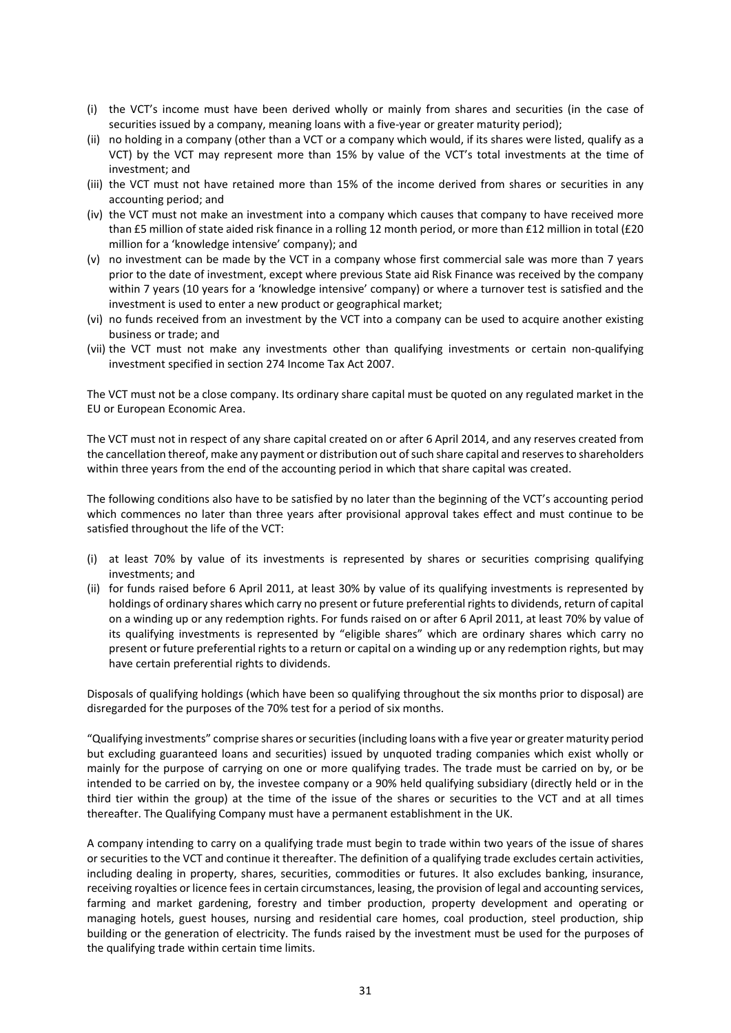(i) the VCT's income must have been derived wholly or mainly from shares and securities (in the case of securities issued by a company, meaning loans with a five-year or greater maturity period);
(ii) no holding in a company (other than a VCT or a company which would, if its shares were listed, qualify as a VCT) by the VCT may represent more than 15% by value of the VCT's total investments at the time of investment; and
(iii) the VCT must not have retained more than 15% of the income derived from shares or securities in any accounting period; and
(iv) the VCT must not make an investment into a company which causes that company to have received more than £5 million of state aided risk finance in a rolling 12 month period, or more than £12 million in total (£20 million for a 'knowledge intensive' company); and
(v) no investment can be made by the VCT in a company whose first commercial sale was more than 7 years prior to the date of investment, except where previous State aid Risk Finance was received by the company within 7 years (10 years for a 'knowledge intensive' company) or where a turnover test is satisfied and the investment is used to enter a new product or geographical market;
(vi) no funds received from an investment by the VCT into a company can be used to acquire another existing business or trade; and
(vii) the VCT must not make any investments other than qualifying investments or certain non-qualifying investment specified in section 274 Income Tax Act 2007.

The VCT must not be a close company. Its ordinary share capital must be quoted on any regulated market in the EU or European Economic Area.

The VCT must not in respect of any share capital created on or after 6 April 2014, and any reserves created from the cancellation thereof, make any payment or distribution out of such share capital and reserves to shareholders within three years from the end of the accounting period in which that share capital was created.

The following conditions also have to be satisfied by no later than the beginning of the VCT's accounting period which commences no later than three years after provisional approval takes effect and must continue to be satisfied throughout the life of the VCT:

(i) at least 70% by value of its investments is represented by shares or securities comprising qualifying investments; and
(ii) for funds raised before 6 April 2011, at least 30% by value of its qualifying investments is represented by holdings of ordinary shares which carry no present or future preferential rights to dividends, return of capital on a winding up or any redemption rights. For funds raised on or after 6 April 2011, at least 70% by value of its qualifying investments is represented by "eligible shares" which are ordinary shares which carry no present or future preferential rights to a return or capital on a winding up or any redemption rights, but may have certain preferential rights to dividends.

Disposals of qualifying holdings (which have been so qualifying throughout the six months prior to disposal) are disregarded for the purposes of the 70% test for a period of six months.

"Qualifying investments" comprise shares or securities (including loans with a five year or greater maturity period but excluding guaranteed loans and securities) issued by unquoted trading companies which exist wholly or mainly for the purpose of carrying on one or more qualifying trades. The trade must be carried on by, or be intended to be carried on by, the investee company or a 90% held qualifying subsidiary (directly held or in the third tier within the group) at the time of the issue of the shares or securities to the VCT and at all times thereafter. The Qualifying Company must have a permanent establishment in the UK.

A company intending to carry on a qualifying trade must begin to trade within two years of the issue of shares or securities to the VCT and continue it thereafter. The definition of a qualifying trade excludes certain activities, including dealing in property, shares, securities, commodities or futures. It also excludes banking, insurance, receiving royalties or licence fees in certain circumstances, leasing, the provision of legal and accounting services, farming and market gardening, forestry and timber production, property development and operating or managing hotels, guest houses, nursing and residential care homes, coal production, steel production, ship building or the generation of electricity. The funds raised by the investment must be used for the purposes of the qualifying trade within certain time limits.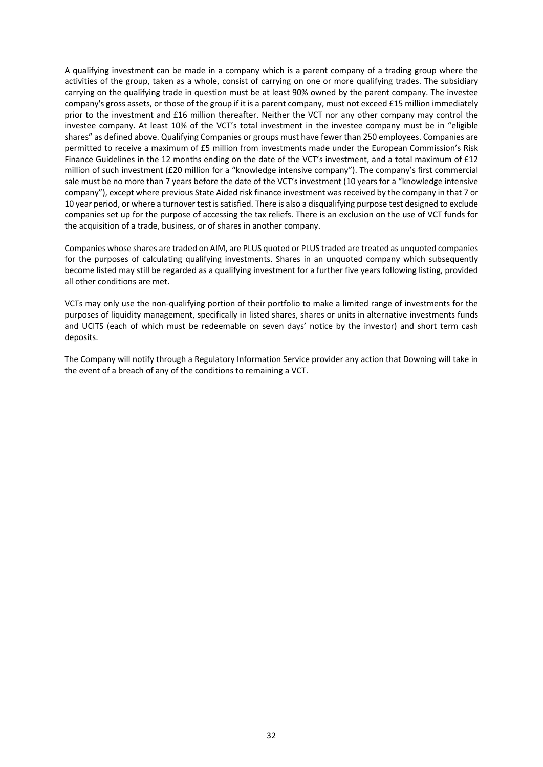A qualifying investment can be made in a company which is a parent company of a trading group where the activities of the group, taken as a whole, consist of carrying on one or more qualifying trades. The subsidiary carrying on the qualifying trade in question must be at least 90% owned by the parent company. The investee company's gross assets, or those of the group if it is a parent company, must not exceed £15 million immediately prior to the investment and £16 million thereafter. Neither the VCT nor any other company may control the investee company. At least 10% of the VCT's total investment in the investee company must be in "eligible shares" as defined above. Qualifying Companies or groups must have fewer than 250 employees. Companies are permitted to receive a maximum of £5 million from investments made under the European Commission's Risk Finance Guidelines in the 12 months ending on the date of the VCT's investment, and a total maximum of £12 million of such investment (£20 million for a "knowledge intensive company"). The company's first commercial sale must be no more than 7 years before the date of the VCT's investment (10 years for a "knowledge intensive company"), except where previous State Aided risk finance investment was received by the company in that 7 or 10 year period, or where a turnover test is satisfied. There is also a disqualifying purpose test designed to exclude companies set up for the purpose of accessing the tax reliefs. There is an exclusion on the use of VCT funds for the acquisition of a trade, business, or of shares in another company.

Companies whose shares are traded on AIM, are PLUS quoted or PLUS traded are treated as unquoted companies for the purposes of calculating qualifying investments. Shares in an unquoted company which subsequently become listed may still be regarded as a qualifying investment for a further five years following listing, provided all other conditions are met.

VCTs may only use the non-qualifying portion of their portfolio to make a limited range of investments for the purposes of liquidity management, specifically in listed shares, shares or units in alternative investments funds and UCITS (each of which must be redeemable on seven days' notice by the investor) and short term cash deposits.

The Company will notify through a Regulatory Information Service provider any action that Downing will take in the event of a breach of any of the conditions to remaining a VCT.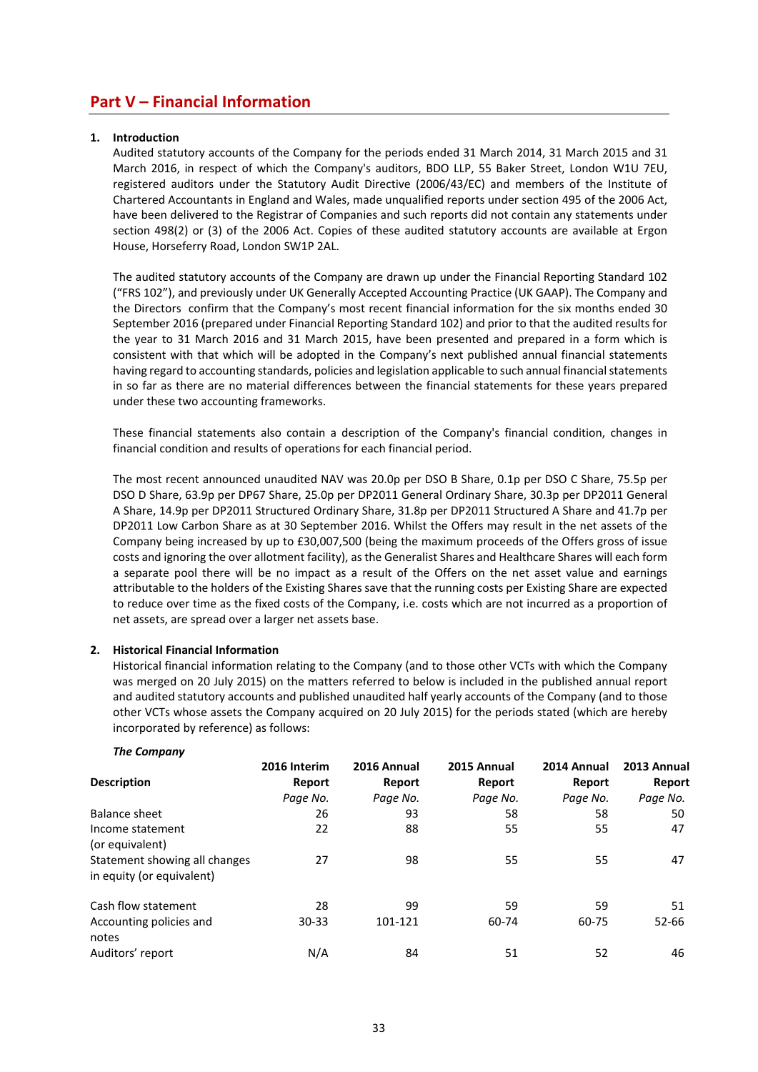# Part V – Financial Information

## 1. Introduction

Audited statutory accounts of the Company for the periods ended 31 March 2014, 31 March 2015 and 31 March 2016, in respect of which the Company's auditors, BDO LLP, 55 Baker Street, London W1U 7EU, registered auditors under the Statutory Audit Directive (2006/43/EC) and members of the Institute of Chartered Accountants in England and Wales, made unqualified reports under section 495 of the 2006 Act, have been delivered to the Registrar of Companies and such reports did not contain any statements under section 498(2) or (3) of the 2006 Act. Copies of these audited statutory accounts are available at Ergon House, Horseferry Road, London SW1P 2AL.

The audited statutory accounts of the Company are drawn up under the Financial Reporting Standard 102 ("FRS 102"), and previously under UK Generally Accepted Accounting Practice (UK GAAP). The Company and the Directors confirm that the Company's most recent financial information for the six months ended 30 September 2016 (prepared under Financial Reporting Standard 102) and prior to that the audited results for the year to 31 March 2016 and 31 March 2015, have been presented and prepared in a form which is consistent with that which will be adopted in the Company's next published annual financial statements having regard to accounting standards, policies and legislation applicable to such annual financial statements in so far as there are no material differences between the financial statements for these years prepared under these two accounting frameworks.

These financial statements also contain a description of the Company's financial condition, changes in financial condition and results of operations for each financial period.

The most recent announced unaudited NAV was 20.0p per DSO B Share, 0.1p per DSO C Share, 75.5p per DSO D Share, 63.9p per DP67 Share, 25.0p per DP2011 General Ordinary Share, 30.3p per DP2011 General A Share, 14.9p per DP2011 Structured Ordinary Share, 31.8p per DP2011 Structured A Share and 41.7p per DP2011 Low Carbon Share as at 30 September 2016. Whilst the Offers may result in the net assets of the Company being increased by up to £30,007,500 (being the maximum proceeds of the Offers gross of issue costs and ignoring the over allotment facility), as the Generalist Shares and Healthcare Shares will each form a separate pool there will be no impact as a result of the Offers on the net asset value and earnings attributable to the holders of the Existing Shares save that the running costs per Existing Share are expected to reduce over time as the fixed costs of the Company, i.e. costs which are not incurred as a proportion of net assets, are spread over a larger net assets base.

## 2. Historical Financial Information

Historical financial information relating to the Company (and to those other VCTs with which the Company was merged on 20 July 2015) on the matters referred to below is included in the published annual report and audited statutory accounts and published unaudited half yearly accounts of the Company (and to those other VCTs whose assets the Company acquired on 20 July 2015) for the periods stated (which are hereby incorporated by reference) as follows:

***The Company***

| Description | 2016 Interim Report | 2016 Annual Report | 2015 Annual Report | 2014 Annual Report | 2013 Annual Report |
|---|---|---|---|---|---|
| | *Page No.* | *Page No.* | *Page No.* | *Page No.* | *Page No.* |
| Balance sheet | 26 | 93 | 58 | 58 | 50 |
| Income statement (or equivalent) | 22 | 88 | 55 | 55 | 47 |
| Statement showing all changes in equity (or equivalent) | 27 | 98 | 55 | 55 | 47 |
| Cash flow statement | 28 | 99 | 59 | 59 | 51 |
| Accounting policies and notes | 30-33 | 101-121 | 60-74 | 60-75 | 52-66 |
| Auditors' report | N/A | 84 | 51 | 52 | 46 |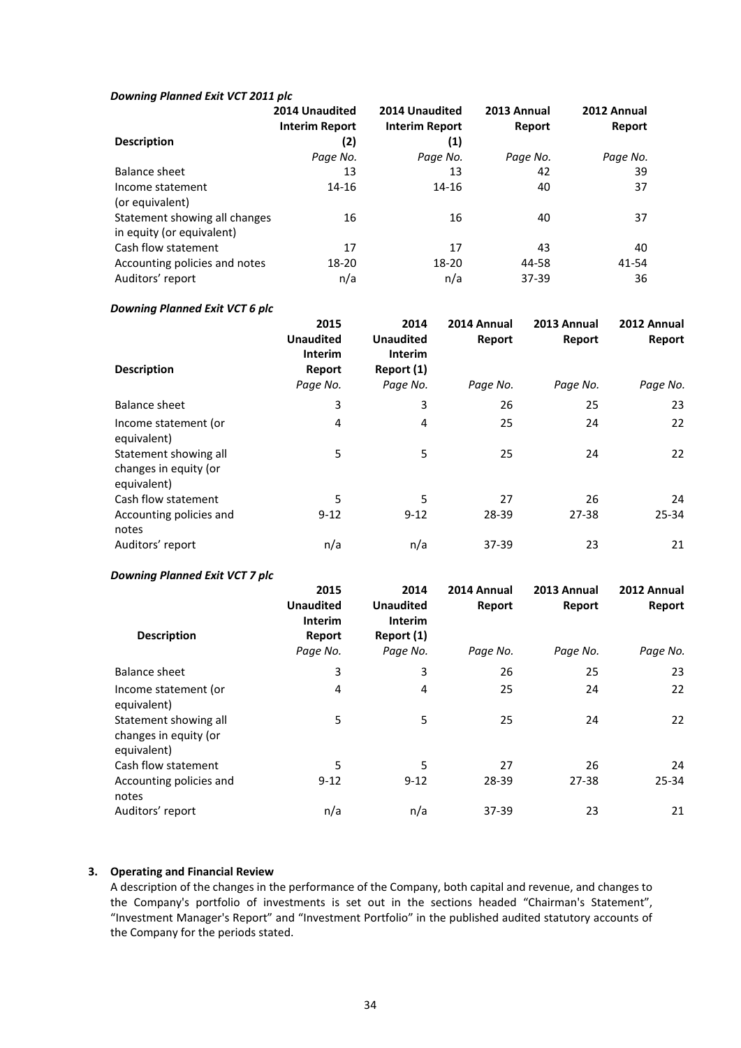*Downing Planned Exit VCT 2011 plc*

| Description | 2014 Unaudited Interim Report (2) | 2014 Unaudited Interim Report (1) | 2013 Annual Report | 2012 Annual Report |
|---|---|---|---|---|
| | *Page No.* | *Page No.* | *Page No.* | *Page No.* |
| Balance sheet | 13 | 13 | 42 | 39 |
| Income statement (or equivalent) | 14-16 | 14-16 | 40 | 37 |
| Statement showing all changes in equity (or equivalent) | 16 | 16 | 40 | 37 |
| Cash flow statement | 17 | 17 | 43 | 40 |
| Accounting policies and notes | 18-20 | 18-20 | 44-58 | 41-54 |
| Auditors' report | n/a | n/a | 37-39 | 36 |

*Downing Planned Exit VCT 6 plc*

| Description | 2015 Unaudited Interim Report | 2014 Unaudited Interim Report (1) | 2014 Annual Report | 2013 Annual Report | 2012 Annual Report |
|---|---|---|---|---|---|
| | *Page No.* | *Page No.* | *Page No.* | *Page No.* | *Page No.* |
| Balance sheet | 3 | 3 | 26 | 25 | 23 |
| Income statement (or equivalent) | 4 | 4 | 25 | 24 | 22 |
| Statement showing all changes in equity (or equivalent) | 5 | 5 | 25 | 24 | 22 |
| Cash flow statement | 5 | 5 | 27 | 26 | 24 |
| Accounting policies and notes | 9-12 | 9-12 | 28-39 | 27-38 | 25-34 |
| Auditors' report | n/a | n/a | 37-39 | 23 | 21 |

*Downing Planned Exit VCT 7 plc*

| Description | 2015 Unaudited Interim Report | 2014 Unaudited Interim Report (1) | 2014 Annual Report | 2013 Annual Report | 2012 Annual Report |
|---|---|---|---|---|---|
| | *Page No.* | *Page No.* | *Page No.* | *Page No.* | *Page No.* |
| Balance sheet | 3 | 3 | 26 | 25 | 23 |
| Income statement (or equivalent) | 4 | 4 | 25 | 24 | 22 |
| Statement showing all changes in equity (or equivalent) | 5 | 5 | 25 | 24 | 22 |
| Cash flow statement | 5 | 5 | 27 | 26 | 24 |
| Accounting policies and notes | 9-12 | 9-12 | 28-39 | 27-38 | 25-34 |
| Auditors' report | n/a | n/a | 37-39 | 23 | 21 |

**3. Operating and Financial Review**

A description of the changes in the performance of the Company, both capital and revenue, and changes to the Company's portfolio of investments is set out in the sections headed "Chairman's Statement", "Investment Manager's Report" and "Investment Portfolio" in the published audited statutory accounts of the Company for the periods stated.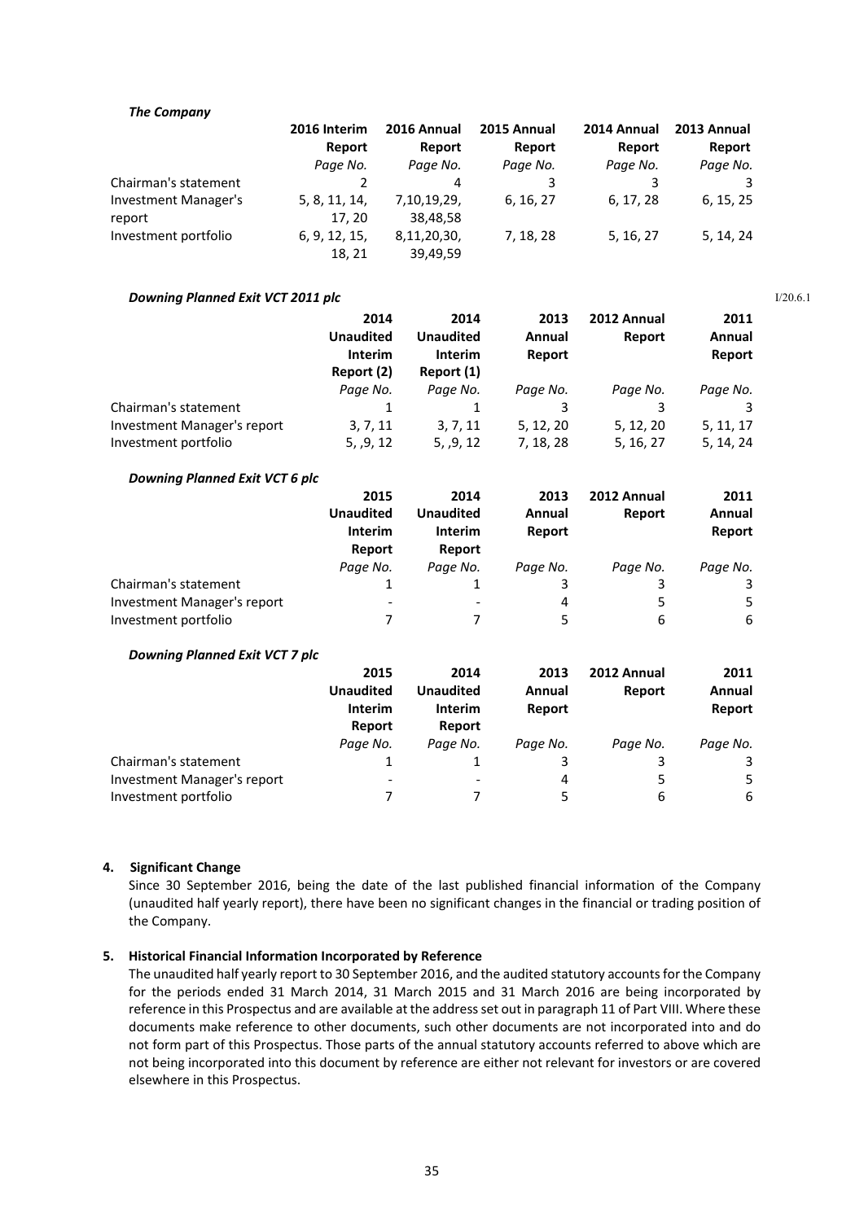***The Company***

| | 2016 Interim Report | 2016 Annual Report | 2015 Annual Report | 2014 Annual Report | 2013 Annual Report |
|---|---|---|---|---|---|
| | *Page No.* | *Page No.* | *Page No.* | *Page No.* | *Page No.* |
| Chairman's statement | 2 | 4 | 3 | 3 | 3 |
| Investment Manager's report | 5, 8, 11, 14, 17, 20 | 7,10,19,29, 38,48,58 | 6, 16, 27 | 6, 17, 28 | 6, 15, 25 |
| Investment portfolio | 6, 9, 12, 15, 18, 21 | 8,11,20,30, 39,49,59 | 7, 18, 28 | 5, 16, 27 | 5, 14, 24 |

***Downing Planned Exit VCT 2011 plc***

I/20.6.1

| | 2014 Unaudited Interim Report (2) | 2014 Unaudited Interim Report (1) | 2013 Annual Report | 2012 Annual Report | 2011 Annual Report |
|---|---|---|---|---|---|
| | *Page No.* | *Page No.* | *Page No.* | *Page No.* | *Page No.* |
| Chairman's statement | 1 | 1 | 3 | 3 | 3 |
| Investment Manager's report | 3, 7, 11 | 3, 7, 11 | 5, 12, 20 | 5, 12, 20 | 5, 11, 17 |
| Investment portfolio | 5, ,9, 12 | 5, ,9, 12 | 7, 18, 28 | 5, 16, 27 | 5, 14, 24 |

***Downing Planned Exit VCT 6 plc***

| | 2015 Unaudited Interim Report | 2014 Unaudited Interim Report | 2013 Annual Report | 2012 Annual Report | 2011 Annual Report |
|---|---|---|---|---|---|
| | *Page No.* | *Page No.* | *Page No.* | *Page No.* | *Page No.* |
| Chairman's statement | 1 | 1 | 3 | 3 | 3 |
| Investment Manager's report | - | - | 4 | 5 | 5 |
| Investment portfolio | 7 | 7 | 5 | 6 | 6 |

***Downing Planned Exit VCT 7 plc***

| | 2015 Unaudited Interim Report | 2014 Unaudited Interim Report | 2013 Annual Report | 2012 Annual Report | 2011 Annual Report |
|---|---|---|---|---|---|
| | *Page No.* | *Page No.* | *Page No.* | *Page No.* | *Page No.* |
| Chairman's statement | 1 | 1 | 3 | 3 | 3 |
| Investment Manager's report | - | - | 4 | 5 | 5 |
| Investment portfolio | 7 | 7 | 5 | 6 | 6 |

**4. Significant Change**

Since 30 September 2016, being the date of the last published financial information of the Company (unaudited half yearly report), there have been no significant changes in the financial or trading position of the Company.

**5. Historical Financial Information Incorporated by Reference**

The unaudited half yearly report to 30 September 2016, and the audited statutory accounts for the Company for the periods ended 31 March 2014, 31 March 2015 and 31 March 2016 are being incorporated by reference in this Prospectus and are available at the address set out in paragraph 11 of Part VIII. Where these documents make reference to other documents, such other documents are not incorporated into and do not form part of this Prospectus. Those parts of the annual statutory accounts referred to above which are not being incorporated into this document by reference are either not relevant for investors or are covered elsewhere in this Prospectus.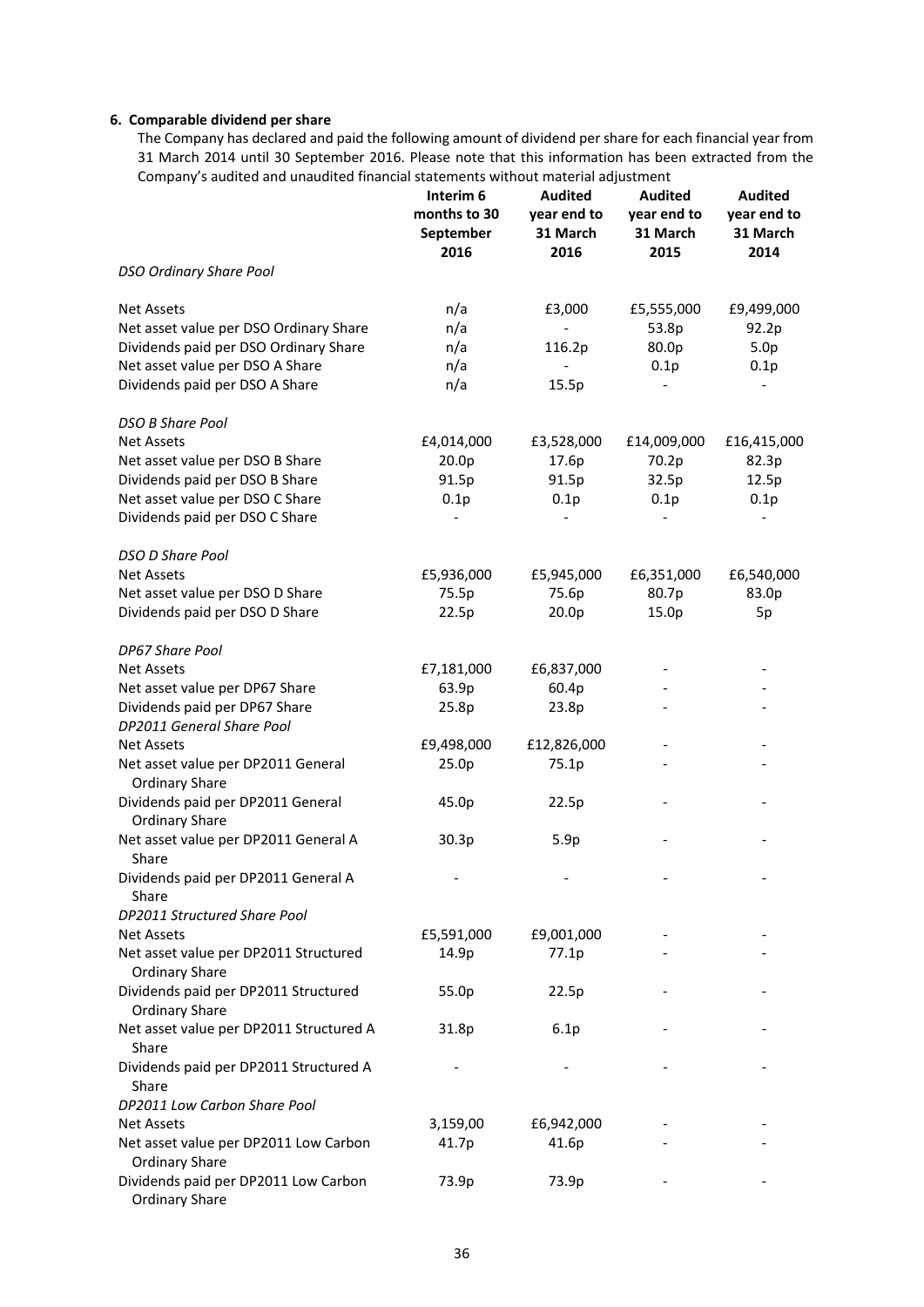**6. Comparable dividend per share**

The Company has declared and paid the following amount of dividend per share for each financial year from 31 March 2014 until 30 September 2016. Please note that this information has been extracted from the Company's audited and unaudited financial statements without material adjustment

| | Interim 6 months to 30 September 2016 | Audited year end to 31 March 2016 | Audited year end to 31 March 2015 | Audited year end to 31 March 2014 |
|---|---|---|---|---|
| *DSO Ordinary Share Pool* | | | | |
| Net Assets | n/a | £3,000 | £5,555,000 | £9,499,000 |
| Net asset value per DSO Ordinary Share | n/a | - | 53.8p | 92.2p |
| Dividends paid per DSO Ordinary Share | n/a | 116.2p | 80.0p | 5.0p |
| Net asset value per DSO A Share | n/a | - | 0.1p | 0.1p |
| Dividends paid per DSO A Share | n/a | 15.5p | - | - |
| *DSO B Share Pool* | | | | |
| Net Assets | £4,014,000 | £3,528,000 | £14,009,000 | £16,415,000 |
| Net asset value per DSO B Share | 20.0p | 17.6p | 70.2p | 82.3p |
| Dividends paid per DSO B Share | 91.5p | 91.5p | 32.5p | 12.5p |
| Net asset value per DSO C Share | 0.1p | 0.1p | 0.1p | 0.1p |
| Dividends paid per DSO C Share | - | - | - | - |
| *DSO D Share Pool* | | | | |
| Net Assets | £5,936,000 | £5,945,000 | £6,351,000 | £6,540,000 |
| Net asset value per DSO D Share | 75.5p | 75.6p | 80.7p | 83.0p |
| Dividends paid per DSO D Share | 22.5p | 20.0p | 15.0p | 5p |
| *DP67 Share Pool* | | | | |
| Net Assets | £7,181,000 | £6,837,000 | - | - |
| Net asset value per DP67 Share | 63.9p | 60.4p | - | - |
| Dividends paid per DP67 Share | 25.8p | 23.8p | - | - |
| *DP2011 General Share Pool* | | | | |
| Net Assets | £9,498,000 | £12,826,000 | - | - |
| Net asset value per DP2011 General Ordinary Share | 25.0p | 75.1p | - | - |
| Dividends paid per DP2011 General Ordinary Share | 45.0p | 22.5p | - | - |
| Net asset value per DP2011 General A Share | 30.3p | 5.9p | - | - |
| Dividends paid per DP2011 General A Share | - | - | - | - |
| *DP2011 Structured Share Pool* | | | | |
| Net Assets | £5,591,000 | £9,001,000 | - | - |
| Net asset value per DP2011 Structured Ordinary Share | 14.9p | 77.1p | - | - |
| Dividends paid per DP2011 Structured Ordinary Share | 55.0p | 22.5p | - | - |
| Net asset value per DP2011 Structured A Share | 31.8p | 6.1p | - | - |
| Dividends paid per DP2011 Structured A Share | - | - | - | - |
| *DP2011 Low Carbon Share Pool* | | | | |
| Net Assets | 3,159,00 | £6,942,000 | - | - |
| Net asset value per DP2011 Low Carbon Ordinary Share | 41.7p | 41.6p | - | - |
| Dividends paid per DP2011 Low Carbon Ordinary Share | 73.9p | 73.9p | - | - |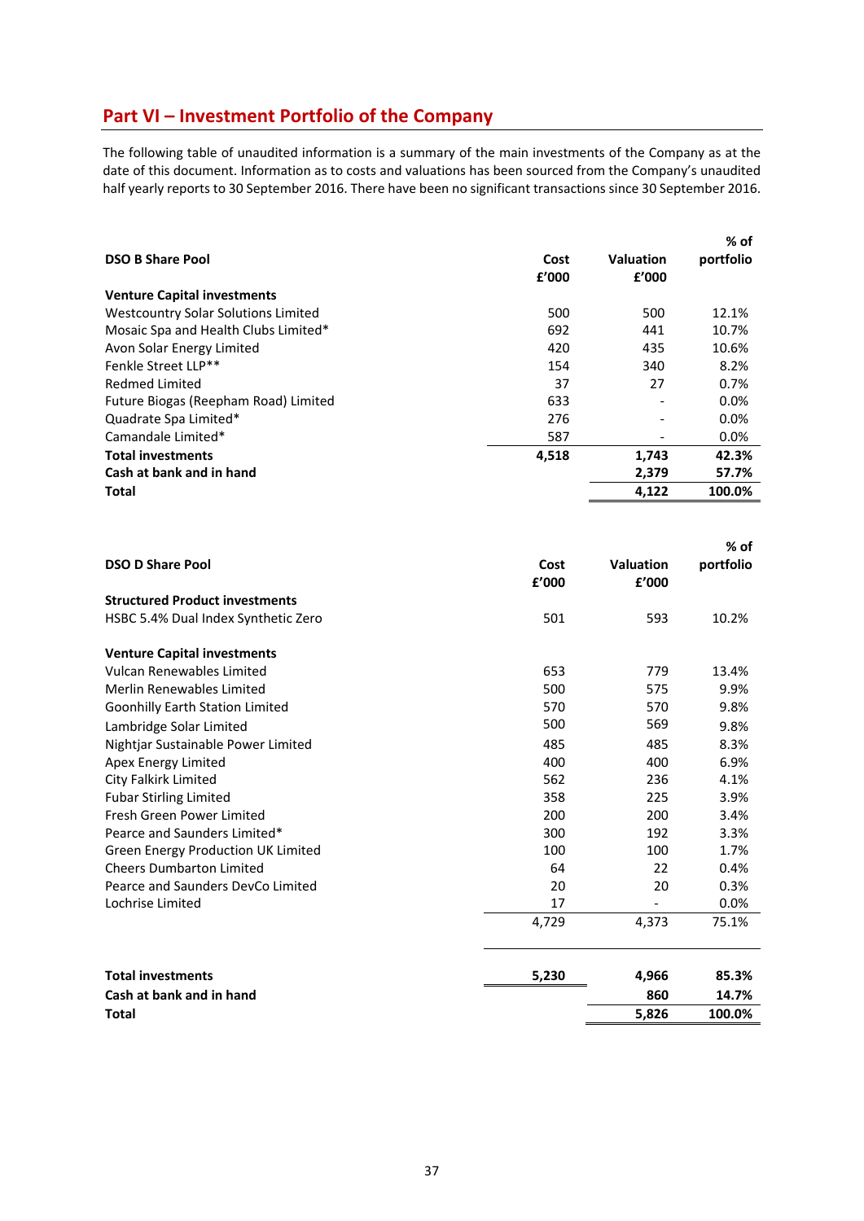## Part VI – Investment Portfolio of the Company

The following table of unaudited information is a summary of the main investments of the Company as at the date of this document. Information as to costs and valuations has been sourced from the Company's unaudited half yearly reports to 30 September 2016. There have been no significant transactions since 30 September 2016.

| DSO B Share Pool | Cost £'000 | Valuation £'000 | % of portfolio |
|---|---|---|---|
| **Venture Capital investments** | | | |
| Westcountry Solar Solutions Limited | 500 | 500 | 12.1% |
| Mosaic Spa and Health Clubs Limited* | 692 | 441 | 10.7% |
| Avon Solar Energy Limited | 420 | 435 | 10.6% |
| Fenkle Street LLP** | 154 | 340 | 8.2% |
| Redmed Limited | 37 | 27 | 0.7% |
| Future Biogas (Reepham Road) Limited | 633 | - | 0.0% |
| Quadrate Spa Limited* | 276 | - | 0.0% |
| Camandale Limited* | 587 | - | 0.0% |
| **Total investments** | **4,518** | **1,743** | **42.3%** |
| **Cash at bank and in hand** | | **2,379** | **57.7%** |
| **Total** | | **4,122** | **100.0%** |

| DSO D Share Pool | Cost £'000 | Valuation £'000 | % of portfolio |
|---|---|---|---|
| **Structured Product investments** | | | |
| HSBC 5.4% Dual Index Synthetic Zero | 501 | 593 | 10.2% |
| **Venture Capital investments** | | | |
| Vulcan Renewables Limited | 653 | 779 | 13.4% |
| Merlin Renewables Limited | 500 | 575 | 9.9% |
| Goonhilly Earth Station Limited | 570 | 570 | 9.8% |
| Lambridge Solar Limited | 500 | 569 | 9.8% |
| Nightjar Sustainable Power Limited | 485 | 485 | 8.3% |
| Apex Energy Limited | 400 | 400 | 6.9% |
| City Falkirk Limited | 562 | 236 | 4.1% |
| Fubar Stirling Limited | 358 | 225 | 3.9% |
| Fresh Green Power Limited | 200 | 200 | 3.4% |
| Pearce and Saunders Limited* | 300 | 192 | 3.3% |
| Green Energy Production UK Limited | 100 | 100 | 1.7% |
| Cheers Dumbarton Limited | 64 | 22 | 0.4% |
| Pearce and Saunders DevCo Limited | 20 | 20 | 0.3% |
| Lochrise Limited | 17 | - | 0.0% |
| | 4,729 | 4,373 | 75.1% |
| **Total investments** | **5,230** | **4,966** | **85.3%** |
| **Cash at bank and in hand** | | **860** | **14.7%** |
| **Total** | | **5,826** | **100.0%** |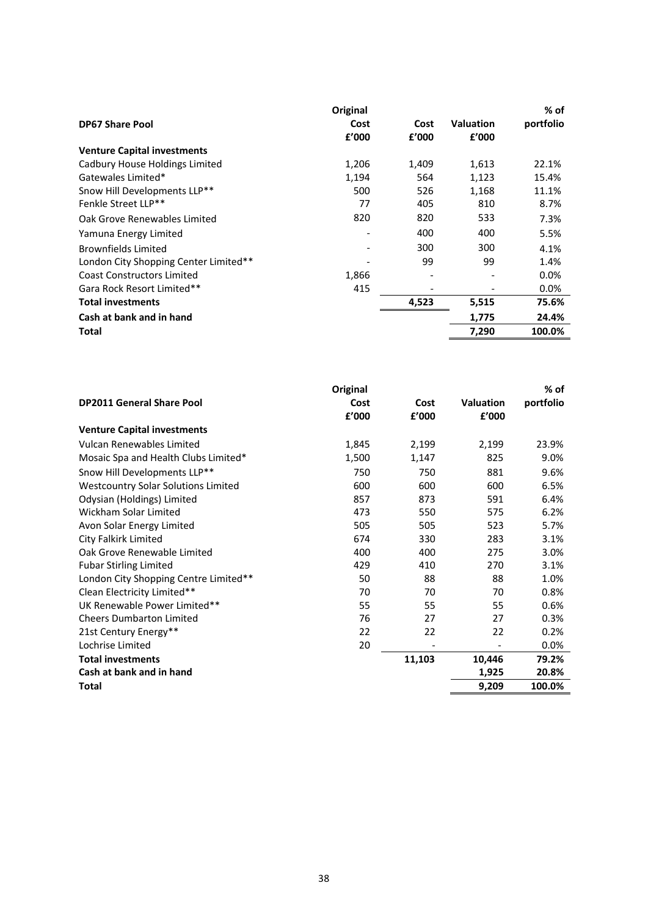| DP67 Share Pool | Original Cost £'000 | Cost £'000 | Valuation £'000 | % of portfolio |
|---|---|---|---|---|
| **Venture Capital investments** | | | | |
| Cadbury House Holdings Limited | 1,206 | 1,409 | 1,613 | 22.1% |
| Gatewales Limited* | 1,194 | 564 | 1,123 | 15.4% |
| Snow Hill Developments LLP** | 500 | 526 | 1,168 | 11.1% |
| Fenkle Street LLP** | 77 | 405 | 810 | 8.7% |
| Oak Grove Renewables Limited | 820 | 820 | 533 | 7.3% |
| Yamuna Energy Limited | - | 400 | 400 | 5.5% |
| Brownfields Limited | - | 300 | 300 | 4.1% |
| London City Shopping Center Limited** | - | 99 | 99 | 1.4% |
| Coast Constructors Limited | 1,866 | - | - | 0.0% |
| Gara Rock Resort Limited** | 415 | - | - | 0.0% |
| **Total investments** | | **4,523** | **5,515** | **75.6%** |
| **Cash at bank and in hand** | | | **1,775** | **24.4%** |
| **Total** | | | **7,290** | **100.0%** |

| DP2011 General Share Pool | Original Cost £'000 | Cost £'000 | Valuation £'000 | % of portfolio |
|---|---|---|---|---|
| **Venture Capital investments** | | | | |
| Vulcan Renewables Limited | 1,845 | 2,199 | 2,199 | 23.9% |
| Mosaic Spa and Health Clubs Limited* | 1,500 | 1,147 | 825 | 9.0% |
| Snow Hill Developments LLP** | 750 | 750 | 881 | 9.6% |
| Westcountry Solar Solutions Limited | 600 | 600 | 600 | 6.5% |
| Odysian (Holdings) Limited | 857 | 873 | 591 | 6.4% |
| Wickham Solar Limited | 473 | 550 | 575 | 6.2% |
| Avon Solar Energy Limited | 505 | 505 | 523 | 5.7% |
| City Falkirk Limited | 674 | 330 | 283 | 3.1% |
| Oak Grove Renewable Limited | 400 | 400 | 275 | 3.0% |
| Fubar Stirling Limited | 429 | 410 | 270 | 3.1% |
| London City Shopping Centre Limited** | 50 | 88 | 88 | 1.0% |
| Clean Electricity Limited** | 70 | 70 | 70 | 0.8% |
| UK Renewable Power Limited** | 55 | 55 | 55 | 0.6% |
| Cheers Dumbarton Limited | 76 | 27 | 27 | 0.3% |
| 21st Century Energy** | 22 | 22 | 22 | 0.2% |
| Lochrise Limited | 20 | - | - | 0.0% |
| **Total investments** | | **11,103** | **10,446** | **79.2%** |
| **Cash at bank and in hand** | | | **1,925** | **20.8%** |
| **Total** | | | **9,209** | **100.0%** |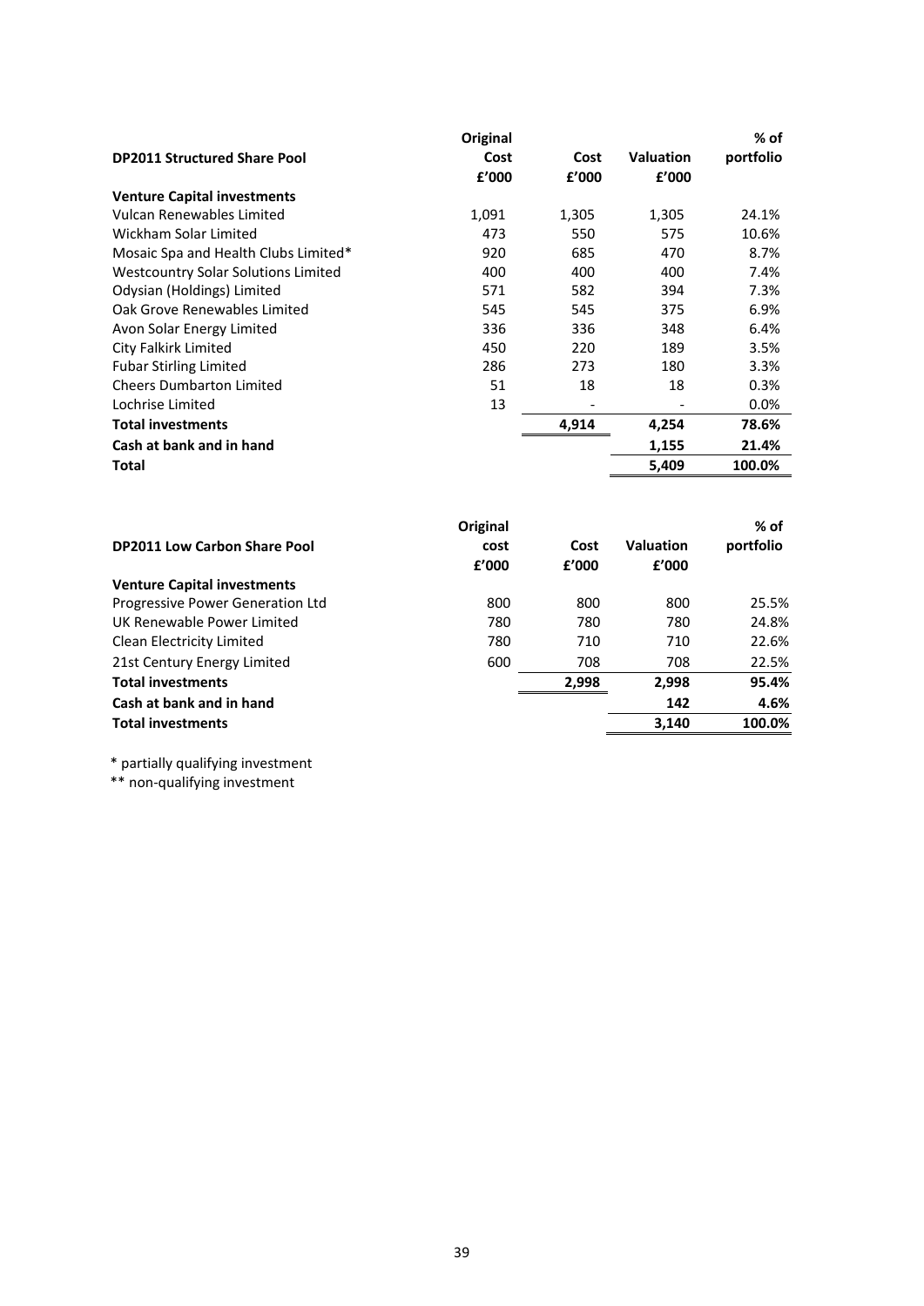| DP2011 Structured Share Pool | Original Cost £'000 | Cost £'000 | Valuation £'000 | % of portfolio |
|---|---|---|---|---|
| **Venture Capital investments** | | | | |
| Vulcan Renewables Limited | 1,091 | 1,305 | 1,305 | 24.1% |
| Wickham Solar Limited | 473 | 550 | 575 | 10.6% |
| Mosaic Spa and Health Clubs Limited* | 920 | 685 | 470 | 8.7% |
| Westcountry Solar Solutions Limited | 400 | 400 | 400 | 7.4% |
| Odysian (Holdings) Limited | 571 | 582 | 394 | 7.3% |
| Oak Grove Renewables Limited | 545 | 545 | 375 | 6.9% |
| Avon Solar Energy Limited | 336 | 336 | 348 | 6.4% |
| City Falkirk Limited | 450 | 220 | 189 | 3.5% |
| Fubar Stirling Limited | 286 | 273 | 180 | 3.3% |
| Cheers Dumbarton Limited | 51 | 18 | 18 | 0.3% |
| Lochrise Limited | 13 | - | - | 0.0% |
| **Total investments** | | **4,914** | **4,254** | **78.6%** |
| **Cash at bank and in hand** | | | **1,155** | **21.4%** |
| **Total** | | | **5,409** | **100.0%** |

| DP2011 Low Carbon Share Pool | Original cost £'000 | Cost £'000 | Valuation £'000 | % of portfolio |
|---|---|---|---|---|
| **Venture Capital investments** | | | | |
| Progressive Power Generation Ltd | 800 | 800 | 800 | 25.5% |
| UK Renewable Power Limited | 780 | 780 | 780 | 24.8% |
| Clean Electricity Limited | 780 | 710 | 710 | 22.6% |
| 21st Century Energy Limited | 600 | 708 | 708 | 22.5% |
| **Total investments** | | **2,998** | **2,998** | **95.4%** |
| **Cash at bank and in hand** | | | **142** | **4.6%** |
| **Total investments** | | | **3,140** | **100.0%** |

\* partially qualifying investment

\*\* non-qualifying investment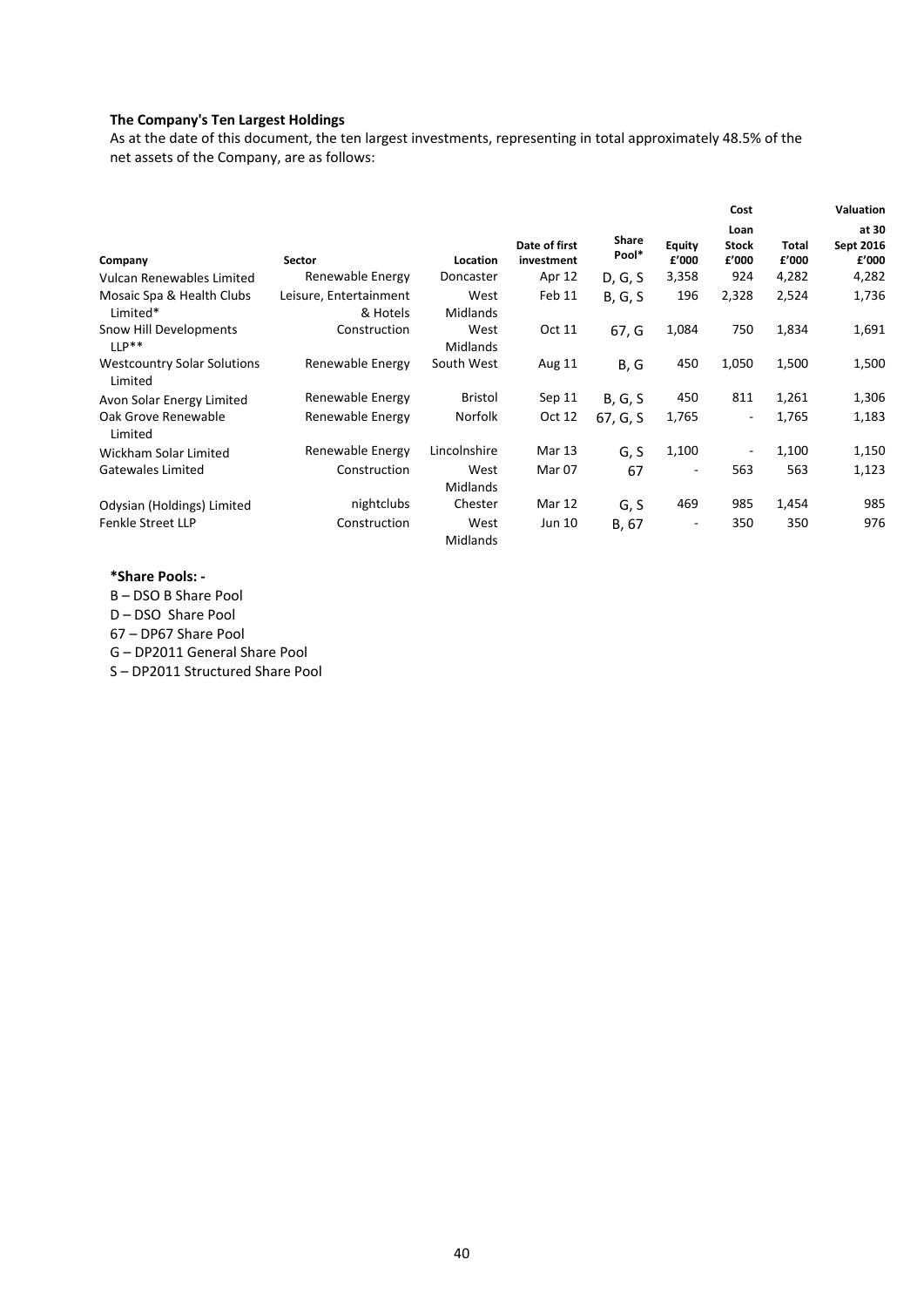**The Company's Ten Largest Holdings**

As at the date of this document, the ten largest investments, representing in total approximately 48.5% of the net assets of the Company, are as follows:

| Company | Sector | Location | Date of first investment | Share Pool* | Cost | | | Valuation |
|---|---|---|---|---|---|---|---|---|
| | | | | | Equity £'000 | Loan Stock £'000 | Total £'000 | at 30 Sept 2016 £'000 |
| Vulcan Renewables Limited | Renewable Energy | Doncaster | Apr 12 | D, G, S | 3,358 | 924 | 4,282 | 4,282 |
| Mosaic Spa & Health Clubs Limited* | Leisure, Entertainment & Hotels | West Midlands | Feb 11 | B, G, S | 196 | 2,328 | 2,524 | 1,736 |
| Snow Hill Developments LLP** | Construction | West Midlands | Oct 11 | 67, G | 1,084 | 750 | 1,834 | 1,691 |
| Westcountry Solar Solutions Limited | Renewable Energy | South West | Aug 11 | B, G | 450 | 1,050 | 1,500 | 1,500 |
| Avon Solar Energy Limited | Renewable Energy | Bristol | Sep 11 | B, G, S | 450 | 811 | 1,261 | 1,306 |
| Oak Grove Renewable Limited | Renewable Energy | Norfolk | Oct 12 | 67, G, S | 1,765 | - | 1,765 | 1,183 |
| Wickham Solar Limited | Renewable Energy | Lincolnshire | Mar 13 | G, S | 1,100 | - | 1,100 | 1,150 |
| Gatewales Limited | Construction | West Midlands | Mar 07 | 67 | - | 563 | 563 | 1,123 |
| Odysian (Holdings) Limited | nightclubs | Chester | Mar 12 | G, S | 469 | 985 | 1,454 | 985 |
| Fenkle Street LLP | Construction | West Midlands | Jun 10 | B, 67 | - | 350 | 350 | 976 |

**\*Share Pools: -**

B – DSO B Share Pool
D – DSO Share Pool
67 – DP67 Share Pool
G – DP2011 General Share Pool
S – DP2011 Structured Share Pool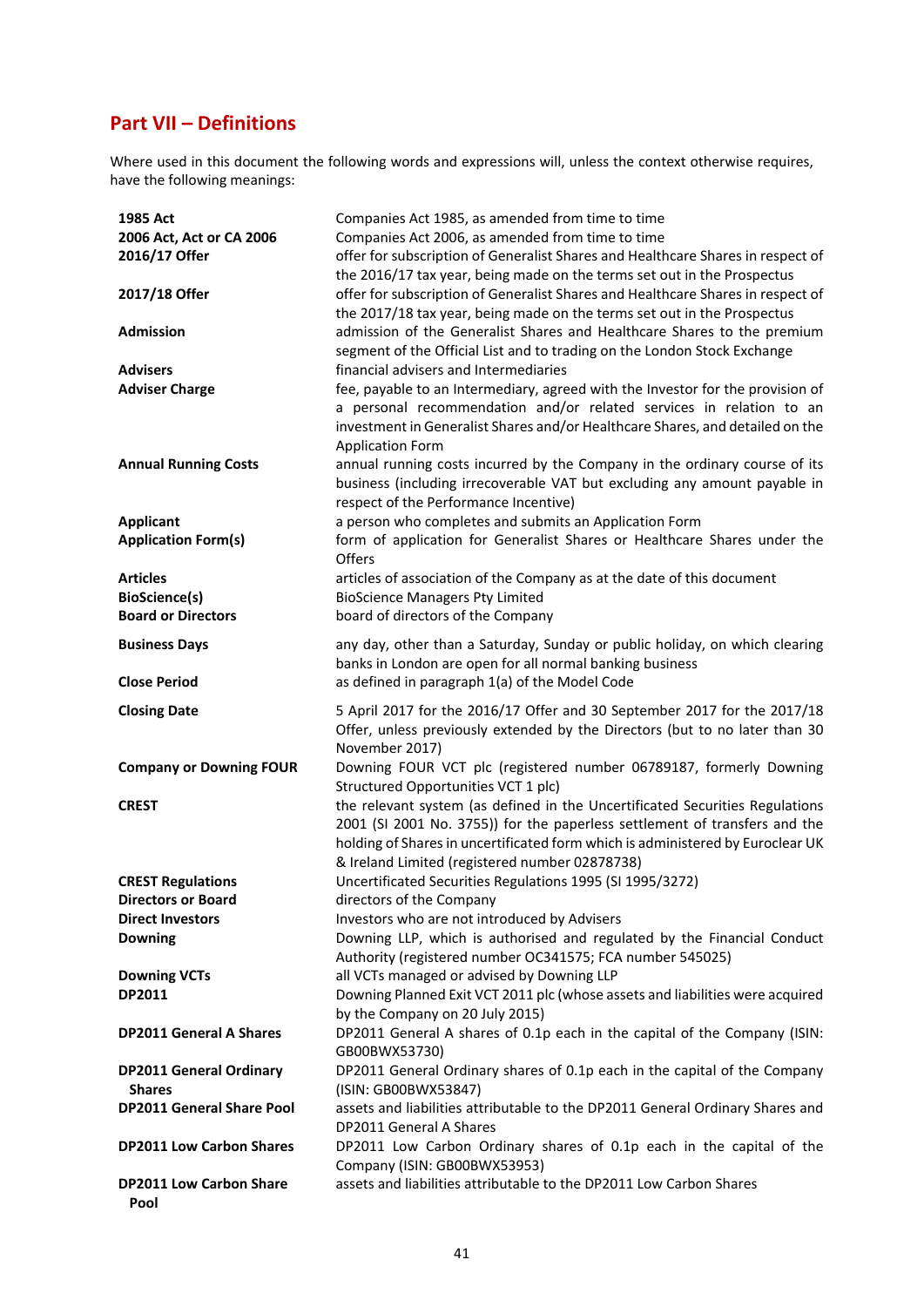## Part VII – Definitions

Where used in this document the following words and expressions will, unless the context otherwise requires, have the following meanings:

| | |
|---|---|
| **1985 Act** | Companies Act 1985, as amended from time to time |
| **2006 Act, Act or CA 2006** | Companies Act 2006, as amended from time to time |
| **2016/17 Offer** | offer for subscription of Generalist Shares and Healthcare Shares in respect of the 2016/17 tax year, being made on the terms set out in the Prospectus |
| **2017/18 Offer** | offer for subscription of Generalist Shares and Healthcare Shares in respect of the 2017/18 tax year, being made on the terms set out in the Prospectus |
| **Admission** | admission of the Generalist Shares and Healthcare Shares to the premium segment of the Official List and to trading on the London Stock Exchange |
| **Advisers** | financial advisers and Intermediaries |
| **Adviser Charge** | fee, payable to an Intermediary, agreed with the Investor for the provision of a personal recommendation and/or related services in relation to an investment in Generalist Shares and/or Healthcare Shares, and detailed on the Application Form |
| **Annual Running Costs** | annual running costs incurred by the Company in the ordinary course of its business (including irrecoverable VAT but excluding any amount payable in respect of the Performance Incentive) |
| **Applicant** | a person who completes and submits an Application Form |
| **Application Form(s)** | form of application for Generalist Shares or Healthcare Shares under the Offers |
| **Articles** | articles of association of the Company as at the date of this document |
| **BioScience(s)** | BioScience Managers Pty Limited |
| **Board or Directors** | board of directors of the Company |
| **Business Days** | any day, other than a Saturday, Sunday or public holiday, on which clearing banks in London are open for all normal banking business |
| **Close Period** | as defined in paragraph 1(a) of the Model Code |
| **Closing Date** | 5 April 2017 for the 2016/17 Offer and 30 September 2017 for the 2017/18 Offer, unless previously extended by the Directors (but to no later than 30 November 2017) |
| **Company or Downing FOUR** | Downing FOUR VCT plc (registered number 06789187, formerly Downing Structured Opportunities VCT 1 plc) |
| **CREST** | the relevant system (as defined in the Uncertificated Securities Regulations 2001 (SI 2001 No. 3755)) for the paperless settlement of transfers and the holding of Shares in uncertificated form which is administered by Euroclear UK & Ireland Limited (registered number 02878738) |
| **CREST Regulations** | Uncertificated Securities Regulations 1995 (SI 1995/3272) |
| **Directors or Board** | directors of the Company |
| **Direct Investors** | Investors who are not introduced by Advisers |
| **Downing** | Downing LLP, which is authorised and regulated by the Financial Conduct Authority (registered number OC341575; FCA number 545025) |
| **Downing VCTs** | all VCTs managed or advised by Downing LLP |
| **DP2011** | Downing Planned Exit VCT 2011 plc (whose assets and liabilities were acquired by the Company on 20 July 2015) |
| **DP2011 General A Shares** | DP2011 General A shares of 0.1p each in the capital of the Company (ISIN: GB00BWX53730) |
| **DP2011 General Ordinary Shares** | DP2011 General Ordinary shares of 0.1p each in the capital of the Company (ISIN: GB00BWX53847) |
| **DP2011 General Share Pool** | assets and liabilities attributable to the DP2011 General Ordinary Shares and DP2011 General A Shares |
| **DP2011 Low Carbon Shares** | DP2011 Low Carbon Ordinary shares of 0.1p each in the capital of the Company (ISIN: GB00BWX53953) |
| **DP2011 Low Carbon Share Pool** | assets and liabilities attributable to the DP2011 Low Carbon Shares |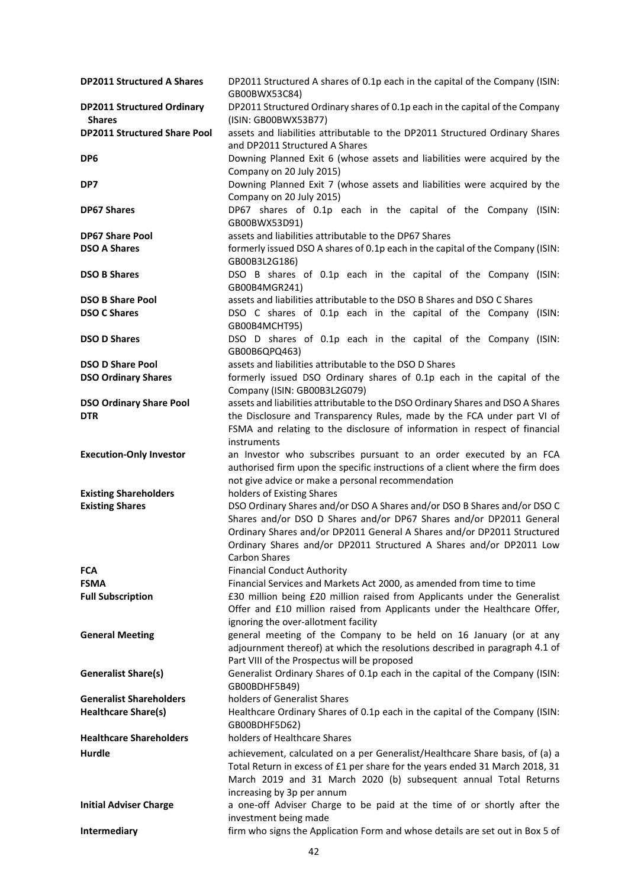| | |
|---|---|
| **DP2011 Structured A Shares** | DP2011 Structured A shares of 0.1p each in the capital of the Company (ISIN: GB00BWX53C84) |
| **DP2011 Structured Ordinary Shares** | DP2011 Structured Ordinary shares of 0.1p each in the capital of the Company (ISIN: GB00BWX53B77) |
| **DP2011 Structured Share Pool** | assets and liabilities attributable to the DP2011 Structured Ordinary Shares and DP2011 Structured A Shares |
| **DP6** | Downing Planned Exit 6 (whose assets and liabilities were acquired by the Company on 20 July 2015) |
| **DP7** | Downing Planned Exit 7 (whose assets and liabilities were acquired by the Company on 20 July 2015) |
| **DP67 Shares** | DP67 shares of 0.1p each in the capital of the Company (ISIN: GB00BWX53D91) |
| **DP67 Share Pool** | assets and liabilities attributable to the DP67 Shares |
| **DSO A Shares** | formerly issued DSO A shares of 0.1p each in the capital of the Company (ISIN: GB00B3L2G186) |
| **DSO B Shares** | DSO B shares of 0.1p each in the capital of the Company (ISIN: GB00B4MGR241) |
| **DSO B Share Pool** | assets and liabilities attributable to the DSO B Shares and DSO C Shares |
| **DSO C Shares** | DSO C shares of 0.1p each in the capital of the Company (ISIN: GB00B4MCHT95) |
| **DSO D Shares** | DSO D shares of 0.1p each in the capital of the Company (ISIN: GB00B6QPQ463) |
| **DSO D Share Pool** | assets and liabilities attributable to the DSO D Shares |
| **DSO Ordinary Shares** | formerly issued DSO Ordinary shares of 0.1p each in the capital of the Company (ISIN: GB00B3L2G079) |
| **DSO Ordinary Share Pool** | assets and liabilities attributable to the DSO Ordinary Shares and DSO A Shares |
| **DTR** | the Disclosure and Transparency Rules, made by the FCA under part VI of FSMA and relating to the disclosure of information in respect of financial instruments |
| **Execution-Only Investor** | an Investor who subscribes pursuant to an order executed by an FCA authorised firm upon the specific instructions of a client where the firm does not give advice or make a personal recommendation |
| **Existing Shareholders** | holders of Existing Shares |
| **Existing Shares** | DSO Ordinary Shares and/or DSO A Shares and/or DSO B Shares and/or DSO C Shares and/or DSO D Shares and/or DP67 Shares and/or DP2011 General Ordinary Shares and/or DP2011 General A Shares and/or DP2011 Structured Ordinary Shares and/or DP2011 Structured A Shares and/or DP2011 Low Carbon Shares |
| **FCA** | Financial Conduct Authority |
| **FSMA** | Financial Services and Markets Act 2000, as amended from time to time |
| **Full Subscription** | £30 million being £20 million raised from Applicants under the Generalist Offer and £10 million raised from Applicants under the Healthcare Offer, ignoring the over-allotment facility |
| **General Meeting** | general meeting of the Company to be held on 16 January (or at any adjournment thereof) at which the resolutions described in paragraph 4.1 of Part VIII of the Prospectus will be proposed |
| **Generalist Share(s)** | Generalist Ordinary Shares of 0.1p each in the capital of the Company (ISIN: GB00BDHF5B49) |
| **Generalist Shareholders** | holders of Generalist Shares |
| **Healthcare Share(s)** | Healthcare Ordinary Shares of 0.1p each in the capital of the Company (ISIN: GB00BDHF5D62) |
| **Healthcare Shareholders** | holders of Healthcare Shares |
| **Hurdle** | achievement, calculated on a per Generalist/Healthcare Share basis, of (a) a Total Return in excess of £1 per share for the years ended 31 March 2018, 31 March 2019 and 31 March 2020 (b) subsequent annual Total Returns increasing by 3p per annum |
| **Initial Adviser Charge** | a one-off Adviser Charge to be paid at the time of or shortly after the investment being made |
| **Intermediary** | firm who signs the Application Form and whose details are set out in Box 5 of |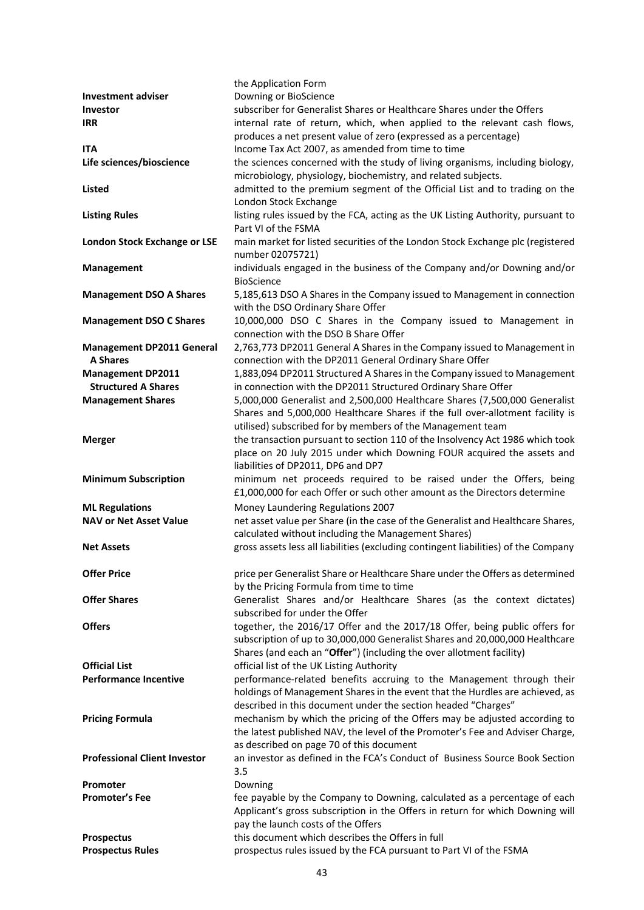| | |
|---|---|
| | the Application Form |
| **Investment adviser** | Downing or BioScience |
| **Investor** | subscriber for Generalist Shares or Healthcare Shares under the Offers |
| **IRR** | internal rate of return, which, when applied to the relevant cash flows, produces a net present value of zero (expressed as a percentage) |
| **ITA** | Income Tax Act 2007, as amended from time to time |
| **Life sciences/bioscience** | the sciences concerned with the study of living organisms, including biology, microbiology, physiology, biochemistry, and related subjects. |
| **Listed** | admitted to the premium segment of the Official List and to trading on the London Stock Exchange |
| **Listing Rules** | listing rules issued by the FCA, acting as the UK Listing Authority, pursuant to Part VI of the FSMA |
| **London Stock Exchange or LSE** | main market for listed securities of the London Stock Exchange plc (registered number 02075721) |
| **Management** | individuals engaged in the business of the Company and/or Downing and/or BioScience |
| **Management DSO A Shares** | 5,185,613 DSO A Shares in the Company issued to Management in connection with the DSO Ordinary Share Offer |
| **Management DSO C Shares** | 10,000,000 DSO C Shares in the Company issued to Management in connection with the DSO B Share Offer |
| **Management DP2011 General A Shares** | 2,763,773 DP2011 General A Shares in the Company issued to Management in connection with the DP2011 General Ordinary Share Offer |
| **Management DP2011 Structured A Shares** | 1,883,094 DP2011 Structured A Shares in the Company issued to Management in connection with the DP2011 Structured Ordinary Share Offer |
| **Management Shares** | 5,000,000 Generalist and 2,500,000 Healthcare Shares (7,500,000 Generalist Shares and 5,000,000 Healthcare Shares if the full over-allotment facility is utilised) subscribed for by members of the Management team |
| **Merger** | the transaction pursuant to section 110 of the Insolvency Act 1986 which took place on 20 July 2015 under which Downing FOUR acquired the assets and liabilities of DP2011, DP6 and DP7 |
| **Minimum Subscription** | minimum net proceeds required to be raised under the Offers, being £1,000,000 for each Offer or such other amount as the Directors determine |
| **ML Regulations** | Money Laundering Regulations 2007 |
| **NAV or Net Asset Value** | net asset value per Share (in the case of the Generalist and Healthcare Shares, calculated without including the Management Shares) |
| **Net Assets** | gross assets less all liabilities (excluding contingent liabilities) of the Company |
| **Offer Price** | price per Generalist Share or Healthcare Share under the Offers as determined by the Pricing Formula from time to time |
| **Offer Shares** | Generalist Shares and/or Healthcare Shares (as the context dictates) subscribed for under the Offer |
| **Offers** | together, the 2016/17 Offer and the 2017/18 Offer, being public offers for subscription of up to 30,000,000 Generalist Shares and 20,000,000 Healthcare Shares (and each an "**Offer**") (including the over allotment facility) |
| **Official List** | official list of the UK Listing Authority |
| **Performance Incentive** | performance-related benefits accruing to the Management through their holdings of Management Shares in the event that the Hurdles are achieved, as described in this document under the section headed "Charges" |
| **Pricing Formula** | mechanism by which the pricing of the Offers may be adjusted according to the latest published NAV, the level of the Promoter's Fee and Adviser Charge, as described on page 70 of this document |
| **Professional Client Investor** | an investor as defined in the FCA's Conduct of Business Source Book Section 3.5 |
| **Promoter** | Downing |
| **Promoter's Fee** | fee payable by the Company to Downing, calculated as a percentage of each Applicant's gross subscription in the Offers in return for which Downing will pay the launch costs of the Offers |
| **Prospectus** | this document which describes the Offers in full |
| **Prospectus Rules** | prospectus rules issued by the FCA pursuant to Part VI of the FSMA |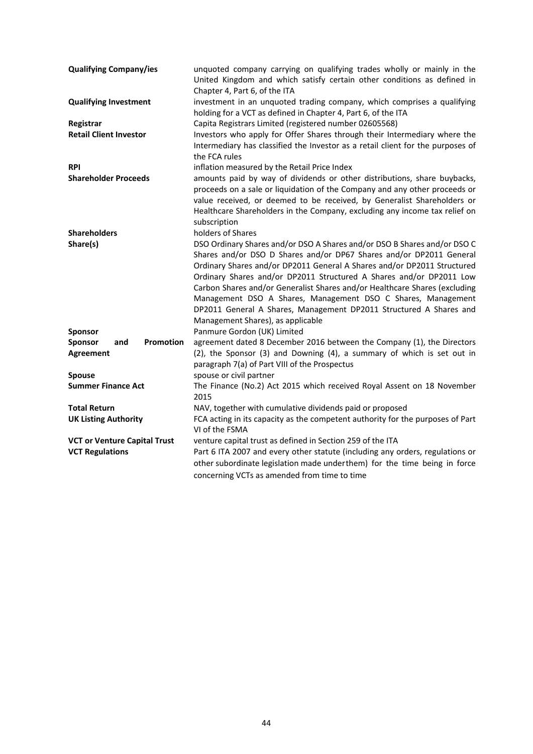| | |
|---|---|
| **Qualifying Company/ies** | unquoted company carrying on qualifying trades wholly or mainly in the United Kingdom and which satisfy certain other conditions as defined in Chapter 4, Part 6, of the ITA |
| **Qualifying Investment** | investment in an unquoted trading company, which comprises a qualifying holding for a VCT as defined in Chapter 4, Part 6, of the ITA |
| **Registrar** | Capita Registrars Limited (registered number 02605568) |
| **Retail Client Investor** | Investors who apply for Offer Shares through their Intermediary where the Intermediary has classified the Investor as a retail client for the purposes of the FCA rules |
| **RPI** | inflation measured by the Retail Price Index |
| **Shareholder Proceeds** | amounts paid by way of dividends or other distributions, share buybacks, proceeds on a sale or liquidation of the Company and any other proceeds or value received, or deemed to be received, by Generalist Shareholders or Healthcare Shareholders in the Company, excluding any income tax relief on subscription |
| **Shareholders** | holders of Shares |
| **Share(s)** | DSO Ordinary Shares and/or DSO A Shares and/or DSO B Shares and/or DSO C Shares and/or DSO D Shares and/or DP67 Shares and/or DP2011 General Ordinary Shares and/or DP2011 General A Shares and/or DP2011 Structured Ordinary Shares and/or DP2011 Structured A Shares and/or DP2011 Low Carbon Shares and/or Generalist Shares and/or Healthcare Shares (excluding Management DSO A Shares, Management DSO C Shares, Management DP2011 General A Shares, Management DP2011 Structured A Shares and Management Shares), as applicable |
| **Sponsor** | Panmure Gordon (UK) Limited |
| **Sponsor and Promotion Agreement** | agreement dated 8 December 2016 between the Company (1), the Directors (2), the Sponsor (3) and Downing (4), a summary of which is set out in paragraph 7(a) of Part VIII of the Prospectus |
| **Spouse** | spouse or civil partner |
| **Summer Finance Act** | The Finance (No.2) Act 2015 which received Royal Assent on 18 November 2015 |
| **Total Return** | NAV, together with cumulative dividends paid or proposed |
| **UK Listing Authority** | FCA acting in its capacity as the competent authority for the purposes of Part VI of the FSMA |
| **VCT or Venture Capital Trust** | venture capital trust as defined in Section 259 of the ITA |
| **VCT Regulations** | Part 6 ITA 2007 and every other statute (including any orders, regulations or other subordinate legislation made underthem) for the time being in force concerning VCTs as amended from time to time |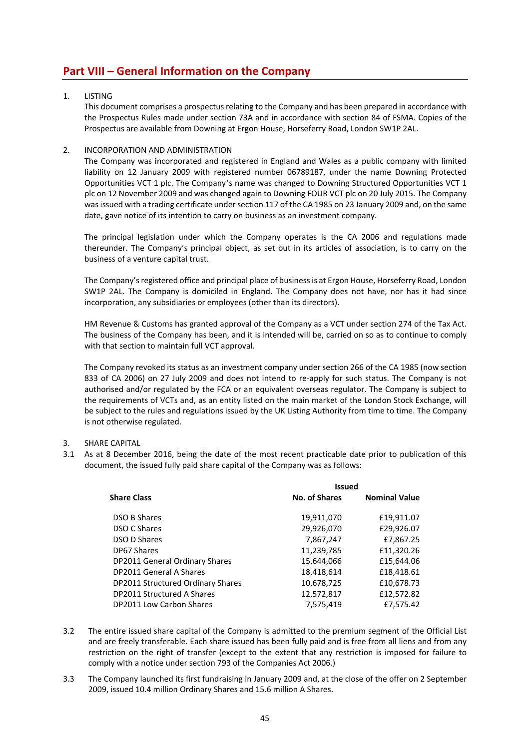# Part VIII – General Information on the Company

1. LISTING

   This document comprises a prospectus relating to the Company and has been prepared in accordance with the Prospectus Rules made under section 73A and in accordance with section 84 of FSMA. Copies of the Prospectus are available from Downing at Ergon House, Horseferry Road, London SW1P 2AL.

2. INCORPORATION AND ADMINISTRATION

   The Company was incorporated and registered in England and Wales as a public company with limited liability on 12 January 2009 with registered number 06789187, under the name Downing Protected Opportunities VCT 1 plc. The Company's name was changed to Downing Structured Opportunities VCT 1 plc on 12 November 2009 and was changed again to Downing FOUR VCT plc on 20 July 2015. The Company was issued with a trading certificate under section 117 of the CA 1985 on 23 January 2009 and, on the same date, gave notice of its intention to carry on business as an investment company.

   The principal legislation under which the Company operates is the CA 2006 and regulations made thereunder. The Company's principal object, as set out in its articles of association, is to carry on the business of a venture capital trust.

   The Company's registered office and principal place of business is at Ergon House, Horseferry Road, London SW1P 2AL. The Company is domiciled in England. The Company does not have, nor has it had since incorporation, any subsidiaries or employees (other than its directors).

   HM Revenue & Customs has granted approval of the Company as a VCT under section 274 of the Tax Act. The business of the Company has been, and it is intended will be, carried on so as to continue to comply with that section to maintain full VCT approval.

   The Company revoked its status as an investment company under section 266 of the CA 1985 (now section 833 of CA 2006) on 27 July 2009 and does not intend to re-apply for such status. The Company is not authorised and/or regulated by the FCA or an equivalent overseas regulator. The Company is subject to the requirements of VCTs and, as an entity listed on the main market of the London Stock Exchange, will be subject to the rules and regulations issued by the UK Listing Authority from time to time. The Company is not otherwise regulated.

3. SHARE CAPITAL

3.1 As at 8 December 2016, being the date of the most recent practicable date prior to publication of this document, the issued fully paid share capital of the Company was as follows:

| | Issued | |
|---|---|---|
| **Share Class** | **No. of Shares** | **Nominal Value** |
| DSO B Shares | 19,911,070 | £19,911.07 |
| DSO C Shares | 29,926,070 | £29,926.07 |
| DSO D Shares | 7,867,247 | £7,867.25 |
| DP67 Shares | 11,239,785 | £11,320.26 |
| DP2011 General Ordinary Shares | 15,644,066 | £15,644.06 |
| DP2011 General A Shares | 18,418,614 | £18,418.61 |
| DP2011 Structured Ordinary Shares | 10,678,725 | £10,678.73 |
| DP2011 Structured A Shares | 12,572,817 | £12,572.82 |
| DP2011 Low Carbon Shares | 7,575,419 | £7,575.42 |

3.2 The entire issued share capital of the Company is admitted to the premium segment of the Official List and are freely transferable. Each share issued has been fully paid and is free from all liens and from any restriction on the right of transfer (except to the extent that any restriction is imposed for failure to comply with a notice under section 793 of the Companies Act 2006.)

3.3 The Company launched its first fundraising in January 2009 and, at the close of the offer on 2 September 2009, issued 10.4 million Ordinary Shares and 15.6 million A Shares.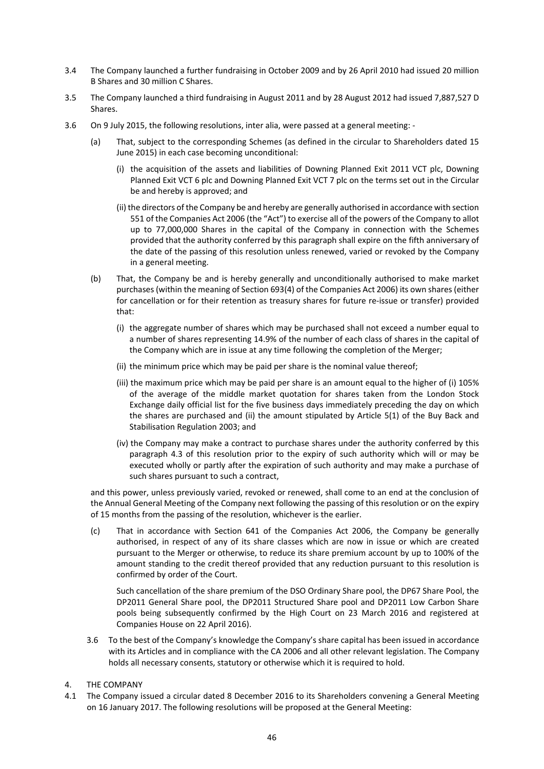3.4 The Company launched a further fundraising in October 2009 and by 26 April 2010 had issued 20 million B Shares and 30 million C Shares.

3.5 The Company launched a third fundraising in August 2011 and by 28 August 2012 had issued 7,887,527 D Shares.

3.6 On 9 July 2015, the following resolutions, inter alia, were passed at a general meeting: -

(a) That, subject to the corresponding Schemes (as defined in the circular to Shareholders dated 15 June 2015) in each case becoming unconditional:

(i) the acquisition of the assets and liabilities of Downing Planned Exit 2011 VCT plc, Downing Planned Exit VCT 6 plc and Downing Planned Exit VCT 7 plc on the terms set out in the Circular be and hereby is approved; and

(ii) the directors of the Company be and hereby are generally authorised in accordance with section 551 of the Companies Act 2006 (the "Act") to exercise all of the powers of the Company to allot up to 77,000,000 Shares in the capital of the Company in connection with the Schemes provided that the authority conferred by this paragraph shall expire on the fifth anniversary of the date of the passing of this resolution unless renewed, varied or revoked by the Company in a general meeting.

(b) That, the Company be and is hereby generally and unconditionally authorised to make market purchases (within the meaning of Section 693(4) of the Companies Act 2006) its own shares (either for cancellation or for their retention as treasury shares for future re-issue or transfer) provided that:

(i) the aggregate number of shares which may be purchased shall not exceed a number equal to a number of shares representing 14.9% of the number of each class of shares in the capital of the Company which are in issue at any time following the completion of the Merger;

(ii) the minimum price which may be paid per share is the nominal value thereof;

(iii) the maximum price which may be paid per share is an amount equal to the higher of (i) 105% of the average of the middle market quotation for shares taken from the London Stock Exchange daily official list for the five business days immediately preceding the day on which the shares are purchased and (ii) the amount stipulated by Article 5(1) of the Buy Back and Stabilisation Regulation 2003; and

(iv) the Company may make a contract to purchase shares under the authority conferred by this paragraph 4.3 of this resolution prior to the expiry of such authority which will or may be executed wholly or partly after the expiration of such authority and may make a purchase of such shares pursuant to such a contract,

and this power, unless previously varied, revoked or renewed, shall come to an end at the conclusion of the Annual General Meeting of the Company next following the passing of this resolution or on the expiry of 15 months from the passing of the resolution, whichever is the earlier.

(c) That in accordance with Section 641 of the Companies Act 2006, the Company be generally authorised, in respect of any of its share classes which are now in issue or which are created pursuant to the Merger or otherwise, to reduce its share premium account by up to 100% of the amount standing to the credit thereof provided that any reduction pursuant to this resolution is confirmed by order of the Court.

Such cancellation of the share premium of the DSO Ordinary Share pool, the DP67 Share Pool, the DP2011 General Share pool, the DP2011 Structured Share pool and DP2011 Low Carbon Share pools being subsequently confirmed by the High Court on 23 March 2016 and registered at Companies House on 22 April 2016).

3.6 To the best of the Company's knowledge the Company's share capital has been issued in accordance with its Articles and in compliance with the CA 2006 and all other relevant legislation. The Company holds all necessary consents, statutory or otherwise which it is required to hold.

4. THE COMPANY

4.1 The Company issued a circular dated 8 December 2016 to its Shareholders convening a General Meeting on 16 January 2017. The following resolutions will be proposed at the General Meeting: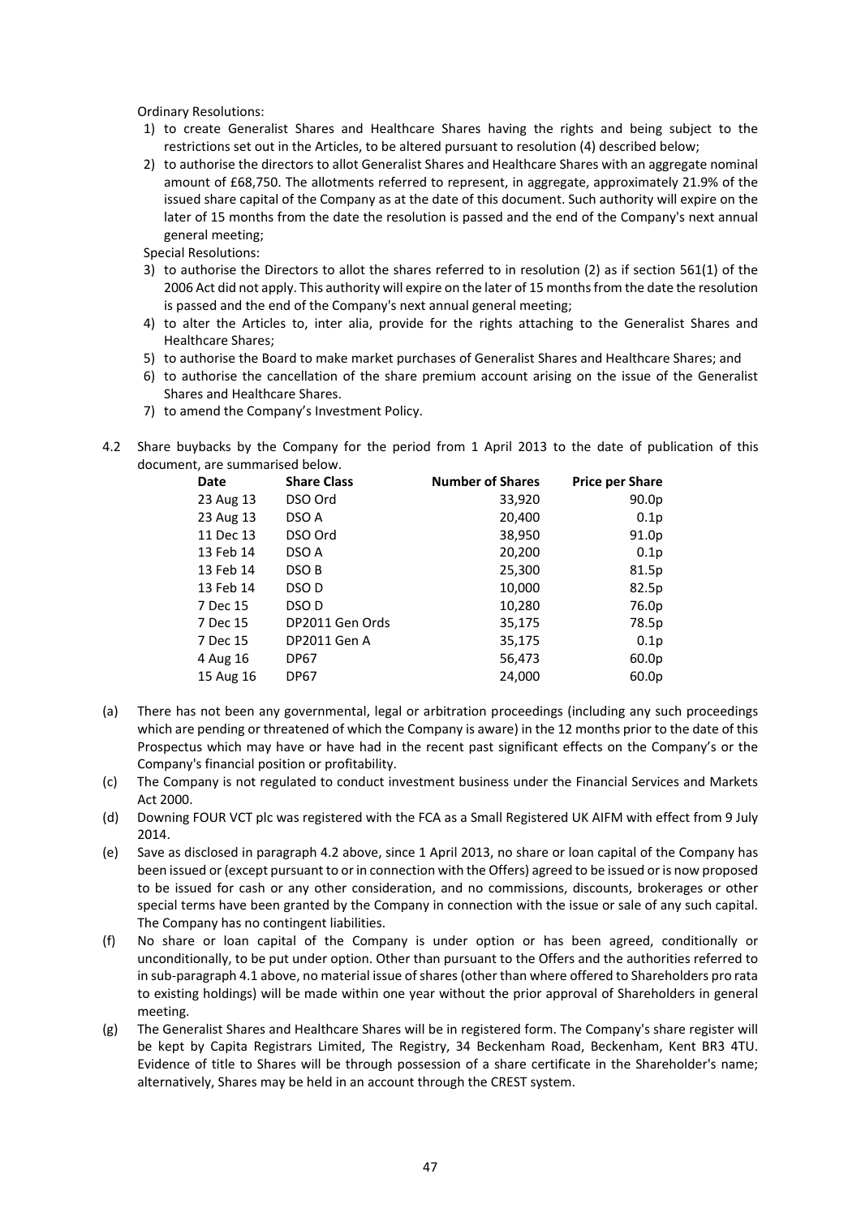Ordinary Resolutions:

1) to create Generalist Shares and Healthcare Shares having the rights and being subject to the restrictions set out in the Articles, to be altered pursuant to resolution (4) described below;
2) to authorise the directors to allot Generalist Shares and Healthcare Shares with an aggregate nominal amount of £68,750. The allotments referred to represent, in aggregate, approximately 21.9% of the issued share capital of the Company as at the date of this document. Such authority will expire on the later of 15 months from the date the resolution is passed and the end of the Company's next annual general meeting;

Special Resolutions:

3) to authorise the Directors to allot the shares referred to in resolution (2) as if section 561(1) of the 2006 Act did not apply. This authority will expire on the later of 15 months from the date the resolution is passed and the end of the Company's next annual general meeting;
4) to alter the Articles to, inter alia, provide for the rights attaching to the Generalist Shares and Healthcare Shares;
5) to authorise the Board to make market purchases of Generalist Shares and Healthcare Shares; and
6) to authorise the cancellation of the share premium account arising on the issue of the Generalist Shares and Healthcare Shares.
7) to amend the Company's Investment Policy.

4.2 Share buybacks by the Company for the period from 1 April 2013 to the date of publication of this document, are summarised below.

| Date | Share Class | Number of Shares | Price per Share |
|---|---|---|---|
| 23 Aug 13 | DSO Ord | 33,920 | 90.0p |
| 23 Aug 13 | DSO A | 20,400 | 0.1p |
| 11 Dec 13 | DSO Ord | 38,950 | 91.0p |
| 13 Feb 14 | DSO A | 20,200 | 0.1p |
| 13 Feb 14 | DSO B | 25,300 | 81.5p |
| 13 Feb 14 | DSO D | 10,000 | 82.5p |
| 7 Dec 15 | DSO D | 10,280 | 76.0p |
| 7 Dec 15 | DP2011 Gen Ords | 35,175 | 78.5p |
| 7 Dec 15 | DP2011 Gen A | 35,175 | 0.1p |
| 4 Aug 16 | DP67 | 56,473 | 60.0p |
| 15 Aug 16 | DP67 | 24,000 | 60.0p |

(a) There has not been any governmental, legal or arbitration proceedings (including any such proceedings which are pending or threatened of which the Company is aware) in the 12 months prior to the date of this Prospectus which may have or have had in the recent past significant effects on the Company's or the Company's financial position or profitability.

(c) The Company is not regulated to conduct investment business under the Financial Services and Markets Act 2000.

(d) Downing FOUR VCT plc was registered with the FCA as a Small Registered UK AIFM with effect from 9 July 2014.

(e) Save as disclosed in paragraph 4.2 above, since 1 April 2013, no share or loan capital of the Company has been issued or (except pursuant to or in connection with the Offers) agreed to be issued or is now proposed to be issued for cash or any other consideration, and no commissions, discounts, brokerages or other special terms have been granted by the Company in connection with the issue or sale of any such capital. The Company has no contingent liabilities.

(f) No share or loan capital of the Company is under option or has been agreed, conditionally or unconditionally, to be put under option. Other than pursuant to the Offers and the authorities referred to in sub-paragraph 4.1 above, no material issue of shares (other than where offered to Shareholders pro rata to existing holdings) will be made within one year without the prior approval of Shareholders in general meeting.

(g) The Generalist Shares and Healthcare Shares will be in registered form. The Company's share register will be kept by Capita Registrars Limited, The Registry, 34 Beckenham Road, Beckenham, Kent BR3 4TU. Evidence of title to Shares will be through possession of a share certificate in the Shareholder's name; alternatively, Shares may be held in an account through the CREST system.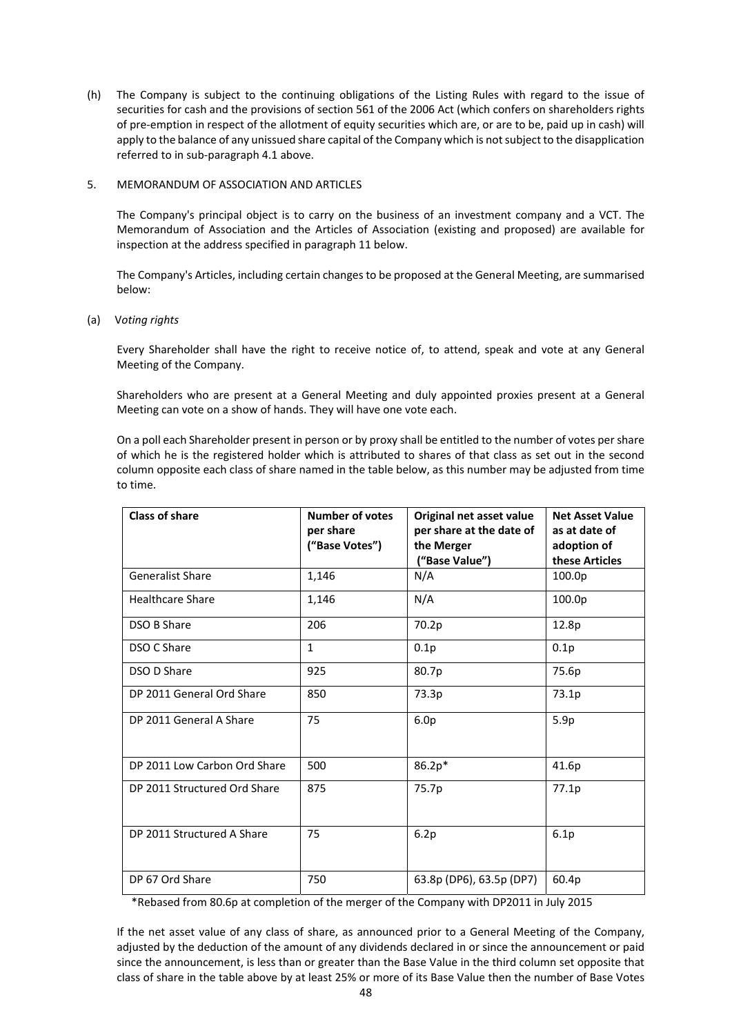(h) The Company is subject to the continuing obligations of the Listing Rules with regard to the issue of securities for cash and the provisions of section 561 of the 2006 Act (which confers on shareholders rights of pre-emption in respect of the allotment of equity securities which are, or are to be, paid up in cash) will apply to the balance of any unissued share capital of the Company which is not subject to the disapplication referred to in sub-paragraph 4.1 above.

5. MEMORANDUM OF ASSOCIATION AND ARTICLES

The Company's principal object is to carry on the business of an investment company and a VCT. The Memorandum of Association and the Articles of Association (existing and proposed) are available for inspection at the address specified in paragraph 11 below.

The Company's Articles, including certain changes to be proposed at the General Meeting, are summarised below:

(a) *Voting rights*

Every Shareholder shall have the right to receive notice of, to attend, speak and vote at any General Meeting of the Company.

Shareholders who are present at a General Meeting and duly appointed proxies present at a General Meeting can vote on a show of hands. They will have one vote each.

On a poll each Shareholder present in person or by proxy shall be entitled to the number of votes per share of which he is the registered holder which is attributed to shares of that class as set out in the second column opposite each class of share named in the table below, as this number may be adjusted from time to time.

| Class of share | Number of votes per share ("Base Votes") | Original net asset value per share at the date of the Merger ("Base Value") | Net Asset Value as at date of adoption of these Articles |
|---|---|---|---|
| Generalist Share | 1,146 | N/A | 100.0p |
| Healthcare Share | 1,146 | N/A | 100.0p |
| DSO B Share | 206 | 70.2p | 12.8p |
| DSO C Share | 1 | 0.1p | 0.1p |
| DSO D Share | 925 | 80.7p | 75.6p |
| DP 2011 General Ord Share | 850 | 73.3p | 73.1p |
| DP 2011 General A Share | 75 | 6.0p | 5.9p |
| DP 2011 Low Carbon Ord Share | 500 | 86.2p* | 41.6p |
| DP 2011 Structured Ord Share | 875 | 75.7p | 77.1p |
| DP 2011 Structured A Share | 75 | 6.2p | 6.1p |
| DP 67 Ord Share | 750 | 63.8p (DP6), 63.5p (DP7) | 60.4p |

*Rebased from 80.6p at completion of the merger of the Company with DP2011 in July 2015

If the net asset value of any class of share, as announced prior to a General Meeting of the Company, adjusted by the deduction of the amount of any dividends declared in or since the announcement or paid since the announcement, is less than or greater than the Base Value in the third column set opposite that class of share in the table above by at least 25% or more of its Base Value then the number of Base Votes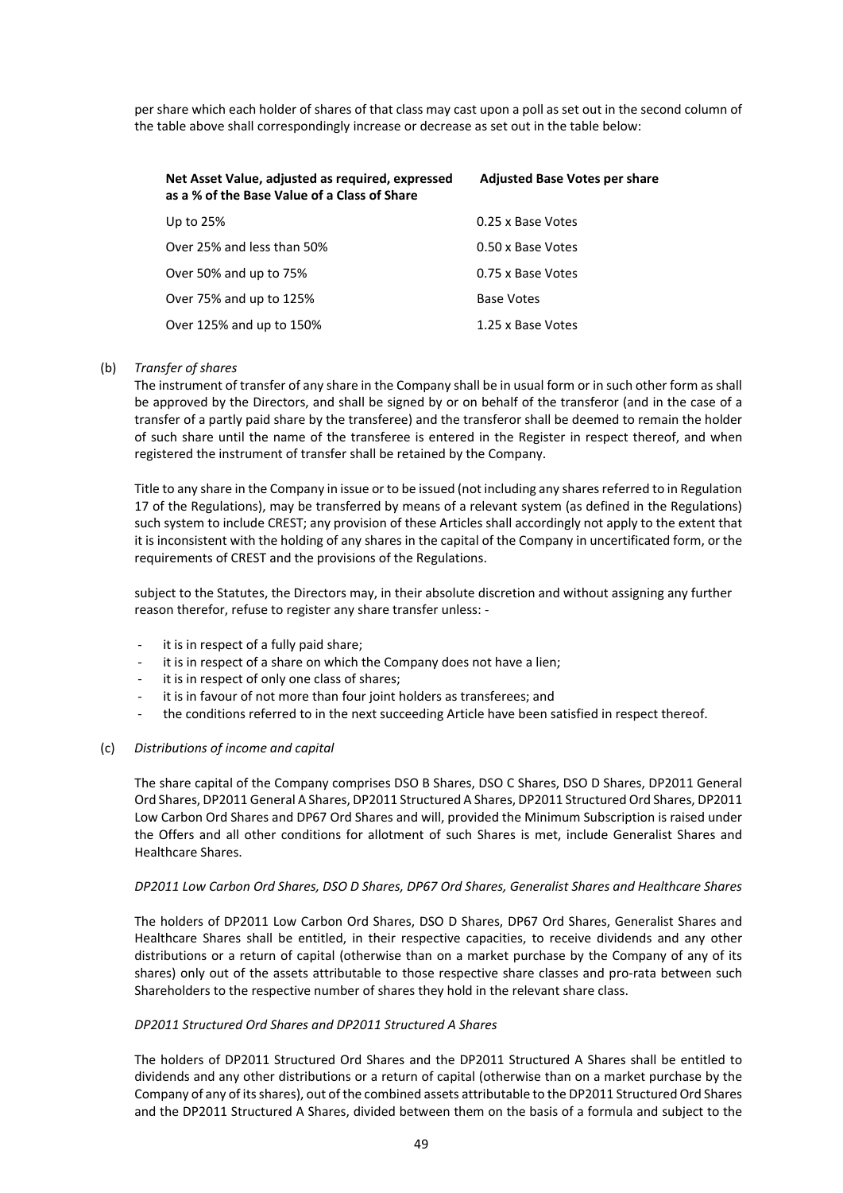per share which each holder of shares of that class may cast upon a poll as set out in the second column of the table above shall correspondingly increase or decrease as set out in the table below:

| Net Asset Value, adjusted as required, expressed as a % of the Base Value of a Class of Share | Adjusted Base Votes per share |
|---|---|
| Up to 25% | 0.25 x Base Votes |
| Over 25% and less than 50% | 0.50 x Base Votes |
| Over 50% and up to 75% | 0.75 x Base Votes |
| Over 75% and up to 125% | Base Votes |
| Over 125% and up to 150% | 1.25 x Base Votes |

(b) *Transfer of shares*

The instrument of transfer of any share in the Company shall be in usual form or in such other form as shall be approved by the Directors, and shall be signed by or on behalf of the transferor (and in the case of a transfer of a partly paid share by the transferee) and the transferor shall be deemed to remain the holder of such share until the name of the transferee is entered in the Register in respect thereof, and when registered the instrument of transfer shall be retained by the Company.

Title to any share in the Company in issue or to be issued (not including any shares referred to in Regulation 17 of the Regulations), may be transferred by means of a relevant system (as defined in the Regulations) such system to include CREST; any provision of these Articles shall accordingly not apply to the extent that it is inconsistent with the holding of any shares in the capital of the Company in uncertificated form, or the requirements of CREST and the provisions of the Regulations.

subject to the Statutes, the Directors may, in their absolute discretion and without assigning any further reason therefor, refuse to register any share transfer unless: -

- it is in respect of a fully paid share;
- it is in respect of a share on which the Company does not have a lien;
- it is in respect of only one class of shares;
- it is in favour of not more than four joint holders as transferees; and
- the conditions referred to in the next succeeding Article have been satisfied in respect thereof.

(c) *Distributions of income and capital*

The share capital of the Company comprises DSO B Shares, DSO C Shares, DSO D Shares, DP2011 General Ord Shares, DP2011 General A Shares, DP2011 Structured A Shares, DP2011 Structured Ord Shares, DP2011 Low Carbon Ord Shares and DP67 Ord Shares and will, provided the Minimum Subscription is raised under the Offers and all other conditions for allotment of such Shares is met, include Generalist Shares and Healthcare Shares.

*DP2011 Low Carbon Ord Shares, DSO D Shares, DP67 Ord Shares, Generalist Shares and Healthcare Shares*

The holders of DP2011 Low Carbon Ord Shares, DSO D Shares, DP67 Ord Shares, Generalist Shares and Healthcare Shares shall be entitled, in their respective capacities, to receive dividends and any other distributions or a return of capital (otherwise than on a market purchase by the Company of any of its shares) only out of the assets attributable to those respective share classes and pro-rata between such Shareholders to the respective number of shares they hold in the relevant share class.

*DP2011 Structured Ord Shares and DP2011 Structured A Shares*

The holders of DP2011 Structured Ord Shares and the DP2011 Structured A Shares shall be entitled to dividends and any other distributions or a return of capital (otherwise than on a market purchase by the Company of any of its shares), out of the combined assets attributable to the DP2011 Structured Ord Shares and the DP2011 Structured A Shares, divided between them on the basis of a formula and subject to the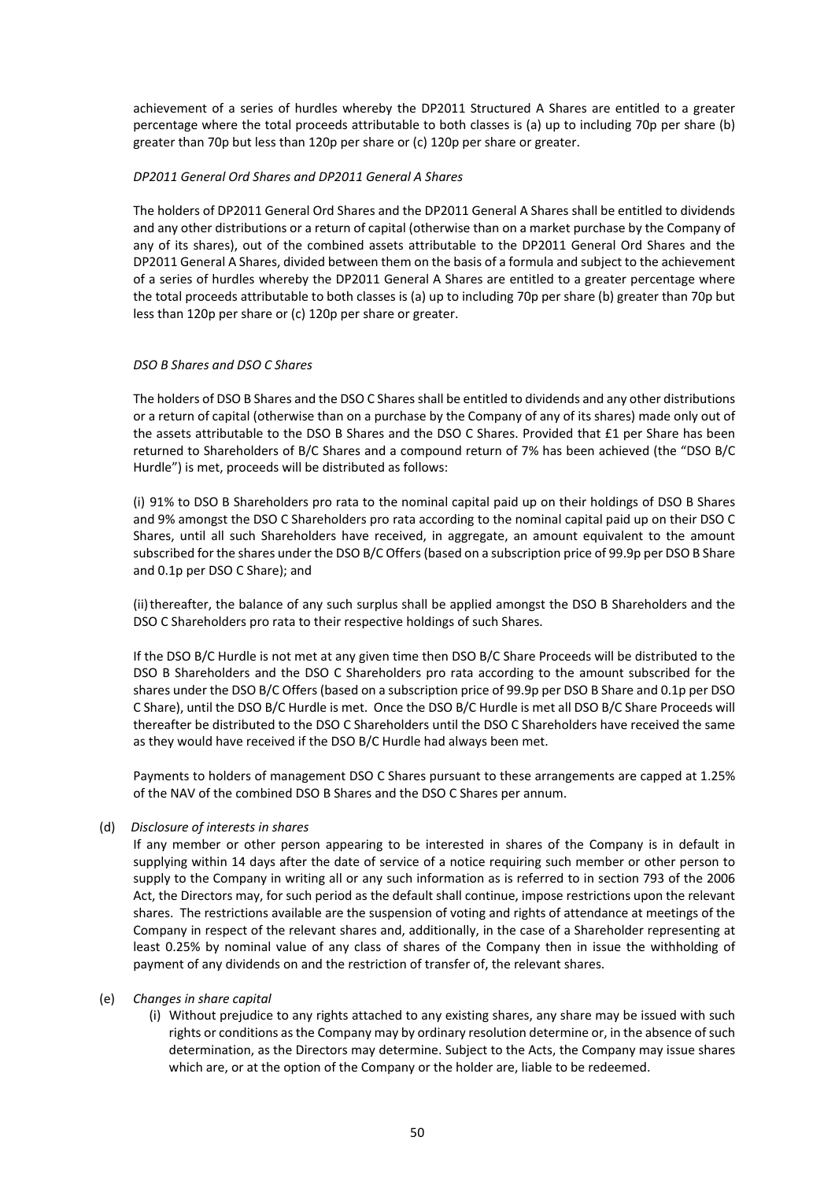achievement of a series of hurdles whereby the DP2011 Structured A Shares are entitled to a greater percentage where the total proceeds attributable to both classes is (a) up to including 70p per share (b) greater than 70p but less than 120p per share or (c) 120p per share or greater.

*DP2011 General Ord Shares and DP2011 General A Shares*

The holders of DP2011 General Ord Shares and the DP2011 General A Shares shall be entitled to dividends and any other distributions or a return of capital (otherwise than on a market purchase by the Company of any of its shares), out of the combined assets attributable to the DP2011 General Ord Shares and the DP2011 General A Shares, divided between them on the basis of a formula and subject to the achievement of a series of hurdles whereby the DP2011 General A Shares are entitled to a greater percentage where the total proceeds attributable to both classes is (a) up to including 70p per share (b) greater than 70p but less than 120p per share or (c) 120p per share or greater.

*DSO B Shares and DSO C Shares*

The holders of DSO B Shares and the DSO C Shares shall be entitled to dividends and any other distributions or a return of capital (otherwise than on a purchase by the Company of any of its shares) made only out of the assets attributable to the DSO B Shares and the DSO C Shares. Provided that £1 per Share has been returned to Shareholders of B/C Shares and a compound return of 7% has been achieved (the "DSO B/C Hurdle") is met, proceeds will be distributed as follows:

(i) 91% to DSO B Shareholders pro rata to the nominal capital paid up on their holdings of DSO B Shares and 9% amongst the DSO C Shareholders pro rata according to the nominal capital paid up on their DSO C Shares, until all such Shareholders have received, in aggregate, an amount equivalent to the amount subscribed for the shares under the DSO B/C Offers (based on a subscription price of 99.9p per DSO B Share and 0.1p per DSO C Share); and

(ii) thereafter, the balance of any such surplus shall be applied amongst the DSO B Shareholders and the DSO C Shareholders pro rata to their respective holdings of such Shares.

If the DSO B/C Hurdle is not met at any given time then DSO B/C Share Proceeds will be distributed to the DSO B Shareholders and the DSO C Shareholders pro rata according to the amount subscribed for the shares under the DSO B/C Offers (based on a subscription price of 99.9p per DSO B Share and 0.1p per DSO C Share), until the DSO B/C Hurdle is met. Once the DSO B/C Hurdle is met all DSO B/C Share Proceeds will thereafter be distributed to the DSO C Shareholders until the DSO C Shareholders have received the same as they would have received if the DSO B/C Hurdle had always been met.

Payments to holders of management DSO C Shares pursuant to these arrangements are capped at 1.25% of the NAV of the combined DSO B Shares and the DSO C Shares per annum.

(d) *Disclosure of interests in shares*

If any member or other person appearing to be interested in shares of the Company is in default in supplying within 14 days after the date of service of a notice requiring such member or other person to supply to the Company in writing all or any such information as is referred to in section 793 of the 2006 Act, the Directors may, for such period as the default shall continue, impose restrictions upon the relevant shares. The restrictions available are the suspension of voting and rights of attendance at meetings of the Company in respect of the relevant shares and, additionally, in the case of a Shareholder representing at least 0.25% by nominal value of any class of shares of the Company then in issue the withholding of payment of any dividends on and the restriction of transfer of, the relevant shares.

(e) *Changes in share capital*

(i) Without prejudice to any rights attached to any existing shares, any share may be issued with such rights or conditions as the Company may by ordinary resolution determine or, in the absence of such determination, as the Directors may determine. Subject to the Acts, the Company may issue shares which are, or at the option of the Company or the holder are, liable to be redeemed.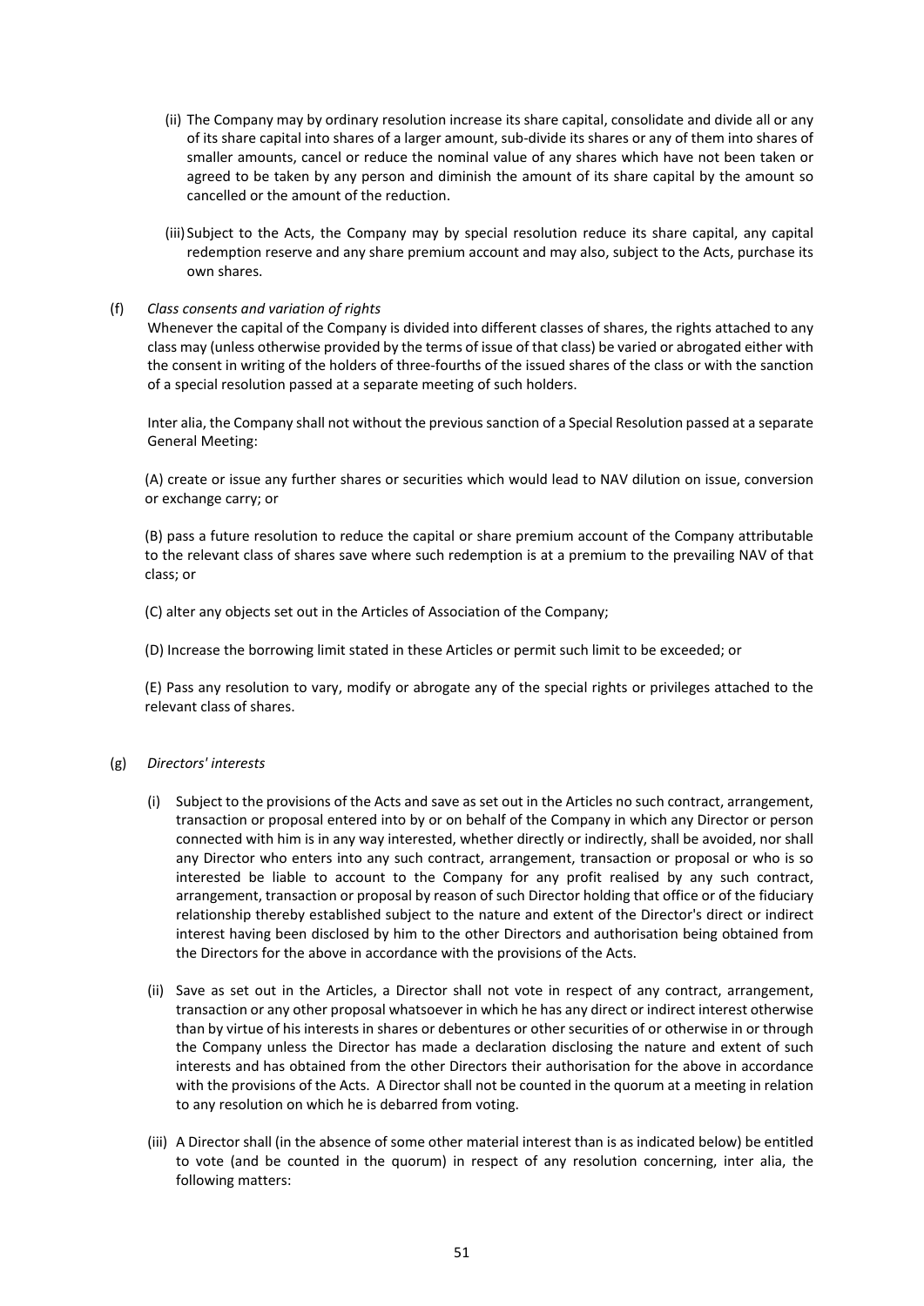(ii) The Company may by ordinary resolution increase its share capital, consolidate and divide all or any of its share capital into shares of a larger amount, sub-divide its shares or any of them into shares of smaller amounts, cancel or reduce the nominal value of any shares which have not been taken or agreed to be taken by any person and diminish the amount of its share capital by the amount so cancelled or the amount of the reduction.

(iii) Subject to the Acts, the Company may by special resolution reduce its share capital, any capital redemption reserve and any share premium account and may also, subject to the Acts, purchase its own shares.

(f) *Class consents and variation of rights*

Whenever the capital of the Company is divided into different classes of shares, the rights attached to any class may (unless otherwise provided by the terms of issue of that class) be varied or abrogated either with the consent in writing of the holders of three-fourths of the issued shares of the class or with the sanction of a special resolution passed at a separate meeting of such holders.

Inter alia, the Company shall not without the previous sanction of a Special Resolution passed at a separate General Meeting:

(A) create or issue any further shares or securities which would lead to NAV dilution on issue, conversion or exchange carry; or

(B) pass a future resolution to reduce the capital or share premium account of the Company attributable to the relevant class of shares save where such redemption is at a premium to the prevailing NAV of that class; or

(C) alter any objects set out in the Articles of Association of the Company;

(D) Increase the borrowing limit stated in these Articles or permit such limit to be exceeded; or

(E) Pass any resolution to vary, modify or abrogate any of the special rights or privileges attached to the relevant class of shares.

(g) *Directors' interests*

(i) Subject to the provisions of the Acts and save as set out in the Articles no such contract, arrangement, transaction or proposal entered into by or on behalf of the Company in which any Director or person connected with him is in any way interested, whether directly or indirectly, shall be avoided, nor shall any Director who enters into any such contract, arrangement, transaction or proposal or who is so interested be liable to account to the Company for any profit realised by any such contract, arrangement, transaction or proposal by reason of such Director holding that office or of the fiduciary relationship thereby established subject to the nature and extent of the Director's direct or indirect interest having been disclosed by him to the other Directors and authorisation being obtained from the Directors for the above in accordance with the provisions of the Acts.

(ii) Save as set out in the Articles, a Director shall not vote in respect of any contract, arrangement, transaction or any other proposal whatsoever in which he has any direct or indirect interest otherwise than by virtue of his interests in shares or debentures or other securities of or otherwise in or through the Company unless the Director has made a declaration disclosing the nature and extent of such interests and has obtained from the other Directors their authorisation for the above in accordance with the provisions of the Acts. A Director shall not be counted in the quorum at a meeting in relation to any resolution on which he is debarred from voting.

(iii) A Director shall (in the absence of some other material interest than is as indicated below) be entitled to vote (and be counted in the quorum) in respect of any resolution concerning, inter alia, the following matters: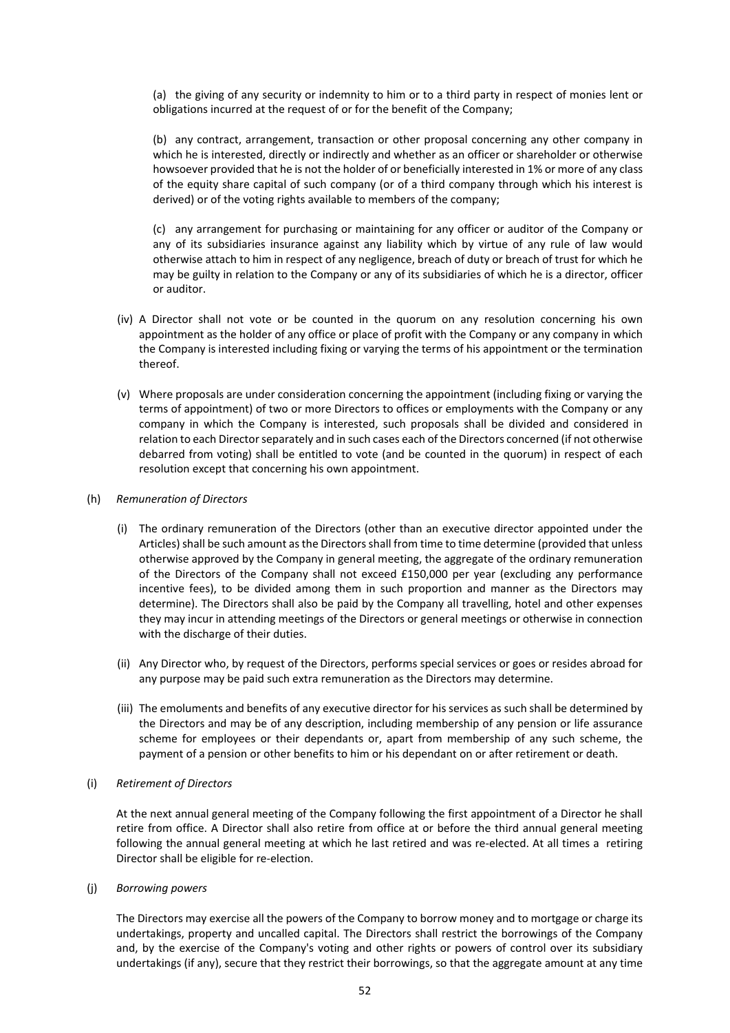(a) the giving of any security or indemnity to him or to a third party in respect of monies lent or obligations incurred at the request of or for the benefit of the Company;

(b) any contract, arrangement, transaction or other proposal concerning any other company in which he is interested, directly or indirectly and whether as an officer or shareholder or otherwise howsoever provided that he is not the holder of or beneficially interested in 1% or more of any class of the equity share capital of such company (or of a third company through which his interest is derived) or of the voting rights available to members of the company;

(c) any arrangement for purchasing or maintaining for any officer or auditor of the Company or any of its subsidiaries insurance against any liability which by virtue of any rule of law would otherwise attach to him in respect of any negligence, breach of duty or breach of trust for which he may be guilty in relation to the Company or any of its subsidiaries of which he is a director, officer or auditor.

(iv) A Director shall not vote or be counted in the quorum on any resolution concerning his own appointment as the holder of any office or place of profit with the Company or any company in which the Company is interested including fixing or varying the terms of his appointment or the termination thereof.

(v) Where proposals are under consideration concerning the appointment (including fixing or varying the terms of appointment) of two or more Directors to offices or employments with the Company or any company in which the Company is interested, such proposals shall be divided and considered in relation to each Director separately and in such cases each of the Directors concerned (if not otherwise debarred from voting) shall be entitled to vote (and be counted in the quorum) in respect of each resolution except that concerning his own appointment.

(h) *Remuneration of Directors*

(i) The ordinary remuneration of the Directors (other than an executive director appointed under the Articles) shall be such amount as the Directors shall from time to time determine (provided that unless otherwise approved by the Company in general meeting, the aggregate of the ordinary remuneration of the Directors of the Company shall not exceed £150,000 per year (excluding any performance incentive fees), to be divided among them in such proportion and manner as the Directors may determine). The Directors shall also be paid by the Company all travelling, hotel and other expenses they may incur in attending meetings of the Directors or general meetings or otherwise in connection with the discharge of their duties.

(ii) Any Director who, by request of the Directors, performs special services or goes or resides abroad for any purpose may be paid such extra remuneration as the Directors may determine.

(iii) The emoluments and benefits of any executive director for his services as such shall be determined by the Directors and may be of any description, including membership of any pension or life assurance scheme for employees or their dependants or, apart from membership of any such scheme, the payment of a pension or other benefits to him or his dependant on or after retirement or death.

(i) *Retirement of Directors*

At the next annual general meeting of the Company following the first appointment of a Director he shall retire from office. A Director shall also retire from office at or before the third annual general meeting following the annual general meeting at which he last retired and was re-elected. At all times a retiring Director shall be eligible for re-election.

(j) *Borrowing powers*

The Directors may exercise all the powers of the Company to borrow money and to mortgage or charge its undertakings, property and uncalled capital. The Directors shall restrict the borrowings of the Company and, by the exercise of the Company's voting and other rights or powers of control over its subsidiary undertakings (if any), secure that they restrict their borrowings, so that the aggregate amount at any time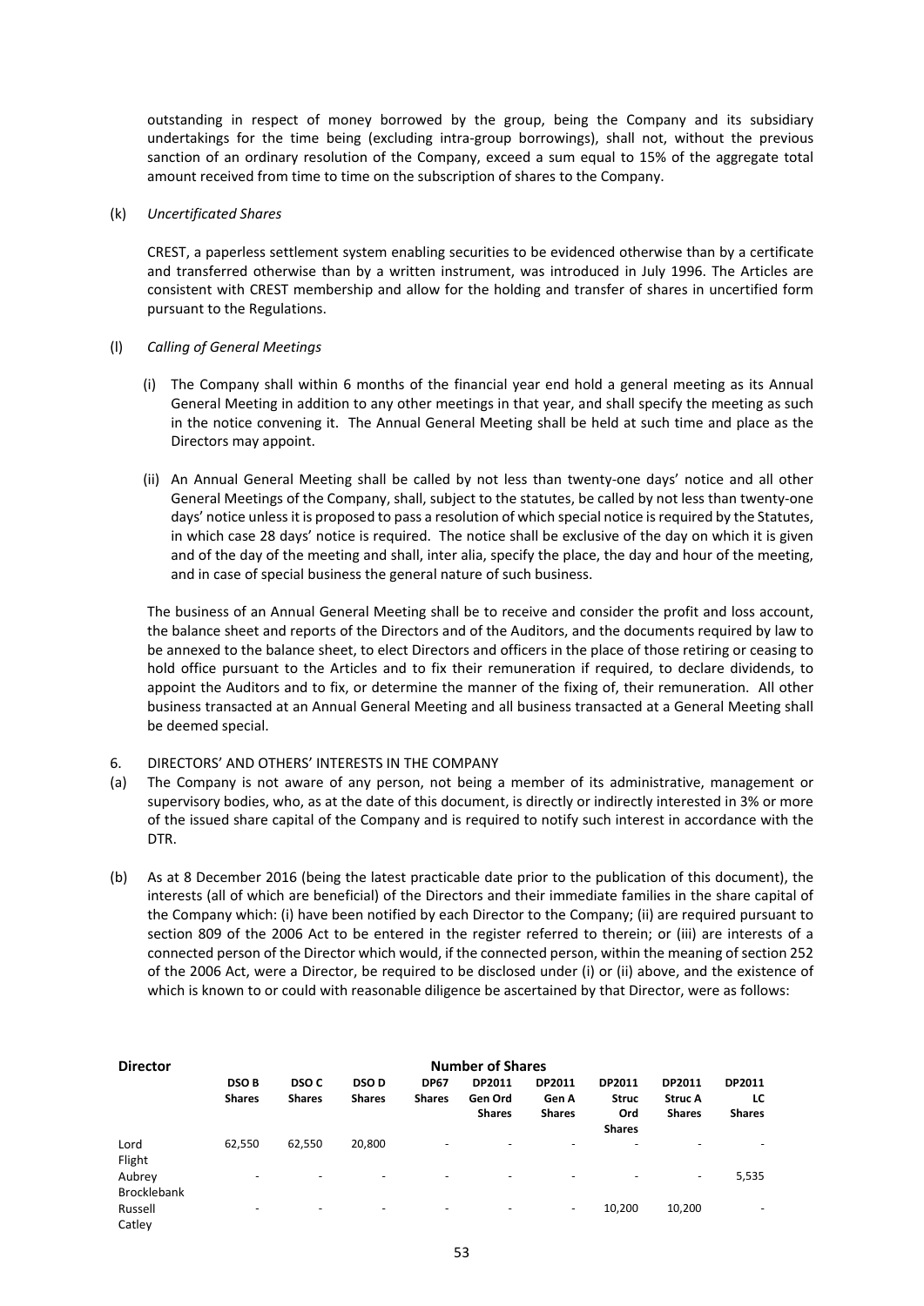outstanding in respect of money borrowed by the group, being the Company and its subsidiary undertakings for the time being (excluding intra-group borrowings), shall not, without the previous sanction of an ordinary resolution of the Company, exceed a sum equal to 15% of the aggregate total amount received from time to time on the subscription of shares to the Company.

(k) *Uncertificated Shares*

CREST, a paperless settlement system enabling securities to be evidenced otherwise than by a certificate and transferred otherwise than by a written instrument, was introduced in July 1996. The Articles are consistent with CREST membership and allow for the holding and transfer of shares in uncertified form pursuant to the Regulations.

(l) *Calling of General Meetings*

(i) The Company shall within 6 months of the financial year end hold a general meeting as its Annual General Meeting in addition to any other meetings in that year, and shall specify the meeting as such in the notice convening it. The Annual General Meeting shall be held at such time and place as the Directors may appoint.

(ii) An Annual General Meeting shall be called by not less than twenty-one days' notice and all other General Meetings of the Company, shall, subject to the statutes, be called by not less than twenty-one days' notice unless it is proposed to pass a resolution of which special notice is required by the Statutes, in which case 28 days' notice is required. The notice shall be exclusive of the day on which it is given and of the day of the meeting and shall, inter alia, specify the place, the day and hour of the meeting, and in case of special business the general nature of such business.

The business of an Annual General Meeting shall be to receive and consider the profit and loss account, the balance sheet and reports of the Directors and of the Auditors, and the documents required by law to be annexed to the balance sheet, to elect Directors and officers in the place of those retiring or ceasing to hold office pursuant to the Articles and to fix their remuneration if required, to declare dividends, to appoint the Auditors and to fix, or determine the manner of the fixing of, their remuneration. All other business transacted at an Annual Meeting and all business transacted at a General Meeting shall be deemed special.

6. DIRECTORS' AND OTHERS' INTERESTS IN THE COMPANY

(a) The Company is not aware of any person, not being a member of its administrative, management or supervisory bodies, who, as at the date of this document, is directly or indirectly interested in 3% or more of the issued share capital of the Company and is required to notify such interest in accordance with the DTR.

(b) As at 8 December 2016 (being the latest practicable date prior to the publication of this document), the interests (all of which are beneficial) of the Directors and their immediate families in the share capital of the Company which: (i) have been notified by each Director to the Company; (ii) are required pursuant to section 809 of the 2006 Act to be entered in the register referred to therein; or (iii) are interests of a connected person of the Director which would, if the connected person, within the meaning of section 252 of the 2006 Act, were a Director, be required to be disclosed under (i) or (ii) above, and the existence of which is known to or could with reasonable diligence be ascertained by that Director, were as follows:

| Director | Number of Shares | | | | | | | | |
|---|---|---|---|---|---|---|---|---|---|
| | **DSO B Shares** | **DSO C Shares** | **DSO D Shares** | **DP67 Shares** | **DP2011 Gen Ord Shares** | **DP2011 Gen A Shares** | **DP2011 Struc Ord Shares** | **DP2011 Struc A Shares** | **DP2011 LC Shares** |
| Lord Flight | 62,550 | 62,550 | 20,800 | - | - | - | - | - | - |
| Aubrey Brocklebank | - | - | - | - | - | - | - | - | 5,535 |
| Russell Catley | - | - | - | - | - | - | 10,200 | 10,200 | - |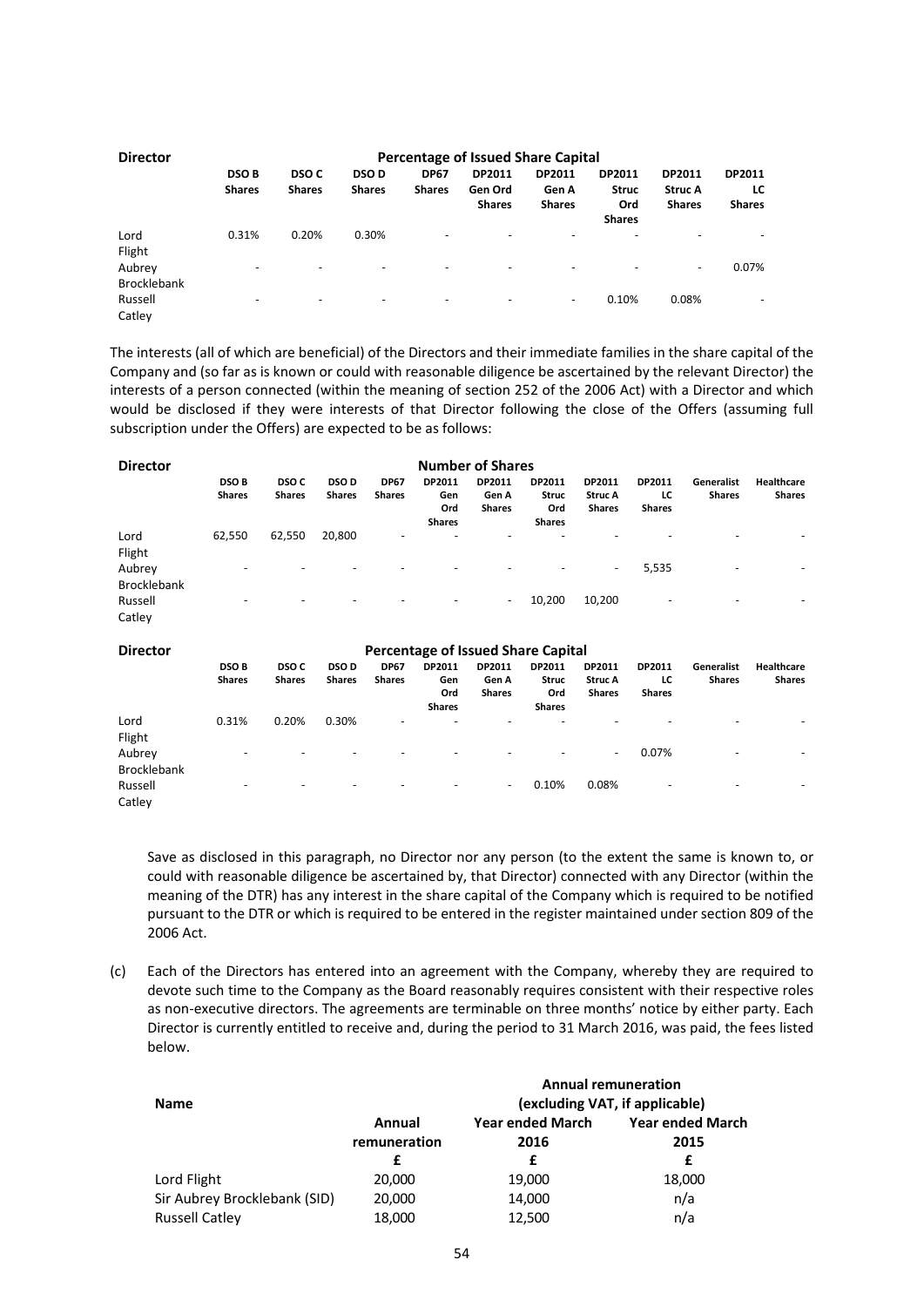| Director | Percentage of Issued Share Capital | | | | | | | | |
|---|---|---|---|---|---|---|---|---|---|
| | **DSO B Shares** | **DSO C Shares** | **DSO D Shares** | **DP67 Shares** | **DP2011 Gen Ord Shares** | **DP2011 Gen A Shares** | **DP2011 Struc Ord Shares** | **DP2011 Struc A Shares** | **DP2011 LC Shares** |
| Lord Flight | 0.31% | 0.20% | 0.30% | - | - | - | - | - | - |
| Aubrey Brocklebank | - | - | - | - | - | - | - | - | 0.07% |
| Russell Catley | - | - | - | - | - | - | 0.10% | 0.08% | - |

The interests (all of which are beneficial) of the Directors and their immediate families in the share capital of the Company and (so far as is known or could with reasonable diligence be ascertained by the relevant Director) the interests of a person connected (within the meaning of section 252 of the 2006 Act) with a Director and which would be disclosed if they were interests of that Director following the close of the Offers (assuming full subscription under the Offers) are expected to be as follows:

| Director | Number of Shares | | | | | | | | | | |
|---|---|---|---|---|---|---|---|---|---|---|---|
| | **DSO B Shares** | **DSO C Shares** | **DSO D Shares** | **DP67 Shares** | **DP2011 Gen Ord Shares** | **DP2011 Gen A Shares** | **DP2011 Struc Ord Shares** | **DP2011 Struc A Shares** | **DP2011 LC Shares** | **Generalist Shares** | **Healthcare Shares** |
| Lord Flight | 62,550 | 62,550 | 20,800 | - | - | - | - | - | - | - | - |
| Aubrey Brocklebank | - | - | - | - | - | - | - | - | 5,535 | - | - |
| Russell Catley | - | - | - | - | - | - | 10,200 | 10,200 | - | - | - |

| Director | Percentage of Issued Share Capital | | | | | | | | | | |
|---|---|---|---|---|---|---|---|---|---|---|---|
| | **DSO B Shares** | **DSO C Shares** | **DSO D Shares** | **DP67 Shares** | **DP2011 Gen Ord Shares** | **DP2011 Gen A Shares** | **DP2011 Struc Ord Shares** | **DP2011 Struc A Shares** | **DP2011 LC Shares** | **Generalist Shares** | **Healthcare Shares** |
| Lord Flight | 0.31% | 0.20% | 0.30% | - | - | - | - | - | - | - | - |
| Aubrey Brocklebank | - | - | - | - | - | - | - | - | 0.07% | - | - |
| Russell Catley | - | - | - | - | - | - | 0.10% | 0.08% | - | - | - |

Save as disclosed in this paragraph, no Director nor any person (to the extent the same is known to, or could with reasonable diligence be ascertained by, that Director) connected with any Director (within the meaning of the DTR) has any interest in the share capital of the Company which is required to be notified pursuant to the DTR or which is required to be entered in the register maintained under section 809 of the 2006 Act.

(c) Each of the Directors has entered into an agreement with the Company, whereby they are required to devote such time to the Company as the Board reasonably requires consistent with their respective roles as non-executive directors. The agreements are terminable on three months' notice by either party. Each Director is currently entitled to receive and, during the period to 31 March 2016, was paid, the fees listed below.

| **Name** | **Annual remuneration (excluding VAT, if applicable)** | | |
|---|---|---|---|
| | **Annual remuneration** | **Year ended March 2016** | **Year ended March 2015** |
| | **£** | **£** | **£** |
| Lord Flight | 20,000 | 19,000 | 18,000 |
| Sir Aubrey Brocklebank (SID) | 20,000 | 14,000 | n/a |
| Russell Catley | 18,000 | 12,500 | n/a |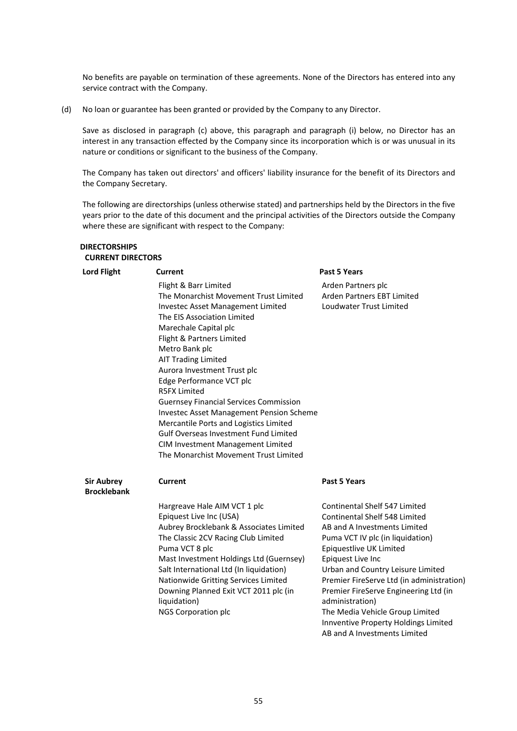No benefits are payable on termination of these agreements. None of the Directors has entered into any service contract with the Company.

(d) No loan or guarantee has been granted or provided by the Company to any Director.

Save as disclosed in paragraph (c) above, this paragraph and paragraph (i) below, no Director has an interest in any transaction effected by the Company since its incorporation which is or was unusual in its nature or conditions or significant to the business of the Company.

The Company has taken out directors' and officers' liability insurance for the benefit of its Directors and the Company Secretary.

The following are directorships (unless otherwise stated) and partnerships held by the Directors in the five years prior to the date of this document and the principal activities of the Directors outside the Company where these are significant with respect to the Company:

**DIRECTORSHIPS**

**CURRENT DIRECTORS**

| **Lord Flight** | **Current** | **Past 5 Years** |
|---|---|---|
| | Flight & Barr Limited<br>The Monarchist Movement Trust Limited<br>Investec Asset Management Limited<br>The EIS Association Limited<br>Marechale Capital plc<br>Flight & Partners Limited<br>Metro Bank plc<br>AIT Trading Limited<br>Aurora Investment Trust plc<br>Edge Performance VCT plc<br>R5FX Limited<br>Guernsey Financial Services Commission<br>Investec Asset Management Pension Scheme<br>Mercantile Ports and Logistics Limited<br>Gulf Overseas Investment Fund Limited<br>CIM Investment Management Limited<br>The Monarchist Movement Trust Limited | Arden Partners plc<br>Arden Partners EBT Limited<br>Loudwater Trust Limited |

| **Sir Aubrey Brocklebank** | **Current** | **Past 5 Years** |
|---|---|---|
| | Hargreave Hale AIM VCT 1 plc<br>Epiquest Live Inc (USA)<br>Aubrey Brocklebank & Associates Limited<br>The Classic 2CV Racing Club Limited<br>Puma VCT 8 plc<br>Mast Investment Holdings Ltd (Guernsey)<br>Salt International Ltd (In liquidation)<br>Nationwide Gritting Services Limited<br>Downing Planned Exit VCT 2011 plc (in liquidation)<br>NGS Corporation plc | Continental Shelf 547 Limited<br>Continental Shelf 548 Limited<br>AB and A Investments Limited<br>Puma VCT IV plc (in liquidation)<br>Epiquestlive UK Limited<br>Epiquest Live Inc<br>Urban and Country Leisure Limited<br>Premier FireServe Ltd (in administration)<br>Premier FireServe Engineering Ltd (in administration)<br>The Media Vehicle Group Limited<br>Innventive Property Holdings Limited<br>AB and A Investments Limited |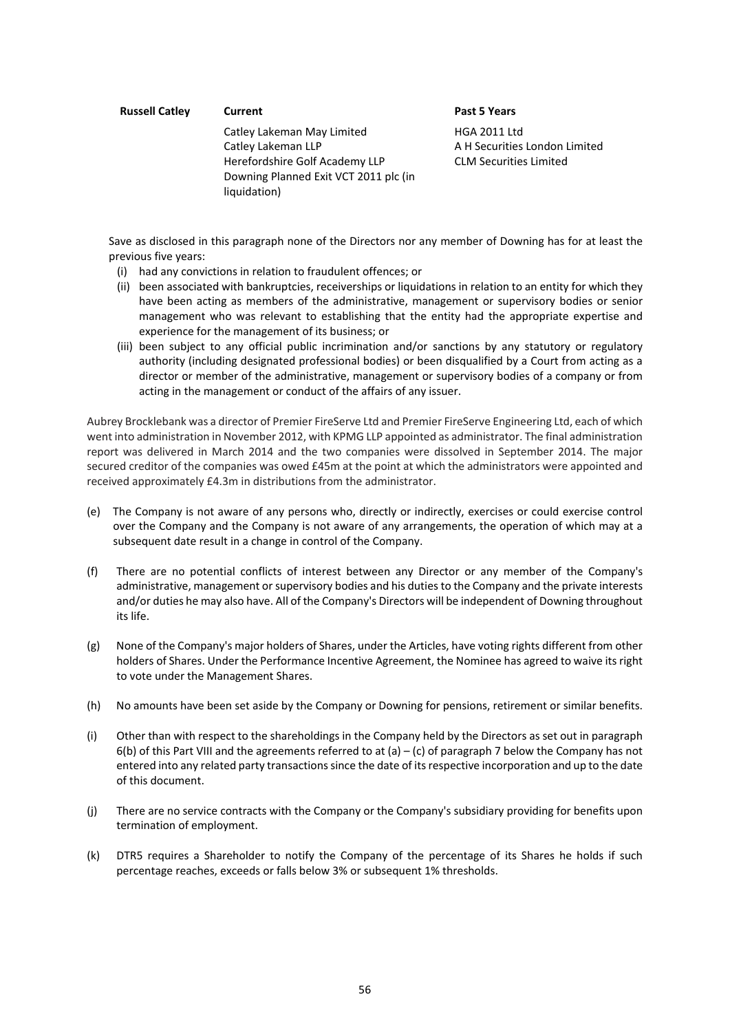| Russell Catley | Current | Past 5 Years |
|---|---|---|
| | Catley Lakeman May Limited<br>Catley Lakeman LLP<br>Herefordshire Golf Academy LLP<br>Downing Planned Exit VCT 2011 plc (in liquidation) | HGA 2011 Ltd<br>A H Securities London Limited<br>CLM Securities Limited |

Save as disclosed in this paragraph none of the Directors nor any member of Downing has for at least the previous five years:

(i) had any convictions in relation to fraudulent offences; or

(ii) been associated with bankruptcies, receiverships or liquidations in relation to an entity for which they have been acting as members of the administrative, management or supervisory bodies or senior management who was relevant to establishing that the entity had the appropriate expertise and experience for the management of its business; or

(iii) been subject to any official public incrimination and/or sanctions by any statutory or regulatory authority (including designated professional bodies) or been disqualified by a Court from acting as a director or member of the administrative, management or supervisory bodies of a company or from acting in the management or conduct of the affairs of any issuer.

Aubrey Brocklebank was a director of Premier FireServe Ltd and Premier FireServe Engineering Ltd, each of which went into administration in November 2012, with KPMG LLP appointed as administrator. The final administration report was delivered in March 2014 and the two companies were dissolved in September 2014. The major secured creditor of the companies was owed £45m at the point at which the administrators were appointed and received approximately £4.3m in distributions from the administrator.

(e) The Company is not aware of any persons who, directly or indirectly, exercises or could exercise control over the Company and the Company is not aware of any arrangements, the operation of which may at a subsequent date result in a change in control of the Company.

(f) There are no potential conflicts of interest between any Director or any member of the Company's administrative, management or supervisory bodies and his duties to the Company and the private interests and/or duties he may also have. All of the Company's Directors will be independent of Downing throughout its life.

(g) None of the Company's major holders of Shares, under the Articles, have voting rights different from other holders of Shares. Under the Performance Incentive Agreement, the Nominee has agreed to waive its right to vote under the Management Shares.

(h) No amounts have been set aside by the Company or Downing for pensions, retirement or similar benefits.

(i) Other than with respect to the shareholdings in the Company held by the Directors as set out in paragraph 6(b) of this Part VIII and the agreements referred to at (a) – (c) of paragraph 7 below the Company has not entered into any related party transactions since the date of its respective incorporation and up to the date of this document.

(j) There are no service contracts with the Company or the Company's subsidiary providing for benefits upon termination of employment.

(k) DTR5 requires a Shareholder to notify the Company of the percentage of its Shares he holds if such percentage reaches, exceeds or falls below 3% or subsequent 1% thresholds.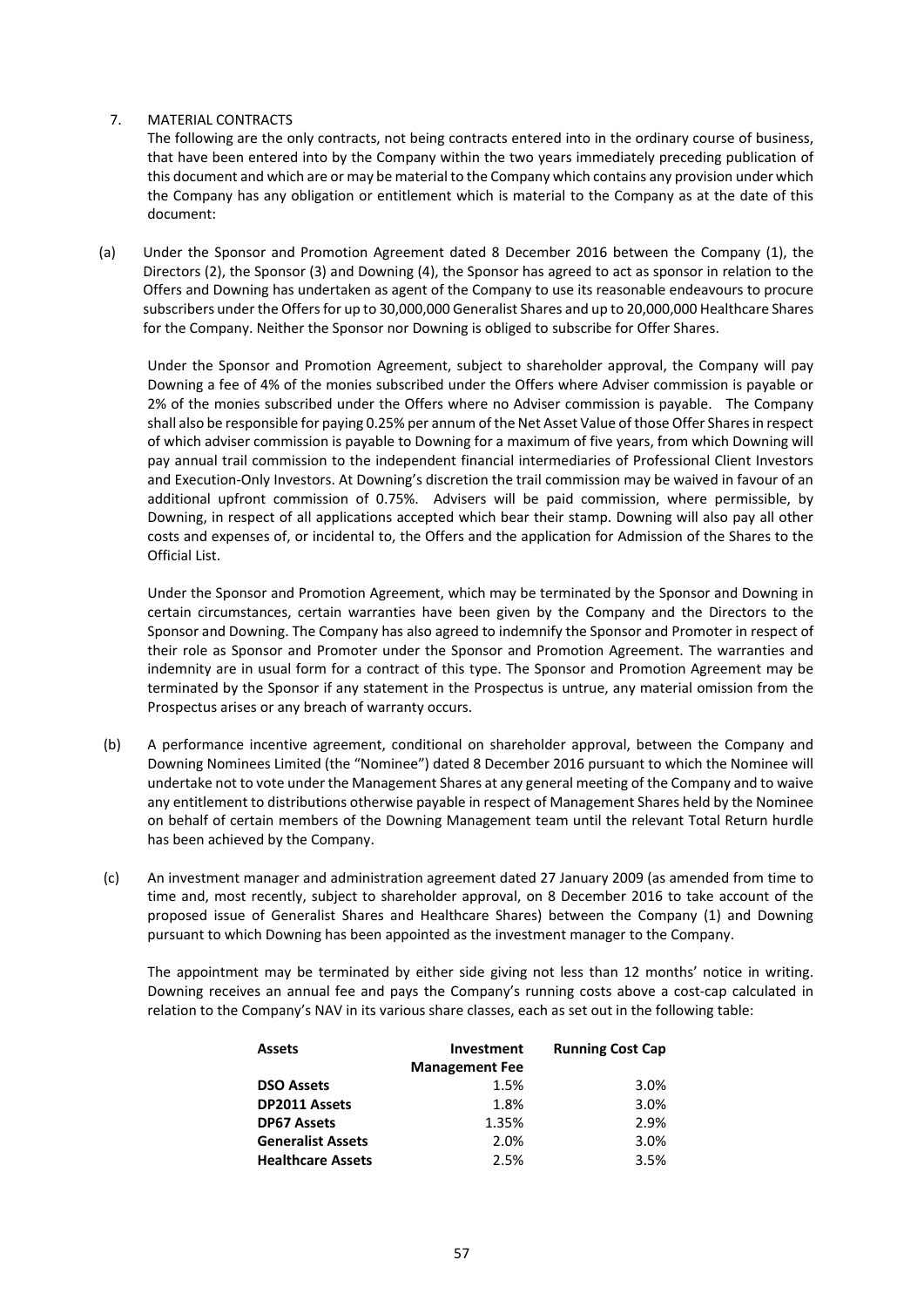## 7. MATERIAL CONTRACTS

The following are the only contracts, not being contracts entered into in the ordinary course of business, that have been entered into by the Company within the two years immediately preceding publication of this document and which are or may be material to the Company which contains any provision under which the Company has any obligation or entitlement which is material to the Company as at the date of this document:

(a) Under the Sponsor and Promotion Agreement dated 8 December 2016 between the Company (1), the Directors (2), the Sponsor (3) and Downing (4), the Sponsor has agreed to act as sponsor in relation to the Offers and Downing has undertaken as agent of the Company to use its reasonable endeavours to procure subscribers under the Offers for up to 30,000,000 Generalist Shares and up to 20,000,000 Healthcare Shares for the Company. Neither the Sponsor nor Downing is obliged to subscribe for Offer Shares.

Under the Sponsor and Promotion Agreement, subject to shareholder approval, the Company will pay Downing a fee of 4% of the monies subscribed under the Offers where Adviser commission is payable or 2% of the monies subscribed under the Offers where no Adviser commission is payable. The Company shall also be responsible for paying 0.25% per annum of the Net Asset Value of those Offer Shares in respect of which adviser commission is payable to Downing for a maximum of five years, from which Downing will pay annual trail commission to the independent financial intermediaries of Professional Client Investors and Execution-Only Investors. At Downing's discretion the trail commission may be waived in favour of an additional upfront commission of 0.75%. Advisers will be paid commission, where permissible, by Downing, in respect of all applications accepted which bear their stamp. Downing will also pay all other costs and expenses of, or incidental to, the Offers and the application for Admission of the Shares to the Official List.

Under the Sponsor and Promotion Agreement, which may be terminated by the Sponsor and Downing in certain circumstances, certain warranties have been given by the Company and the Directors to the Sponsor and Downing. The Company has also agreed to indemnify the Sponsor and Promoter in respect of their role as Sponsor and Promoter under the Sponsor and Promotion Agreement. The warranties and indemnity are in usual form for a contract of this type. The Sponsor and Promotion Agreement may be terminated by the Sponsor if any statement in the Prospectus is untrue, any material omission from the Prospectus arises or any breach of warranty occurs.

(b) A performance incentive agreement, conditional on shareholder approval, between the Company and Downing Nominees Limited (the "Nominee") dated 8 December 2016 pursuant to which the Nominee will undertake not to vote under the Management Shares at any general meeting of the Company and to waive any entitlement to distributions otherwise payable in respect of Management Shares held by the Nominee on behalf of certain members of the Downing Management team until the relevant Total Return hurdle has been achieved by the Company.

(c) An investment manager and administration agreement dated 27 January 2009 (as amended from time to time and, most recently, subject to shareholder approval, on 8 December 2016 to take account of the proposed issue of Generalist Shares and Healthcare Shares) between the Company (1) and Downing pursuant to which Downing has been appointed as the investment manager to the Company.

The appointment may be terminated by either side giving not less than 12 months' notice in writing. Downing receives an annual fee and pays the Company's running costs above a cost-cap calculated in relation to the Company's NAV in its various share classes, each as set out in the following table:

| Assets | Investment Management Fee | Running Cost Cap |
|---|---|---|
| **DSO Assets** | 1.5% | 3.0% |
| **DP2011 Assets** | 1.8% | 3.0% |
| **DP67 Assets** | 1.35% | 2.9% |
| **Generalist Assets** | 2.0% | 3.0% |
| **Healthcare Assets** | 2.5% | 3.5% |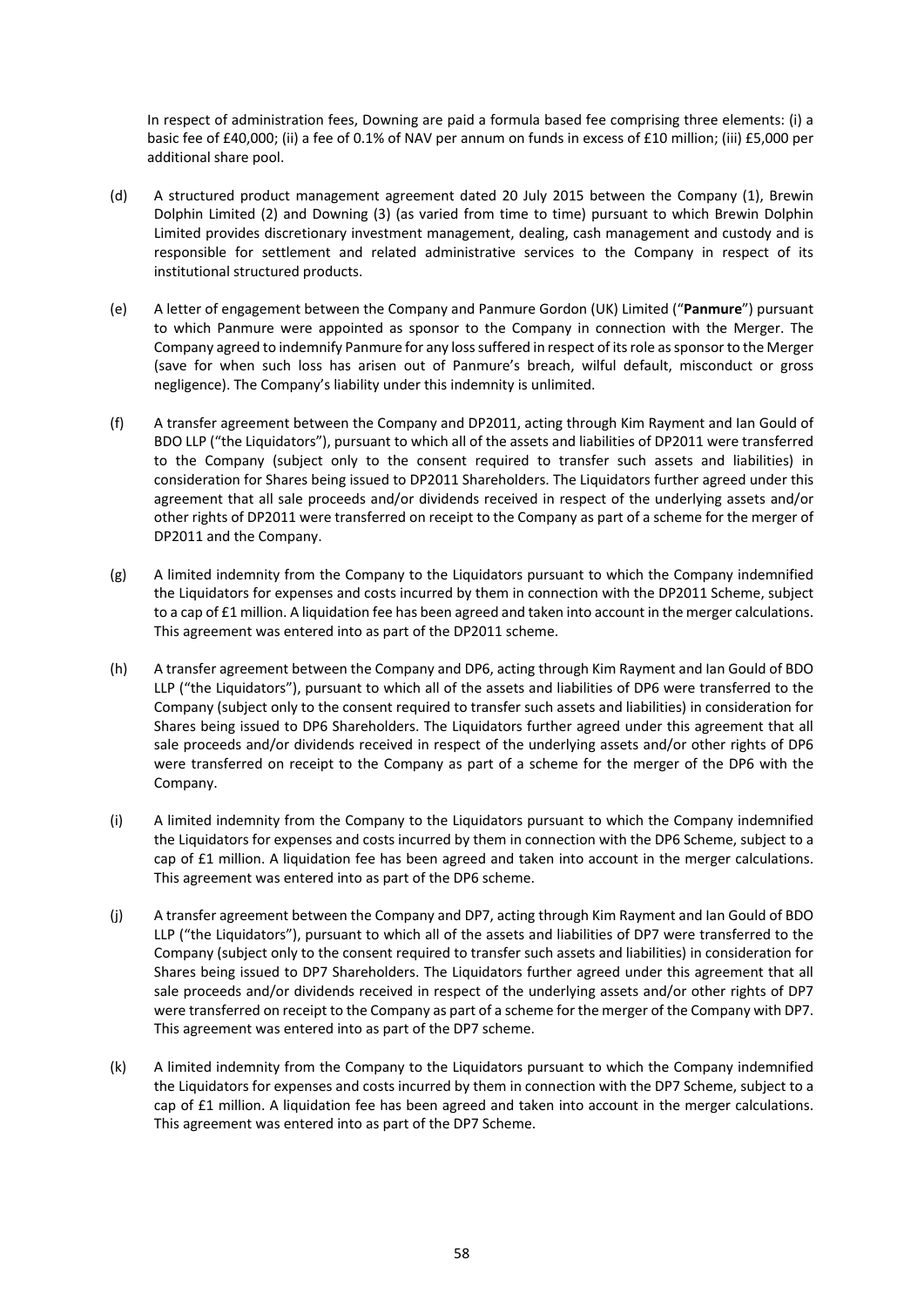In respect of administration fees, Downing are paid a formula based fee comprising three elements: (i) a basic fee of £40,000; (ii) a fee of 0.1% of NAV per annum on funds in excess of £10 million; (iii) £5,000 per additional share pool.

(d) A structured product management agreement dated 20 July 2015 between the Company (1), Brewin Dolphin Limited (2) and Downing (3) (as varied from time to time) pursuant to which Brewin Dolphin Limited provides discretionary investment management, dealing, cash management and custody and is responsible for settlement and related administrative services to the Company in respect of its institutional structured products.

(e) A letter of engagement between the Company and Panmure Gordon (UK) Limited ("**Panmure**") pursuant to which Panmure were appointed as sponsor to the Company in connection with the Merger. The Company agreed to indemnify Panmure for any loss suffered in respect of its role as sponsor to the Merger (save for when such loss has arisen out of Panmure's breach, wilful default, misconduct or gross negligence). The Company's liability under this indemnity is unlimited.

(f) A transfer agreement between the Company and DP2011, acting through Kim Rayment and Ian Gould of BDO LLP ("the Liquidators"), pursuant to which all of the assets and liabilities of DP2011 were transferred to the Company (subject only to the consent required to transfer such assets and liabilities) in consideration for Shares being issued to DP2011 Shareholders. The Liquidators further agreed under this agreement that all sale proceeds and/or dividends received in respect of the underlying assets and/or other rights of DP2011 were transferred on receipt to the Company as part of a scheme for the merger of DP2011 and the Company.

(g) A limited indemnity from the Company to the Liquidators pursuant to which the Company indemnified the Liquidators for expenses and costs incurred by them in connection with the DP2011 Scheme, subject to a cap of £1 million. A liquidation fee has been agreed and taken into account in the merger calculations. This agreement was entered into as part of the DP2011 scheme.

(h) A transfer agreement between the Company and DP6, acting through Kim Rayment and Ian Gould of BDO LLP ("the Liquidators"), pursuant to which all of the assets and liabilities of DP6 were transferred to the Company (subject only to the consent required to transfer such assets and liabilities) in consideration for Shares being issued to DP6 Shareholders. The Liquidators further agreed under this agreement that all sale proceeds and/or dividends received in respect of the underlying assets and/or other rights of DP6 were transferred on receipt to the Company as part of a scheme for the merger of the DP6 with the Company.

(i) A limited indemnity from the Company to the Liquidators pursuant to which the Company indemnified the Liquidators for expenses and costs incurred by them in connection with the DP6 Scheme, subject to a cap of £1 million. A liquidation fee has been agreed and taken into account in the merger calculations. This agreement was entered into as part of the DP6 scheme.

(j) A transfer agreement between the Company and DP7, acting through Kim Rayment and Ian Gould of BDO LLP ("the Liquidators"), pursuant to which all of the assets and liabilities of DP7 were transferred to the Company (subject only to the consent required to transfer such assets and liabilities) in consideration for Shares being issued to DP7 Shareholders. The Liquidators further agreed under this agreement that all sale proceeds and/or dividends received in respect of the underlying assets and/or other rights of DP7 were transferred on receipt to the Company as part of a scheme for the merger of the Company with DP7. This agreement was entered into as part of the DP7 scheme.

(k) A limited indemnity from the Company to the Liquidators pursuant to which the Company indemnified the Liquidators for expenses and costs incurred by them in connection with the DP7 Scheme, subject to a cap of £1 million. A liquidation fee has been agreed and taken into account in the merger calculations. This agreement was entered into as part of the DP7 Scheme.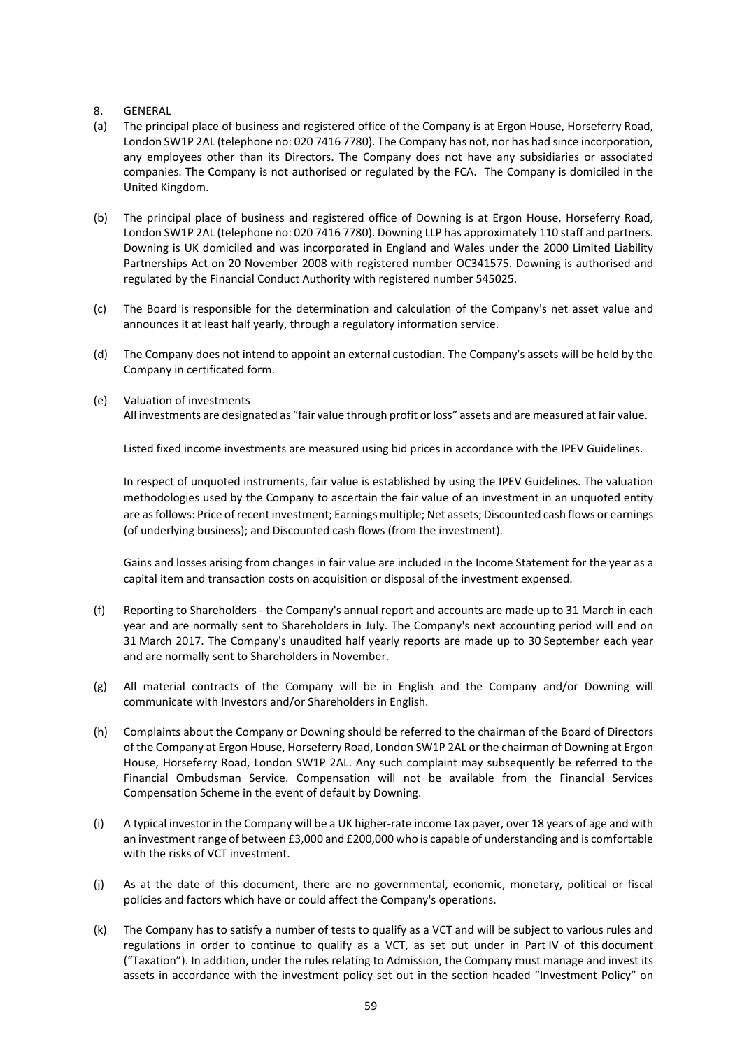8. GENERAL

(a) The principal place of business and registered office of the Company is at Ergon House, Horseferry Road, London SW1P 2AL (telephone no: 020 7416 7780). The Company has not, nor has had since incorporation, any employees other than its Directors. The Company does not have any subsidiaries or associated companies. The Company is not authorised or regulated by the FCA. The Company is domiciled in the United Kingdom.

(b) The principal place of business and registered office of Downing is at Ergon House, Horseferry Road, London SW1P 2AL (telephone no: 020 7416 7780). Downing LLP has approximately 110 staff and partners. Downing is UK domiciled and was incorporated in England and Wales under the 2000 Limited Liability Partnerships Act on 20 November 2008 with registered number OC341575. Downing is authorised and regulated by the Financial Conduct Authority with registered number 545025.

(c) The Board is responsible for the determination and calculation of the Company's net asset value and announces it at least half yearly, through a regulatory information service.

(d) The Company does not intend to appoint an external custodian. The Company's assets will be held by the Company in certificated form.

(e) Valuation of investments

All investments are designated as "fair value through profit or loss" assets and are measured at fair value.

Listed fixed income investments are measured using bid prices in accordance with the IPEV Guidelines.

In respect of unquoted instruments, fair value is established by using the IPEV Guidelines. The valuation methodologies used by the Company to ascertain the fair value of an investment in an unquoted entity are as follows: Price of recent investment; Earnings multiple; Net assets; Discounted cash flows or earnings (of underlying business); and Discounted cash flows (from the investment).

Gains and losses arising from changes in fair value are included in the Income Statement for the year as a capital item and transaction costs on acquisition or disposal of the investment expensed.

(f) Reporting to Shareholders - the Company's annual report and accounts are made up to 31 March in each year and are normally sent to Shareholders in July. The Company's next accounting period will end on 31 March 2017. The Company's unaudited half yearly reports are made up to 30 September each year and are normally sent to Shareholders in November.

(g) All material contracts of the Company will be in English and the Company and/or Downing will communicate with Investors and/or Shareholders in English.

(h) Complaints about the Company or Downing should be referred to the chairman of the Board of Directors of the Company at Ergon House, Horseferry Road, London SW1P 2AL or the chairman of Downing at Ergon House, Horseferry Road, London SW1P 2AL. Any such complaint may subsequently be referred to the Financial Ombudsman Service. Compensation will not be available from the Financial Services Compensation Scheme in the event of default by Downing.

(i) A typical investor in the Company will be a UK higher-rate income tax payer, over 18 years of age and with an investment range of between £3,000 and £200,000 who is capable of understanding and is comfortable with the risks of VCT investment.

(j) As at the date of this document, there are no governmental, economic, monetary, political or fiscal policies and factors which have or could affect the Company's operations.

(k) The Company has to satisfy a number of tests to qualify as a VCT and will be subject to various rules and regulations in order to continue to qualify as a VCT, as set out under in Part IV of this document ("Taxation"). In addition, under the rules relating to Admission, the Company must manage and invest its assets in accordance with the investment policy set out in the section headed "Investment Policy" on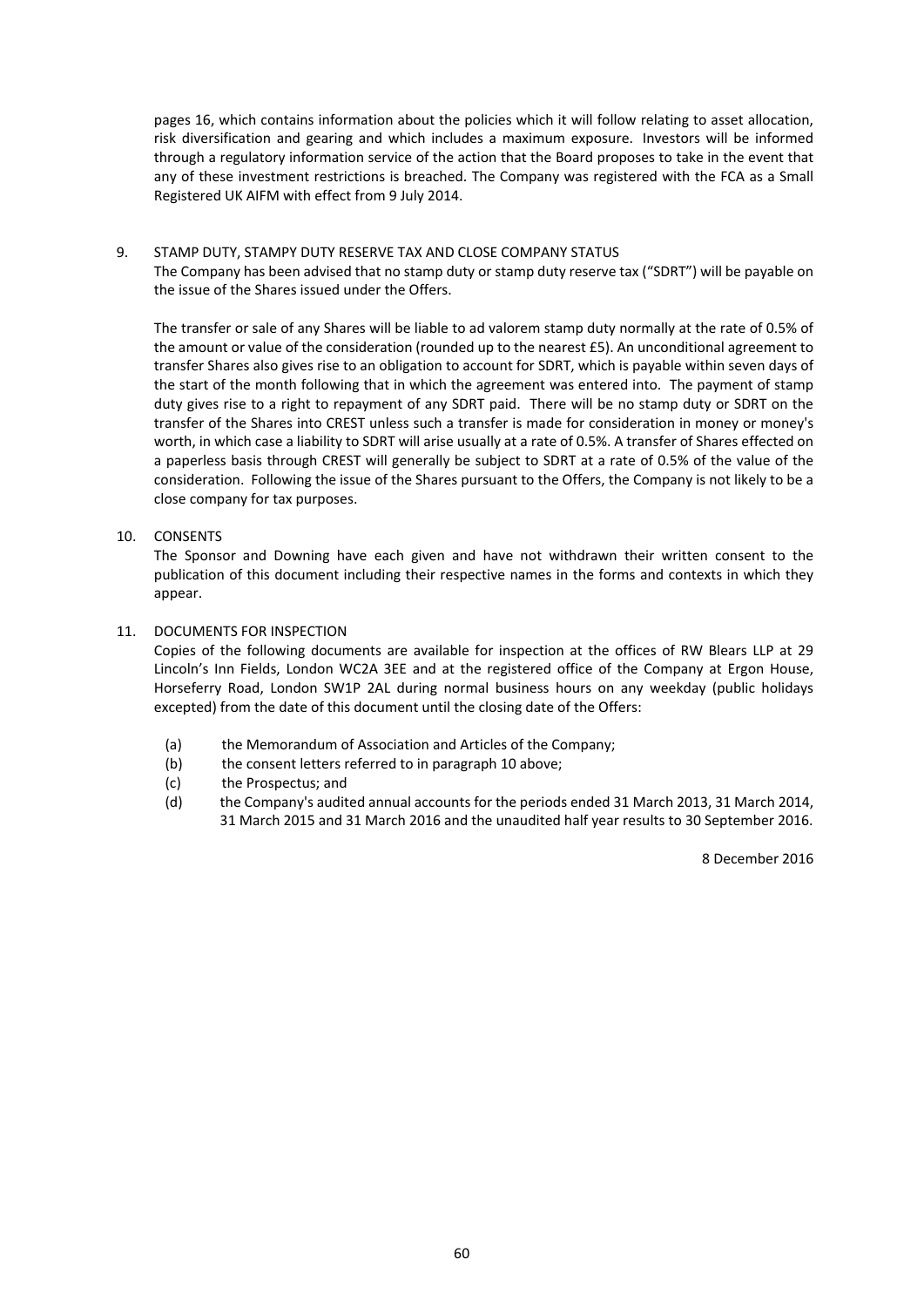pages 16, which contains information about the policies which it will follow relating to asset allocation, risk diversification and gearing and which includes a maximum exposure. Investors will be informed through a regulatory information service of the action that the Board proposes to take in the event that any of these investment restrictions is breached. The Company was registered with the FCA as a Small Registered UK AIFM with effect from 9 July 2014.

9. STAMP DUTY, STAMPY DUTY RESERVE TAX AND CLOSE COMPANY STATUS

The Company has been advised that no stamp duty or stamp duty reserve tax ("SDRT") will be payable on the issue of the Shares issued under the Offers.

The transfer or sale of any Shares will be liable to ad valorem stamp duty normally at the rate of 0.5% of the amount or value of the consideration (rounded up to the nearest £5). An unconditional agreement to transfer Shares also gives rise to an obligation to account for SDRT, which is payable within seven days of the start of the month following that in which the agreement was entered into. The payment of stamp duty gives rise to a right to repayment of any SDRT paid. There will be no stamp duty or SDRT on the transfer of the Shares into CREST unless such a transfer is made for consideration in money or money's worth, in which case a liability to SDRT will arise usually at a rate of 0.5%. A transfer of Shares effected on a paperless basis through CREST will generally be subject to SDRT at a rate of 0.5% of the value of the consideration. Following the issue of the Shares pursuant to the Offers, the Company is not likely to be a close company for tax purposes.

10. CONSENTS

The Sponsor and Downing have each given and have not withdrawn their written consent to the publication of this document including their respective names in the forms and contexts in which they appear.

11. DOCUMENTS FOR INSPECTION

Copies of the following documents are available for inspection at the offices of RW Blears LLP at 29 Lincoln's Inn Fields, London WC2A 3EE and at the registered office of the Company at Ergon House, Horseferry Road, London SW1P 2AL during normal business hours on any weekday (public holidays excepted) from the date of this document until the closing date of the Offers:

(a) the Memorandum of Association and Articles of the Company;
(b) the consent letters referred to in paragraph 10 above;
(c) the Prospectus; and
(d) the Company's audited annual accounts for the periods ended 31 March 2013, 31 March 2014, 31 March 2015 and 31 March 2016 and the unaudited half year results to 30 September 2016.

8 December 2016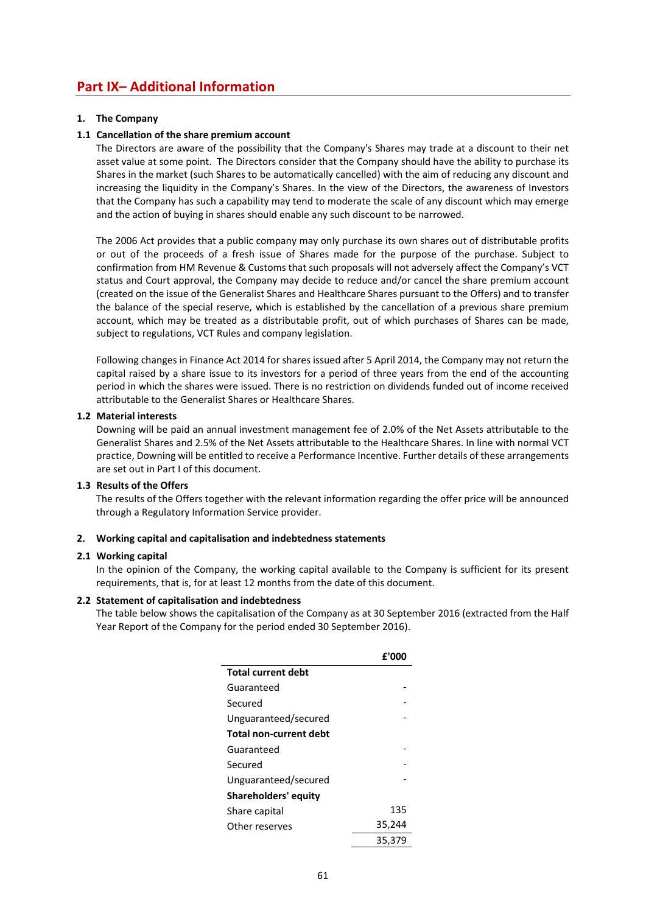# Part IX– Additional Information

## 1. The Company

### 1.1 Cancellation of the share premium account

The Directors are aware of the possibility that the Company's Shares may trade at a discount to their net asset value at some point. The Directors consider that the Company should have the ability to purchase its Shares in the market (such Shares to be automatically cancelled) with the aim of reducing any discount and increasing the liquidity in the Company's Shares. In the view of the Directors, the awareness of Investors that the Company has such a capability may tend to moderate the scale of any discount which may emerge and the action of buying in shares should enable any such discount to be narrowed.

The 2006 Act provides that a public company may only purchase its own shares out of distributable profits or out of the proceeds of a fresh issue of Shares made for the purpose of the purchase. Subject to confirmation from HM Revenue & Customs that such proposals will not adversely affect the Company's VCT status and Court approval, the Company may decide to reduce and/or cancel the share premium account (created on the issue of the Generalist Shares and Healthcare Shares pursuant to the Offers) and to transfer the balance of the special reserve, which is established by the cancellation of a previous share premium account, which may be treated as a distributable profit, out of which purchases of Shares can be made, subject to regulations, VCT Rules and company legislation.

Following changes in Finance Act 2014 for shares issued after 5 April 2014, the Company may not return the capital raised by a share issue to its investors for a period of three years from the end of the accounting period in which the shares were issued. There is no restriction on dividends funded out of income received attributable to the Generalist Shares or Healthcare Shares.

### 1.2 Material interests

Downing will be paid an annual investment management fee of 2.0% of the Net Assets attributable to the Generalist Shares and 2.5% of the Net Assets attributable to the Healthcare Shares. In line with normal VCT practice, Downing will be entitled to receive a Performance Incentive. Further details of these arrangements are set out in Part I of this document.

### 1.3 Results of the Offers

The results of the Offers together with the relevant information regarding the offer price will be announced through a Regulatory Information Service provider.

## 2. Working capital and capitalisation and indebtedness statements

### 2.1 Working capital

In the opinion of the Company, the working capital available to the Company is sufficient for its present requirements, that is, for at least 12 months from the date of this document.

### 2.2 Statement of capitalisation and indebtedness

The table below shows the capitalisation of the Company as at 30 September 2016 (extracted from the Half Year Report of the Company for the period ended 30 September 2016).

| | £'000 |
|---|---|
| **Total current debt** | |
| Guaranteed | - |
| Secured | - |
| Unguaranteed/secured | - |
| **Total non-current debt** | |
| Guaranteed | - |
| Secured | - |
| Unguaranteed/secured | - |
| **Shareholders' equity** | |
| Share capital | 135 |
| Other reserves | 35,244 |
| | 35,379 |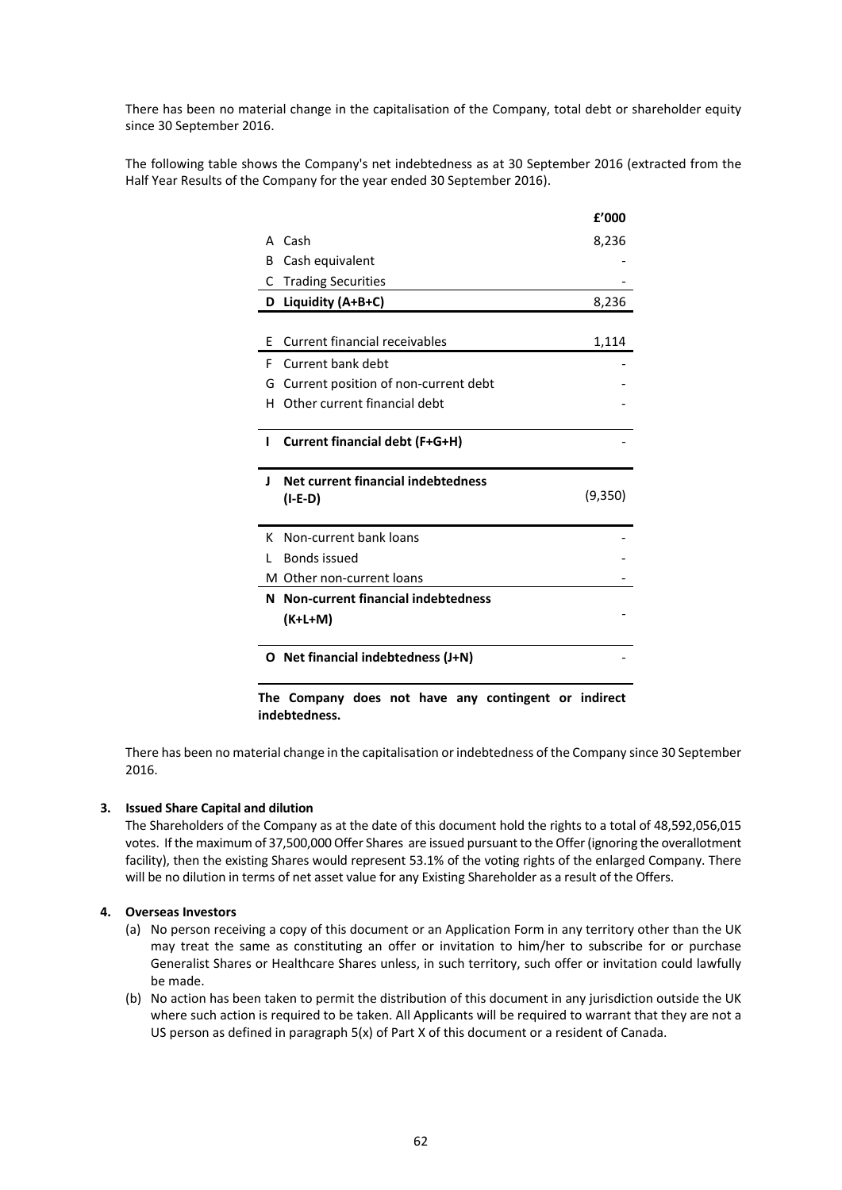There has been no material change in the capitalisation of the Company, total debt or shareholder equity since 30 September 2016.

The following table shows the Company's net indebtedness as at 30 September 2016 (extracted from the Half Year Results of the Company for the year ended 30 September 2016).

| | | £'000 |
|---|---|---|
| A | Cash | 8,236 |
| B | Cash equivalent | - |
| C | Trading Securities | - |
| **D** | **Liquidity (A+B+C)** | 8,236 |
| E | Current financial receivables | 1,114 |
| F | Current bank debt | - |
| G | Current position of non-current debt | - |
| H | Other current financial debt | - |
| **I** | **Current financial debt (F+G+H)** | - |
| **J** | **Net current financial indebtedness (I-E-D)** | (9,350) |
| K | Non-current bank loans | - |
| L | Bonds issued | - |
| M | Other non-current loans | - |
| **N** | **Non-current financial indebtedness (K+L+M)** | - |
| **O** | **Net financial indebtedness (J+N)** | - |

**The Company does not have any contingent or indirect indebtedness.**

There has been no material change in the capitalisation or indebtedness of the Company since 30 September 2016.

**3. Issued Share Capital and dilution**

The Shareholders of the Company as at the date of this document hold the rights to a total of 48,592,056,015 votes. If the maximum of 37,500,000 Offer Shares are issued pursuant to the Offer (ignoring the overallotment facility), then the existing Shares would represent 53.1% of the voting rights of the enlarged Company. There will be no dilution in terms of net asset value for any Existing Shareholder as a result of the Offers.

**4. Overseas Investors**

(a) No person receiving a copy of this document or an Application Form in any territory other than the UK may treat the same as constituting an offer or invitation to him/her to subscribe for or purchase Generalist Shares or Healthcare Shares unless, in such territory, such offer or invitation could lawfully be made.

(b) No action has been taken to permit the distribution of this document in any jurisdiction outside the UK where such action is required to be taken. All Applicants will be required to warrant that they are not a US person as defined in paragraph 5(x) of Part X of this document or a resident of Canada.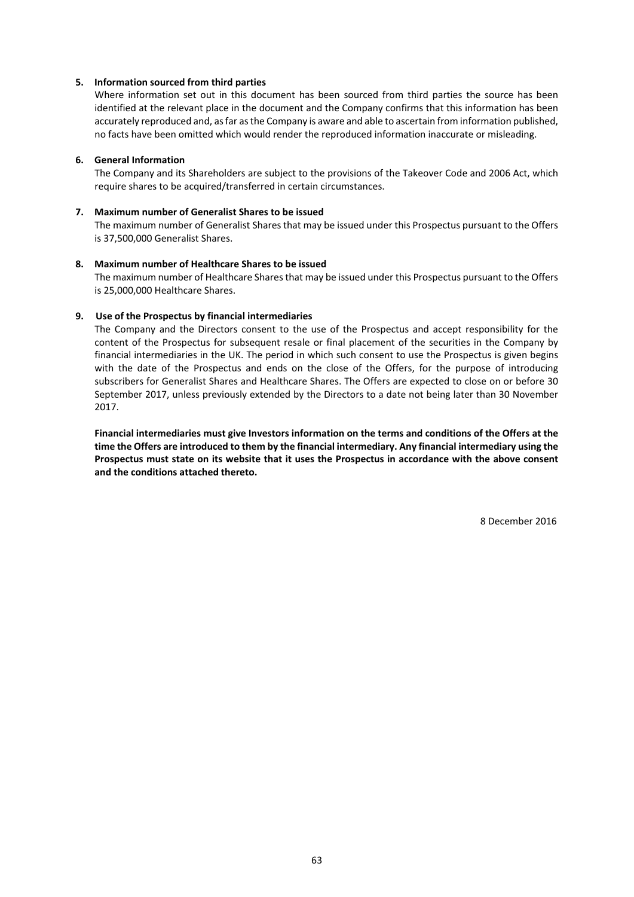**5. Information sourced from third parties**

Where information set out in this document has been sourced from third parties the source has been identified at the relevant place in the document and the Company confirms that this information has been accurately reproduced and, as far as the Company is aware and able to ascertain from information published, no facts have been omitted which would render the reproduced information inaccurate or misleading.

**6. General Information**

The Company and its Shareholders are subject to the provisions of the Takeover Code and 2006 Act, which require shares to be acquired/transferred in certain circumstances.

**7. Maximum number of Generalist Shares to be issued**

The maximum number of Generalist Shares that may be issued under this Prospectus pursuant to the Offers is 37,500,000 Generalist Shares.

**8. Maximum number of Healthcare Shares to be issued**

The maximum number of Healthcare Shares that may be issued under this Prospectus pursuant to the Offers is 25,000,000 Healthcare Shares.

**9. Use of the Prospectus by financial intermediaries**

The Company and the Directors consent to the use of the Prospectus and accept responsibility for the content of the Prospectus for subsequent resale or final placement of the securities in the Company by financial intermediaries in the UK. The period in which such consent to use the Prospectus is given begins with the date of the Prospectus and ends on the close of the Offers, for the purpose of introducing subscribers for Generalist Shares and Healthcare Shares. The Offers are expected to close on or before 30 September 2017, unless previously extended by the Directors to a date not being later than 30 November 2017.

**Financial intermediaries must give Investors information on the terms and conditions of the Offers at the time the Offers are introduced to them by the financial intermediary. Any financial intermediary using the Prospectus must state on its website that it uses the Prospectus in accordance with the above consent and the conditions attached thereto.**

8 December 2016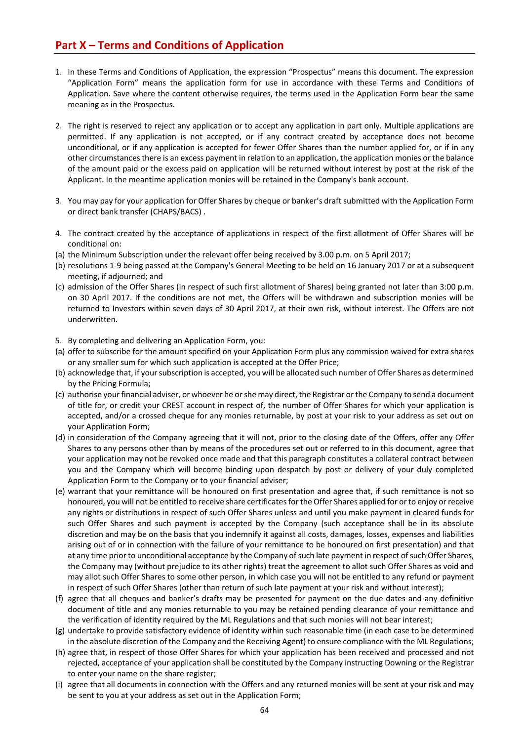## Part X – Terms and Conditions of Application

1. In these Terms and Conditions of Application, the expression "Prospectus" means this document. The expression "Application Form" means the application form for use in accordance with these Terms and Conditions of Application. Save where the content otherwise requires, the terms used in the Application Form bear the same meaning as in the Prospectus.

2. The right is reserved to reject any application or to accept any application in part only. Multiple applications are permitted. If any application is not accepted, or if any contract created by acceptance does not become unconditional, or if any application is accepted for fewer Offer Shares than the number applied for, or if in any other circumstances there is an excess payment in relation to an application, the application monies or the balance of the amount paid or the excess paid on application will be returned without interest by post at the risk of the Applicant. In the meantime application monies will be retained in the Company's bank account.

3. You may pay for your application for Offer Shares by cheque or banker's draft submitted with the Application Form or direct bank transfer (CHAPS/BACS) .

4. The contract created by the acceptance of applications in respect of the first allotment of Offer Shares will be conditional on:

(a) the Minimum Subscription under the relevant offer being received by 3.00 p.m. on 5 April 2017;

(b) resolutions 1-9 being passed at the Company's General Meeting to be held on 16 January 2017 or at a subsequent meeting, if adjourned; and

(c) admission of the Offer Shares (in respect of such first allotment of Shares) being granted not later than 3:00 p.m. on 30 April 2017. If the conditions are not met, the Offers will be withdrawn and subscription monies will be returned to Investors within seven days of 30 April 2017, at their own risk, without interest. The Offers are not underwritten.

5. By completing and delivering an Application Form, you:

(a) offer to subscribe for the amount specified on your Application Form plus any commission waived for extra shares or any smaller sum for which such application is accepted at the Offer Price;

(b) acknowledge that, if your subscription is accepted, you will be allocated such number of Offer Shares as determined by the Pricing Formula;

(c) authorise your financial adviser, or whoever he or she may direct, the Registrar or the Company to send a document of title for, or credit your CREST account in respect of, the number of Offer Shares for which your application is accepted, and/or a crossed cheque for any monies returnable, by post at your risk to your address as set out on your Application Form;

(d) in consideration of the Company agreeing that it will not, prior to the closing date of the Offers, offer any Offer Shares to any persons other than by means of the procedures set out or referred to in this document, agree that your application may not be revoked once made and that this paragraph constitutes a collateral contract between you and the Company which will become binding upon despatch by post or delivery of your duly completed Application Form to the Company or to your financial adviser;

(e) warrant that your remittance will be honoured on first presentation and agree that, if such remittance is not so honoured, you will not be entitled to receive share certificates for the Offer Shares applied for or to enjoy or receive any rights or distributions in respect of such Offer Shares unless and until you make payment in cleared funds for such Offer Shares and such payment is accepted by the Company (such acceptance shall be in its absolute discretion and may be on the basis that you indemnify it against all costs, damages, losses, expenses and liabilities arising out of or in connection with the failure of your remittance to be honoured on first presentation) and that at any time prior to unconditional acceptance by the Company of such late payment in respect of such Offer Shares, the Company may (without prejudice to its other rights) treat the agreement to allot such Offer Shares as void and may allot such Offer Shares to some other person, in which case you will not be entitled to any refund or payment in respect of such Offer Shares (other than return of such late payment at your risk and without interest);

(f) agree that all cheques and banker's drafts may be presented for payment on the due dates and any definitive document of title and any monies returnable to you may be retained pending clearance of your remittance and the verification of identity required by the ML Regulations and that such monies will not bear interest;

(g) undertake to provide satisfactory evidence of identity within such reasonable time (in each case to be determined in the absolute discretion of the Company and the Receiving Agent) to ensure compliance with the ML Regulations;

(h) agree that, in respect of those Offer Shares for which your application has been received and processed and not rejected, acceptance of your application shall be constituted by the Company instructing Downing or the Registrar to enter your name on the share register;

(i) agree that all documents in connection with the Offers and any returned monies will be sent at your risk and may be sent to you at your address as set out in the Application Form;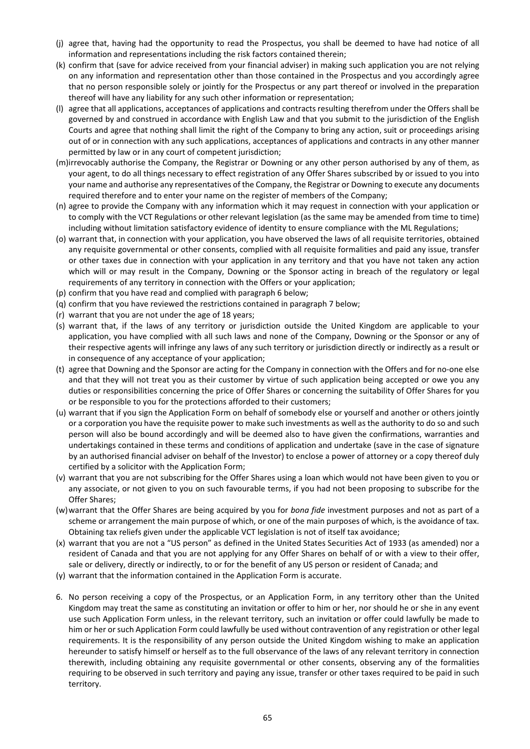(j) agree that, having had the opportunity to read the Prospectus, you shall be deemed to have had notice of all information and representations including the risk factors contained therein;

(k) confirm that (save for advice received from your financial adviser) in making such application you are not relying on any information and representation other than those contained in the Prospectus and you accordingly agree that no person responsible solely or jointly for the Prospectus or any part thereof or involved in the preparation thereof will have any liability for any such other information or representation;

(l) agree that all applications, acceptances of applications and contracts resulting therefrom under the Offers shall be governed by and construed in accordance with English Law and that you submit to the jurisdiction of the English Courts and agree that nothing shall limit the right of the Company to bring any action, suit or proceedings arising out of or in connection with any such applications, acceptances of applications and contracts in any other manner permitted by law or in any court of competent jurisdiction;

(m) irrevocably authorise the Company, the Registrar or Downing or any other person authorised by any of them, as your agent, to do all things necessary to effect registration of any Offer Shares subscribed by or issued to you into your name and authorise any representatives of the Company, the Registrar or Downing to execute any documents required therefore and to enter your name on the register of members of the Company;

(n) agree to provide the Company with any information which it may request in connection with your application or to comply with the VCT Regulations or other relevant legislation (as the same may be amended from time to time) including without limitation satisfactory evidence of identity to ensure compliance with the ML Regulations;

(o) warrant that, in connection with your application, you have observed the laws of all requisite territories, obtained any requisite governmental or other consents, complied with all requisite formalities and paid any issue, transfer or other taxes due in connection with your application in any territory and that you have not taken any action which will or may result in the Company, Downing or the Sponsor acting in breach of the regulatory or legal requirements of any territory in connection with the Offers or your application;

(p) confirm that you have read and complied with paragraph 6 below;

(q) confirm that you have reviewed the restrictions contained in paragraph 7 below;

(r) warrant that you are not under the age of 18 years;

(s) warrant that, if the laws of any territory or jurisdiction outside the United Kingdom are applicable to your application, you have complied with all such laws and none of the Company, Downing or the Sponsor or any of their respective agents will infringe any laws of any such territory or jurisdiction directly or indirectly as a result or in consequence of any acceptance of your application;

(t) agree that Downing and the Sponsor are acting for the Company in connection with the Offers and for no-one else and that they will not treat you as their customer by virtue of such application being accepted or owe you any duties or responsibilities concerning the price of Offer Shares or concerning the suitability of Offer Shares for you or be responsible to you for the protections afforded to their customers;

(u) warrant that if you sign the Application Form on behalf of somebody else or yourself and another or others jointly or a corporation you have the requisite power to make such investments as well as the authority to do so and such person will also be bound accordingly and will be deemed also to have given the confirmations, warranties and undertakings contained in these terms and conditions of application and undertake (save in the case of signature by an authorised financial adviser on behalf of the Investor) to enclose a power of attorney or a copy thereof duly certified by a solicitor with the Application Form;

(v) warrant that you are not subscribing for the Offer Shares using a loan which would not have been given to you or any associate, or not given to you on such favourable terms, if you had not been proposing to subscribe for the Offer Shares;

(w) warrant that the Offer Shares are being acquired by you for *bona fide* investment purposes and not as part of a scheme or arrangement the main purpose of which, or one of the main purposes of which, is the avoidance of tax. Obtaining tax reliefs given under the applicable VCT legislation is not of itself tax avoidance;

(x) warrant that you are not a "US person" as defined in the United States Securities Act of 1933 (as amended) nor a resident of Canada and that you are not applying for any Offer Shares on behalf of or with a view to their offer, sale or delivery, directly or indirectly, to or for the benefit of any US person or resident of Canada; and

(y) warrant that the information contained in the Application Form is accurate.

6. No person receiving a copy of the Prospectus, or an Application Form, in any territory other than the United Kingdom may treat the same as constituting an invitation or offer to him or her, nor should he or she in any event use such Application Form unless, in the relevant territory, such an invitation or offer could lawfully be made to him or her or such Application Form could lawfully be used without contravention of any registration or other legal requirements. It is the responsibility of any person outside the United Kingdom wishing to make an application hereunder to satisfy himself or herself as to the full observance of the laws of any relevant territory in connection therewith, including obtaining any requisite governmental or other consents, observing any of the formalities requiring to be observed in such territory and paying any issue, transfer or other taxes required to be paid in such territory.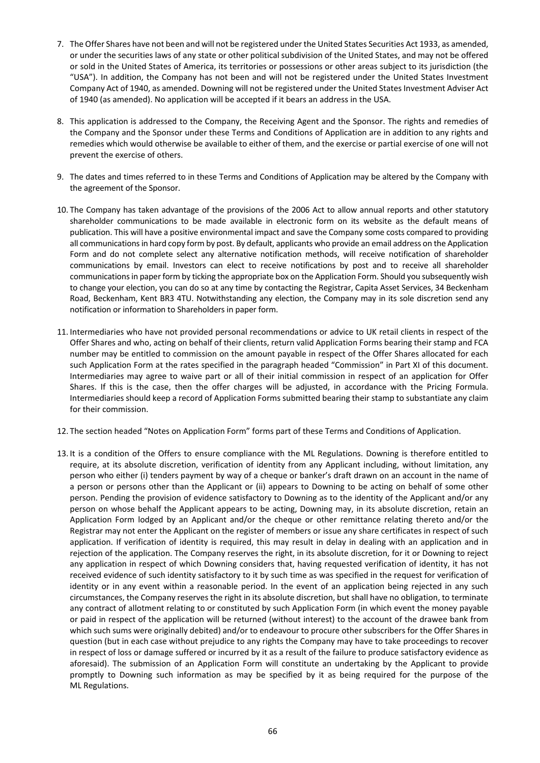7. The Offer Shares have not been and will not be registered under the United States Securities Act 1933, as amended, or under the securities laws of any state or other political subdivision of the United States, and may not be offered or sold in the United States of America, its territories or possessions or other areas subject to its jurisdiction (the "USA"). In addition, the Company has not been and will not be registered under the United States Investment Company Act of 1940, as amended. Downing will not be registered under the United States Investment Adviser Act of 1940 (as amended). No application will be accepted if it bears an address in the USA.

8. This application is addressed to the Company, the Receiving Agent and the Sponsor. The rights and remedies of the Company and the Sponsor under these Terms and Conditions of Application are in addition to any rights and remedies which would otherwise be available to either of them, and the exercise or partial exercise of one will not prevent the exercise of others.

9. The dates and times referred to in these Terms and Conditions of Application may be altered by the Company with the agreement of the Sponsor.

10. The Company has taken advantage of the provisions of the 2006 Act to allow annual reports and other statutory shareholder communications to be made available in electronic form on its website as the default means of publication. This will have a positive environmental impact and save the Company some costs compared to providing all communications in hard copy form by post. By default, applicants who provide an email address on the Application Form and do not complete select any alternative notification methods, will receive notification of shareholder communications by email. Investors can elect to receive notifications by post and to receive all shareholder communications in paper form by ticking the appropriate box on the Application Form. Should you subsequently wish to change your election, you can do so at any time by contacting the Registrar, Capita Asset Services, 34 Beckenham Road, Beckenham, Kent BR3 4TU. Notwithstanding any election, the Company may in its sole discretion send any notification or information to Shareholders in paper form.

11. Intermediaries who have not provided personal recommendations or advice to UK retail clients in respect of the Offer Shares and who, acting on behalf of their clients, return valid Application Forms bearing their stamp and FCA number may be entitled to commission on the amount payable in respect of the Offer Shares allocated for each such Application Form at the rates specified in the paragraph headed "Commission" in Part XI of this document. Intermediaries may agree to waive part or all of their initial commission in respect of an application for Offer Shares. If this is the case, then the offer charges will be adjusted, in accordance with the Pricing Formula. Intermediaries should keep a record of Application Forms submitted bearing their stamp to substantiate any claim for their commission.

12. The section headed "Notes on Application Form" forms part of these Terms and Conditions of Application.

13. It is a condition of the Offers to ensure compliance with the ML Regulations. Downing is therefore entitled to require, at its absolute discretion, verification of identity from any Applicant including, without limitation, any person who either (i) tenders payment by way of a cheque or banker's draft drawn on an account in the name of a person or persons other than the Applicant or (ii) appears to Downing to be acting on behalf of some other person. Pending the provision of evidence satisfactory to Downing as to the identity of the Applicant and/or any person on whose behalf the Applicant appears to be acting, Downing may, in its absolute discretion, retain an Application Form lodged by an Applicant and/or the cheque or other remittance relating thereto and/or the Registrar may not enter the Applicant on the register of members or issue any share certificates in respect of such application. If verification of identity is required, this may result in delay in dealing with an application and in rejection of the application. The Company reserves the right, in its absolute discretion, for it or Downing to reject any application in respect of which Downing considers that, having requested verification of identity, it has not received evidence of such identity satisfactory to it by such time as was specified in the request for verification of identity or in any event within a reasonable period. In the event of an application being rejected in any such circumstances, the Company reserves the right in its absolute discretion, but shall have no obligation, to terminate any contract of allotment relating to or constituted by such Application Form (in which event the money payable or paid in respect of the application will be returned (without interest) to the account of the drawee bank from which such sums were originally debited) and/or to endeavour to procure other subscribers for the Offer Shares in question (but in each case without prejudice to any rights the Company may have to take proceedings to recover in respect of loss or damage suffered or incurred by it as a result of the failure to produce satisfactory evidence as aforesaid). The submission of an Application Form will constitute an undertaking by the Applicant to provide promptly to Downing such information as may be specified by it as being required for the purpose of the ML Regulations.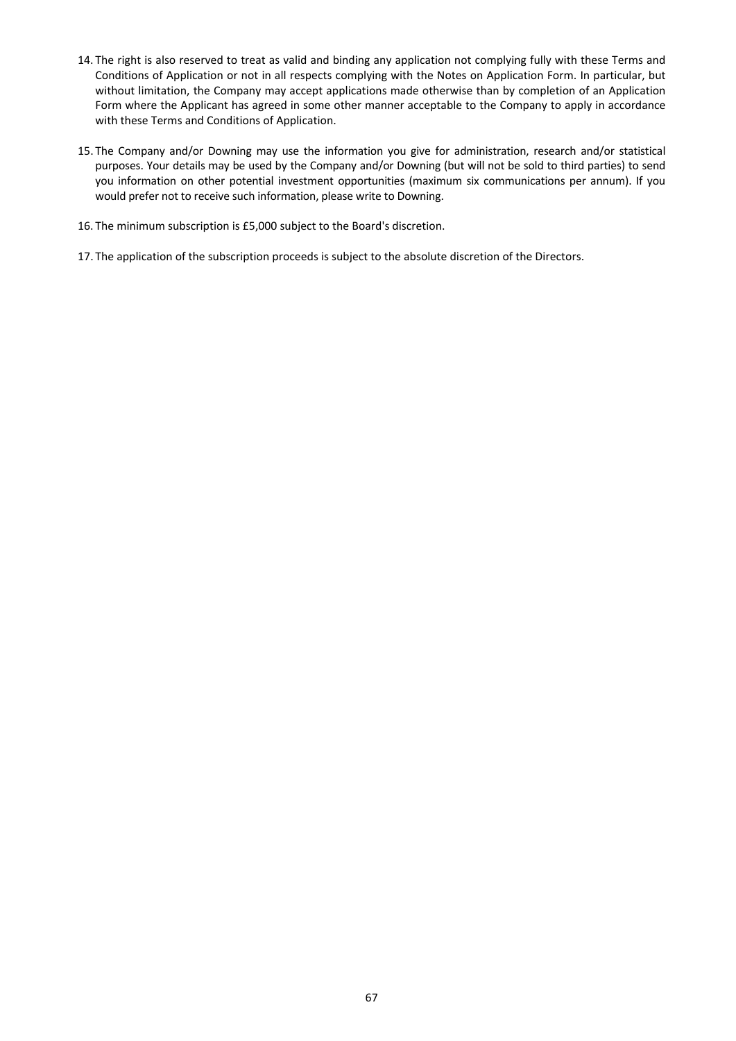14. The right is also reserved to treat as valid and binding any application not complying fully with these Terms and Conditions of Application or not in all respects complying with the Notes on Application Form. In particular, but without limitation, the Company may accept applications made otherwise than by completion of an Application Form where the Applicant has agreed in some other manner acceptable to the Company to apply in accordance with these Terms and Conditions of Application.

15. The Company and/or Downing may use the information you give for administration, research and/or statistical purposes. Your details may be used by the Company and/or Downing (but will not be sold to third parties) to send you information on other potential investment opportunities (maximum six communications per annum). If you would prefer not to receive such information, please write to Downing.

16. The minimum subscription is £5,000 subject to the Board's discretion.

17. The application of the subscription proceeds is subject to the absolute discretion of the Directors.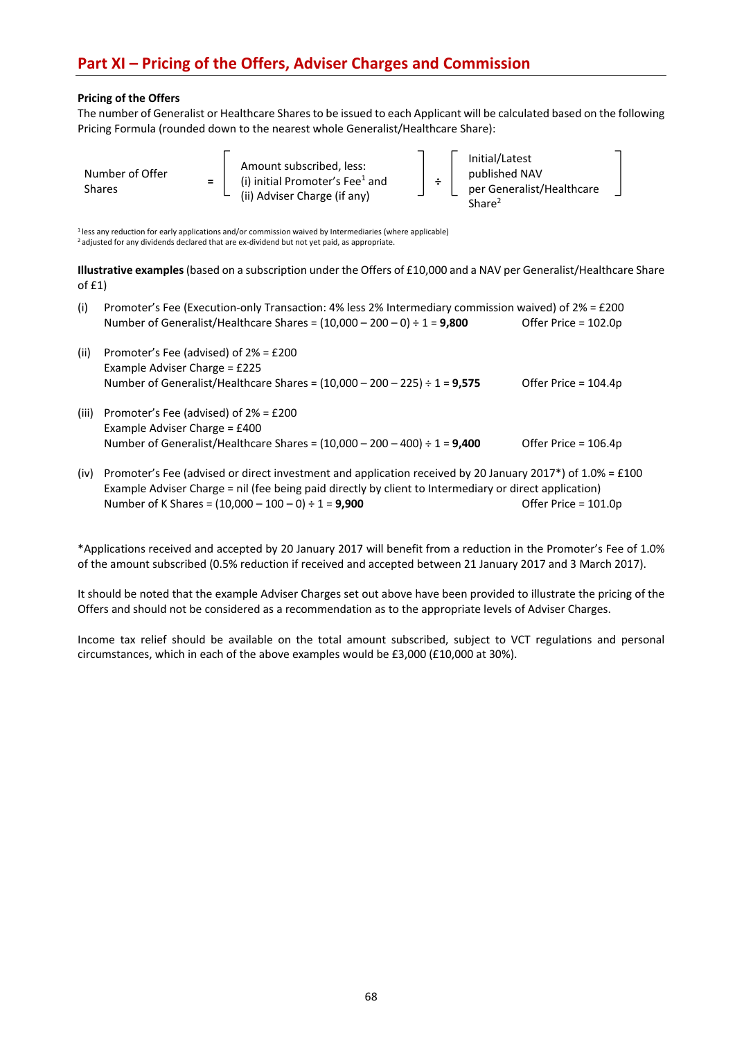## Part XI – Pricing of the Offers, Adviser Charges and Commission

**Pricing of the Offers**

The number of Generalist or Healthcare Shares to be issued to each Applicant will be calculated based on the following Pricing Formula (rounded down to the nearest whole Generalist/Healthcare Share):

Number of Offer Shares = [ Amount subscribed, less: (i) initial Promoter's Fee[1] and (ii) Adviser Charge (if any) ] ÷ [ Initial/Latest published NAV per Generalist/Healthcare Share[2] ]

[1] less any reduction for early applications and/or commission waived by Intermediaries (where applicable)

[2] adjusted for any dividends declared that are ex-dividend but not yet paid, as appropriate.

**Illustrative examples** (based on a subscription under the Offers of £10,000 and a NAV per Generalist/Healthcare Share of £1)

(i) Promoter's Fee (Execution-only Transaction: 4% less 2% Intermediary commission waived) of 2% = £200
Number of Generalist/Healthcare Shares = (10,000 – 200 – 0) ÷ 1 = **9,800** Offer Price = 102.0p

(ii) Promoter's Fee (advised) of 2% = £200
Example Adviser Charge = £225
Number of Generalist/Healthcare Shares = (10,000 – 200 – 225) ÷ 1 = **9,575** Offer Price = 104.4p

(iii) Promoter's Fee (advised) of 2% = £200
Example Adviser Charge = £400
Number of Generalist/Healthcare Shares = (10,000 – 200 – 400) ÷ 1 = **9,400** Offer Price = 106.4p

(iv) Promoter's Fee (advised or direct investment and application received by 20 January 2017*) of 1.0% = £100
Example Adviser Charge = nil (fee being paid directly by client to Intermediary or direct application)
Number of K Shares = (10,000 – 100 – 0) ÷ 1 = **9,900** Offer Price = 101.0p

*Applications received and accepted by 20 January 2017 will benefit from a reduction in the Promoter's Fee of 1.0% of the amount subscribed (0.5% reduction if received and accepted between 21 January 2017 and 3 March 2017).

It should be noted that the example Adviser Charges set out above have been provided to illustrate the pricing of the Offers and should not be considered as a recommendation as to the appropriate levels of Adviser Charges.

Income tax relief should be available on the total amount subscribed, subject to VCT regulations and personal circumstances, which in each of the above examples would be £3,000 (£10,000 at 30%).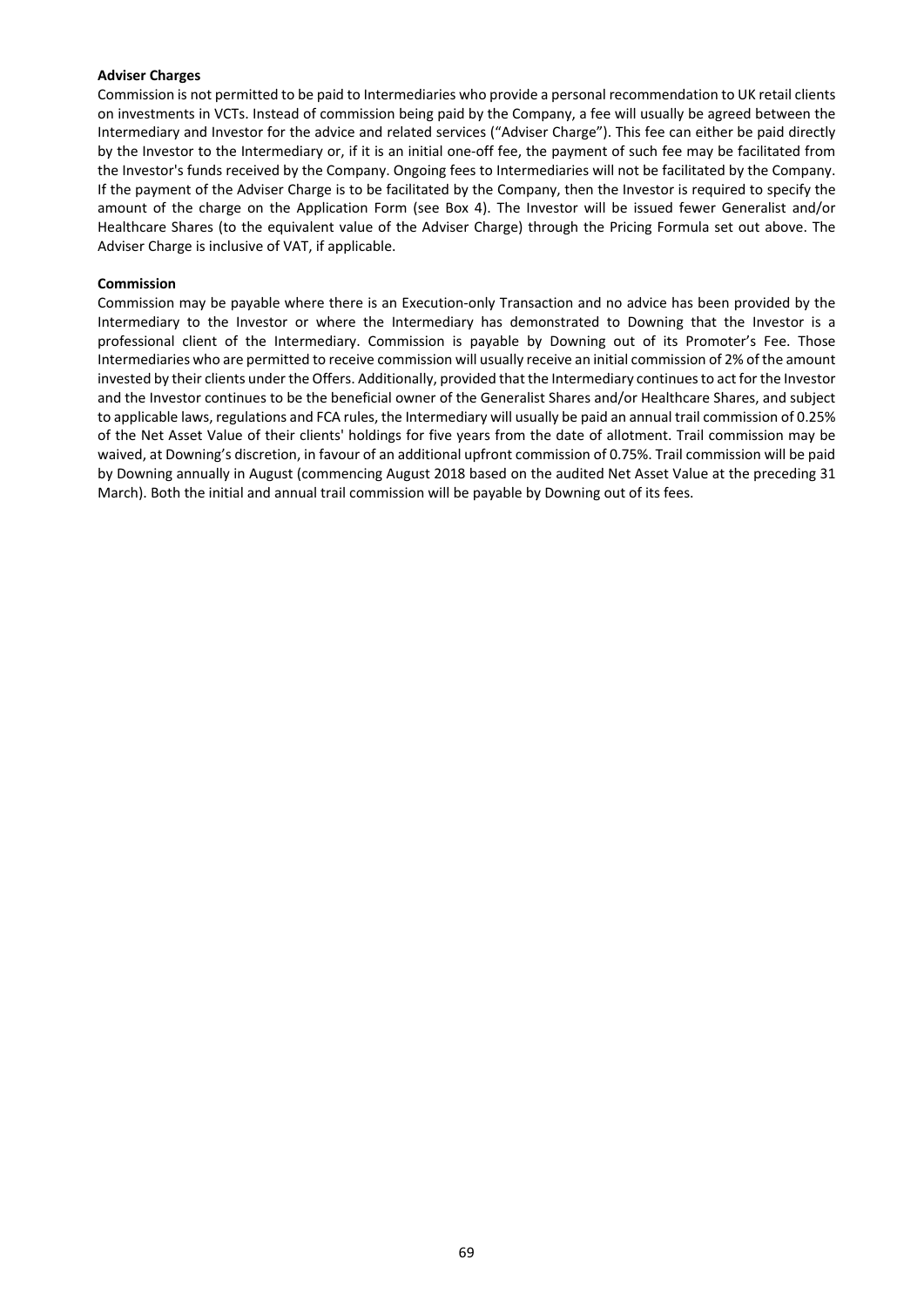**Adviser Charges**

Commission is not permitted to be paid to Intermediaries who provide a personal recommendation to UK retail clients on investments in VCTs. Instead of commission being paid by the Company, a fee will usually be agreed between the Intermediary and Investor for the advice and related services ("Adviser Charge"). This fee can either be paid directly by the Investor to the Intermediary or, if it is an initial one-off fee, the payment of such fee may be facilitated from the Investor's funds received by the Company. Ongoing fees to Intermediaries will not be facilitated by the Company. If the payment of the Adviser Charge is to be facilitated by the Company, then the Investor is required to specify the amount of the charge on the Application Form (see Box 4). The Investor will be issued fewer Generalist and/or Healthcare Shares (to the equivalent value of the Adviser Charge) through the Pricing Formula set out above. The Adviser Charge is inclusive of VAT, if applicable.

**Commission**

Commission may be payable where there is an Execution-only Transaction and no advice has been provided by the Intermediary to the Investor or where the Intermediary has demonstrated to Downing that the Investor is a professional client of the Intermediary. Commission is payable by Downing out of its Promoter's Fee. Those Intermediaries who are permitted to receive commission will usually receive an initial commission of 2% of the amount invested by their clients under the Offers. Additionally, provided that the Intermediary continues to act for the Investor and the Investor continues to be the beneficial owner of the Generalist Shares and/or Healthcare Shares, and subject to applicable laws, regulations and FCA rules, the Intermediary will usually be paid an annual trail commission of 0.25% of the Net Asset Value of their clients' holdings for five years from the date of allotment. Trail commission may be waived, at Downing's discretion, in favour of an additional upfront commission of 0.75%. Trail commission will be paid by Downing annually in August (commencing August 2018 based on the audited Net Asset Value at the preceding 31 March). Both the initial and annual trail commission will be payable by Downing out of its fees.